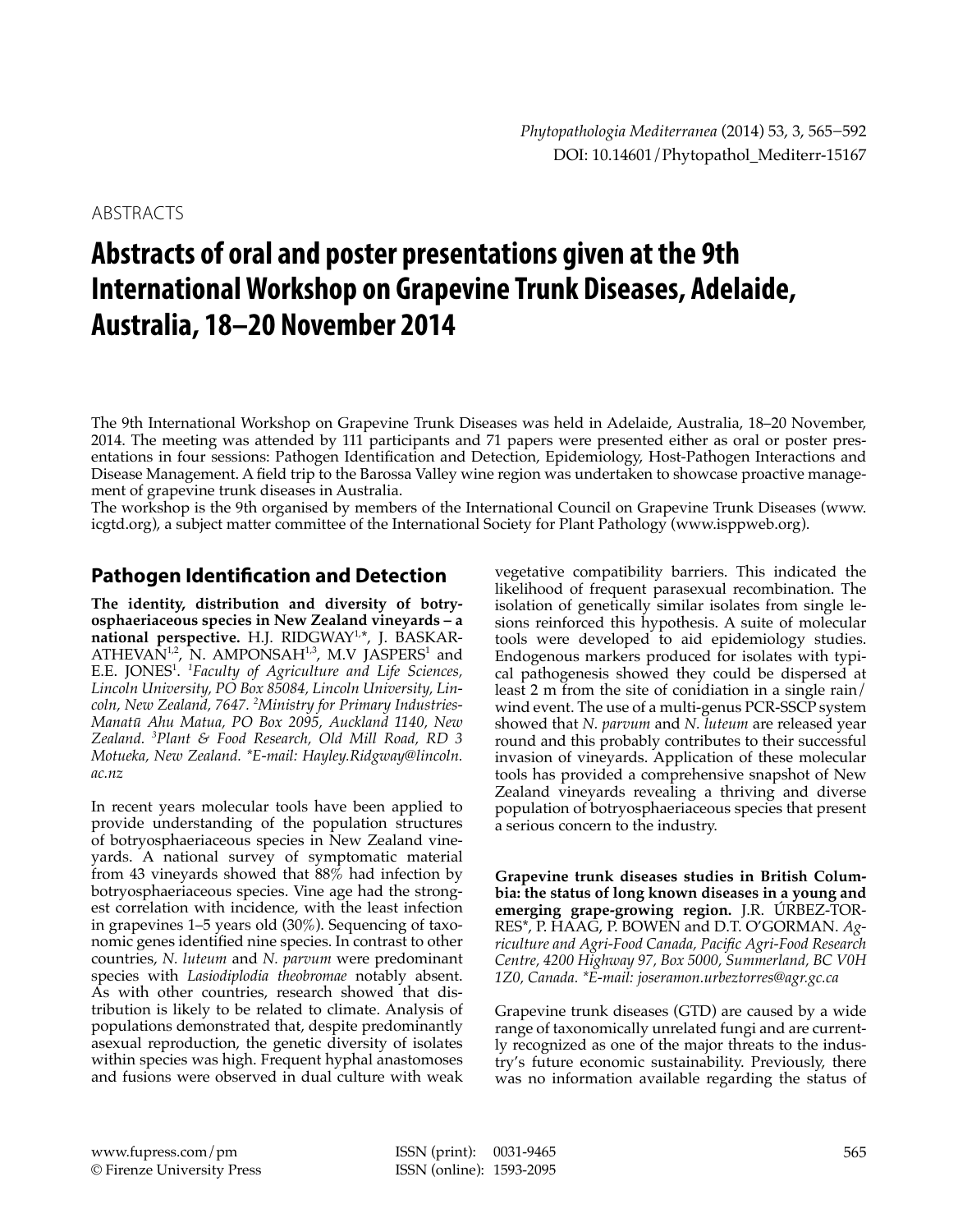ABSTRACTS

# Abstracts of oral and poster presentations given at the 9th International Workshop on Grapevine Trunk Diseases, Adelaide, Australia, 18–20 November 2014

The 9th International Workshop on Grapevine Trunk Diseases was held in Adelaide, Australia, 18–20 November, 2014. The meeting was attended by 111 participants and 71 papers were presented either as oral or poster presentations in four sessions: Pathogen Identification and Detection, Epidemiology, Host-Pathogen Interactions and Disease Management. A field trip to the Barossa Valley wine region was undertaken to showcase proactive management of grapevine trunk diseases in Australia.

The workshop is the 9th organised by members of the International Council on Grapevine Trunk Diseases (www.icgtd.org), a subject matter committee of the International Society for Plant Pathology (www.isppweb.org).

## Pathogen Identification and Detection

**The identity, distribution and diversity of botryosphaeriaceous species in New Zealand vineyards – a national perspective.** H.J. RIDGWAY[1,*], J. BASKARATHEVAN[1,2], N. AMPONSAH[1,3], M.V JASPERS[1] and E.E. JONES[1]. [1]*Faculty of Agriculture and Life Sciences, Lincoln University, PO Box 85084, Lincoln University, Lincoln, New Zealand, 7647.* [2]*Ministry for Primary Industries-Manatū Ahu Matua, PO Box 2095, Auckland 1140, New Zealand.* [3]*Plant & Food Research, Old Mill Road, RD 3 Motueka, New Zealand. \*E-mail: Hayley.Ridgway@lincoln.ac.nz*

In recent years molecular tools have been applied to provide understanding of the population structures of botryosphaeriaceous species in New Zealand vineyards. A national survey of symptomatic material from 43 vineyards showed that 88% had infection by botryosphaeriaceous species. Vine age had the strongest correlation with incidence, with the least infection in grapevines 1–5 years old (30%). Sequencing of taxonomic genes identified nine species. In contrast to other countries, *N. luteum* and *N. parvum* were predominant species with *Lasiodiplodia theobromae* notably absent. As with other countries, research showed that distribution is likely to be related to climate. Analysis of populations demonstrated that, despite predominantly asexual reproduction, the genetic diversity of isolates within species was high. Frequent hyphal anastomoses and fusions were observed in dual culture with weak vegetative compatibility barriers. This indicated the likelihood of frequent parasexual recombination. The isolation of genetically similar isolates from single lesions reinforced this hypothesis. A suite of molecular tools were developed to aid epidemiology studies. Endogenous markers produced for isolates with typical pathogenesis showed they could be dispersed at least 2 m from the site of conidiation in a single rain/wind event. The use of a multi-genus PCR-SSCP system showed that *N. parvum* and *N. luteum* are released year round and this probably contributes to their successful invasion of vineyards. Application of these molecular tools has provided a comprehensive snapshot of New Zealand vineyards revealing a thriving and diverse population of botryosphaeriaceous species that present a serious concern to the industry.

**Grapevine trunk diseases studies in British Columbia: the status of long known diseases in a young and emerging grape-growing region.** J.R. ÚRBEZ-TORRES*, P. HAAG, P. BOWEN and D.T. O'GORMAN. *Agriculture and Agri-Food Canada, Pacific Agri-Food Research Centre, 4200 Highway 97, Box 5000, Summerland, BC V0H 1Z0, Canada. \*E-mail: joseramon.urbeztorres@agr.gc.ca*

Grapevine trunk diseases (GTD) are caused by a wide range of taxonomically unrelated fungi and are currently recognized as one of the major threats to the industry's future economic sustainability. Previously, there was no information available regarding the status of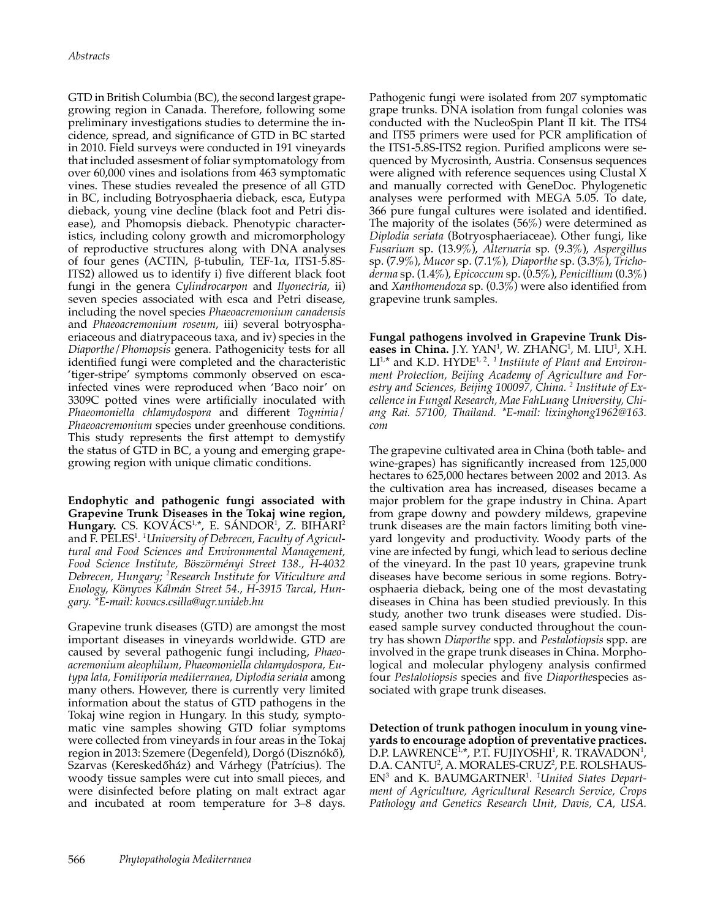GTD in British Columbia (BC), the second largest grape-growing region in Canada. Therefore, following some preliminary investigations studies to determine the incidence, spread, and significance of GTD in BC started in 2010. Field surveys were conducted in 191 vineyards that included assesment of foliar symptomatology from over 60,000 vines and isolations from 463 symptomatic vines. These studies revealed the presence of all GTD in BC, including Botryosphaeria dieback, esca, Eutypa dieback, young vine decline (black foot and Petri disease), and Phomopsis dieback. Phenotypic characteristics, including colony growth and micromorphology of reproductive structures along with DNA analyses of four genes (ACTIN, β-tubulin, TEF-1α, ITS1-5.8S-ITS2) allowed us to identify i) five different black foot fungi in the genera *Cylindrocarpon* and *Ilyonectria*, ii) seven species associated with esca and Petri disease, including the novel species *Phaeoacremonium canadensis* and *Phaeoacremonium roseum*, iii) several botryosphaeriaceous and diatrypaceous taxa, and iv) species in the *Diaporthe/Phomopsis* genera. Pathogenicity tests for all identified fungi were completed and the characteristic 'tiger-stripe' symptoms commonly observed on esca-infected vines were reproduced when 'Baco noir' on 3309C potted vines were artificially inoculated with *Phaeomoniella chlamydospora* and different *Togninia/Phaeoacremonium* species under greenhouse conditions. This study represents the first attempt to demystify the status of GTD in BC, a young and emerging grape-growing region with unique climatic conditions.

**Endophytic and pathogenic fungi associated with Grapevine Trunk Diseases in the Tokaj wine region, Hungary.** CS. KOVÁCS[1,*], E. SÁNDOR[1], Z. BIHARI[2] and F. PELES[1]. [1]*University of Debrecen, Faculty of Agricultural and Food Sciences and Environmental Management, Food Science Institute, Böszörményi Street 138., H-4032 Debrecen, Hungary;* [2]*Research Institute for Viticulture and Enology, Könyves Kálmán Street 54., H-3915 Tarcal, Hungary. \*E-mail: kovacs.csilla@agr.unideb.hu*

Grapevine trunk diseases (GTD) are amongst the most important diseases in vineyards worldwide. GTD are caused by several pathogenic fungi including, *Phaeoacremonium aleophilum, Phaeomoniella chlamydospora, Eutypa lata, Fomitiporia mediterranea, Diplodia seriata* among many others. However, there is currently very limited information about the status of GTD pathogens in the Tokaj wine region in Hungary. In this study, symptomatic vine samples showing GTD foliar symptoms were collected from vineyards in four areas in the Tokaj region in 2013: Szemere (Degenfeld), Dorgó (Disznókő), Szarvas (Kereskedőház) and Várhegy (Patrícius). The woody tissue samples were cut into small pieces, and were disinfected before plating on malt extract agar and incubated at room temperature for 3–8 days. Pathogenic fungi were isolated from 207 symptomatic grape trunks. DNA isolation from fungal colonies was conducted with the NucleoSpin Plant II kit. The ITS4 and ITS5 primers were used for PCR amplification of the ITS1-5.8S-ITS2 region. Purified amplicons were sequenced by Mycrosinth, Austria. Consensus sequences were aligned with reference sequences using Clustal X and manually corrected with GeneDoc. Phylogenetic analyses were performed with MEGA 5.05. To date, 366 pure fungal cultures were isolated and identified. The majority of the isolates (56%) were determined as *Diplodia seriata* (Botryosphaeriaceae). Other fungi, like *Fusarium* sp. (13.9%), *Alternaria* sp. (9.3%), *Aspergillus* sp. (7.9%), *Mucor* sp. (7.1%), *Diaporthe* sp. (3.3%), *Trichoderma* sp. (1.4%), *Epicoccum* sp. (0.5%), *Penicillium* (0.3%) and *Xanthomendoza* sp. (0.3%) were also identified from grapevine trunk samples.

**Fungal pathogens involved in Grapevine Trunk Diseases in China.** J.Y. YAN[1], W. ZHANG[1], M. LIU[1], X.H. LI[1,*] and K.D. HYDE[1, 2]. [1]*Institute of Plant and Environment Protection, Beijing Academy of Agriculture and Forestry and Sciences, Beijing 100097, China.* [2]*Institute of Excellence in Fungal Research, Mae FahLuang University, Chiang Rai. 57100, Thailand. \*E-mail: lixinghong1962@163.com*

The grapevine cultivated area in China (both table- and wine-grapes) has significantly increased from 125,000 hectares to 625,000 hectares between 2002 and 2013. As the cultivation area has increased, diseases became a major problem for the grape industry in China. Apart from grape downy and powdery mildews, grapevine trunk diseases are the main factors limiting both vineyard longevity and productivity. Woody parts of the vine are infected by fungi, which lead to serious decline of the vineyard. In the past 10 years, grapevine trunk diseases have become serious in some regions. Botryosphaeria dieback, being one of the most devastating diseases in China has been studied previously. In this study, another two trunk diseases were studied. Diseased sample survey conducted throughout the country has shown *Diaporthe* spp. and *Pestalotiopsis* spp. are involved in the grape trunk diseases in China. Morphological and molecular phylogeny analysis confirmed four *Pestalotiopsis* species and five *Diaporthe*species associated with grape trunk diseases.

**Detection of trunk pathogen inoculum in young vineyards to encourage adoption of preventative practices.** D.P. LAWRENCE[1,*], P.T. FUJIYOSHI[1], R. TRAVADON[1], D.A. CANTU[2], A. MORALES-CRUZ[2], P.E. ROLSHAUSEN[3] and K. BAUMGARTNER[1]. [1]*United States Department of Agriculture, Agricultural Research Service, Crops Pathology and Genetics Research Unit, Davis, CA, USA.*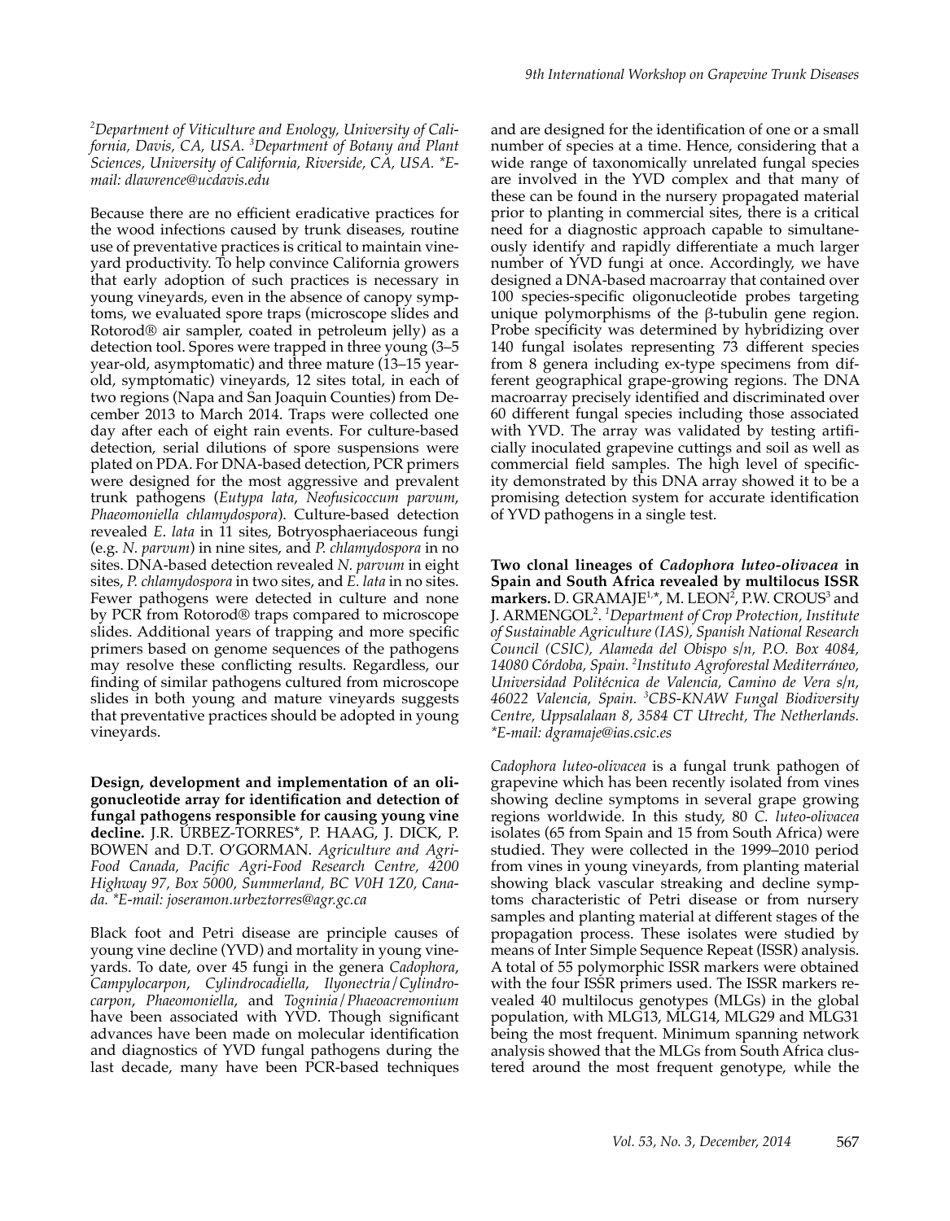[2]*Department of Viticulture and Enology, University of California, Davis, CA, USA.* [3]*Department of Botany and Plant Sciences, University of California, Riverside, CA, USA.* **E-mail: dlawrence@ucdavis.edu*

Because there are no efficient eradicative practices for the wood infections caused by trunk diseases, routine use of preventative practices is critical to maintain vineyard productivity. To help convince California growers that early adoption of such practices is necessary in young vineyards, even in the absence of canopy symptoms, we evaluated spore traps (microscope slides and Rotorod® air sampler, coated in petroleum jelly) as a detection tool. Spores were trapped in three young (3–5 year-old, asymptomatic) and three mature (13–15 year-old, symptomatic) vineyards, 12 sites total, in each of two regions (Napa and San Joaquin Counties) from December 2013 to March 2014. Traps were collected one day after each of eight rain events. For culture-based detection, serial dilutions of spore suspensions were plated on PDA. For DNA-based detection, PCR primers were designed for the most aggressive and prevalent trunk pathogens (*Eutypa lata*, *Neofusicoccum parvum*, *Phaeomoniella chlamydospora*). Culture-based detection revealed *E. lata* in 11 sites, Botryosphaeriaceous fungi (e.g. *N. parvum*) in nine sites, and *P. chlamydospora* in no sites. DNA-based detection revealed *N. parvum* in eight sites, *P. chlamydospora* in two sites, and *E. lata* in no sites. Fewer pathogens were detected in culture and none by PCR from Rotorod® traps compared to microscope slides. Additional years of trapping and more specific primers based on genome sequences of the pathogens may resolve these conflicting results. Regardless, our finding of similar pathogens cultured from microscope slides in both young and mature vineyards suggests that preventative practices should be adopted in young vineyards.

**Design, development and implementation of an oligonucleotide array for identification and detection of fungal pathogens responsible for causing young vine decline.** J.R. ÚRBEZ-TORRES*, P. HAAG, J. DICK, P. BOWEN and D.T. O'GORMAN. *Agriculture and Agri-Food Canada, Pacific Agri-Food Research Centre, 4200 Highway 97, Box 5000, Summerland, BC V0H 1Z0, Canada. *E-mail: joseramon.urbeztorres@agr.gc.ca*

Black foot and Petri disease are principle causes of young vine decline (YVD) and mortality in young vineyards. To date, over 45 fungi in the genera *Cadophora*, *Campylocarpon*, *Cylindrocadiella*, *Ilyonectria*/*Cylindrocarpon*, *Phaeomoniella*, and *Togninia*/*Phaeoacremonium* have been associated with YVD. Though significant advances have been made on molecular identification and diagnostics of YVD fungal pathogens during the last decade, many have been PCR-based techniques and are designed for the identification of one or a small number of species at a time. Hence, considering that a wide range of taxonomically unrelated fungal species are involved in the YVD complex and that many of these can be found in the nursery propagated material prior to planting in commercial sites, there is a critical need for a diagnostic approach capable to simultaneously identify and rapidly differentiate a much larger number of YVD fungi at once. Accordingly, we have designed a DNA-based macroarray that contained over 100 species-specific oligonucleotide probes targeting unique polymorphisms of the β-tubulin gene region. Probe specificity was determined by hybridizing over 140 fungal isolates representing 73 different species from 8 genera including ex-type specimens from different geographical grape-growing regions. The DNA macroarray precisely identified and discriminated over 60 different fungal species including those associated with YVD. The array was validated by testing artificially inoculated grapevine cuttings and soil as well as commercial field samples. The high level of specificity demonstrated by this DNA array showed it to be a promising detection system for accurate identification of YVD pathogens in a single test.

**Two clonal lineages of *Cadophora luteo-olivacea* in Spain and South Africa revealed by multilocus ISSR markers.** D. GRAMAJE[1,*], M. LEON[2], P.W. CROUS[3] and J. ARMENGOL[2]. [1]*Department of Crop Protection, Institute of Sustainable Agriculture (IAS), Spanish National Research Council (CSIC), Alameda del Obispo s/n, P.O. Box 4084, 14080 Córdoba, Spain.* [2]*Instituto Agroforestal Mediterráneo, Universidad Politécnica de Valencia, Camino de Vera s/n, 46022 Valencia, Spain.* [3]*CBS-KNAW Fungal Biodiversity Centre, Uppsalalaan 8, 3584 CT Utrecht, The Netherlands. *E-mail: dgramaje@ias.csic.es*

*Cadophora luteo-olivacea* is a fungal trunk pathogen of grapevine which has been recently isolated from vines showing decline symptoms in several grape growing regions worldwide. In this study, 80 *C. luteo-olivacea* isolates (65 from Spain and 15 from South Africa) were studied. They were collected in the 1999–2010 period from vines in young vineyards, from planting material showing black vascular streaking and decline symptoms characteristic of Petri disease or from nursery samples and planting material at different stages of the propagation process. These isolates were studied by means of Inter Simple Sequence Repeat (ISSR) analysis. A total of 55 polymorphic ISSR markers were obtained with the four ISSR primers used. The ISSR markers revealed 40 multilocus genotypes (MLGs) in the global population, with MLG13, MLG14, MLG29 and MLG31 being the most frequent. Minimum spanning network analysis showed that the MLGs from South Africa clustered around the most frequent genotype, while the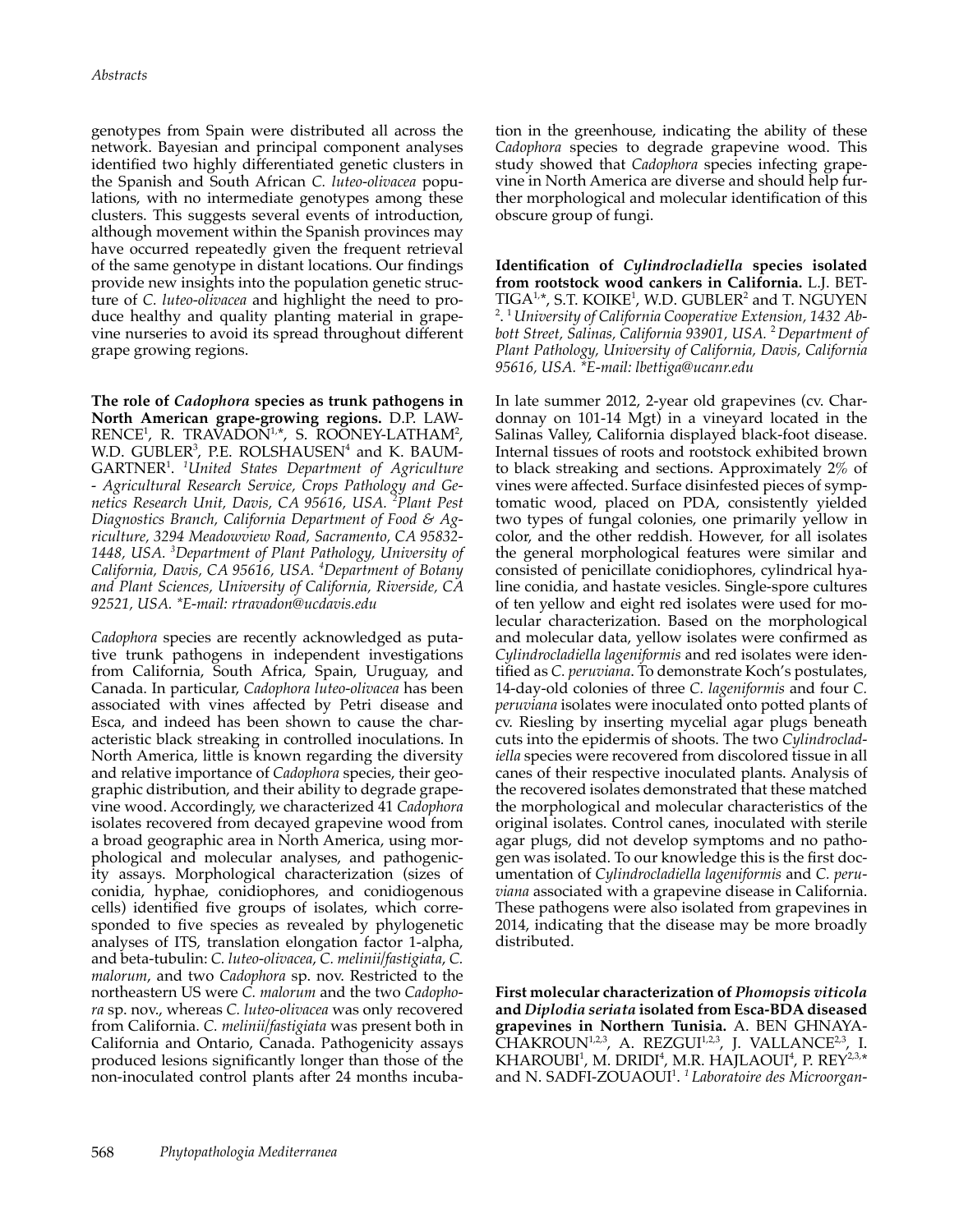genotypes from Spain were distributed all across the network. Bayesian and principal component analyses identified two highly differentiated genetic clusters in the Spanish and South African *C. luteo-olivacea* populations, with no intermediate genotypes among these clusters. This suggests several events of introduction, although movement within the Spanish provinces may have occurred repeatedly given the frequent retrieval of the same genotype in distant locations. Our findings provide new insights into the population genetic structure of *C. luteo-olivacea* and highlight the need to produce healthy and quality planting material in grapevine nurseries to avoid its spread throughout different grape growing regions.

**The role of *Cadophora* species as trunk pathogens in North American grape-growing regions.** D.P. LAWRENCE[1], R. TRAVADON[1,*], S. ROONEY-LATHAM[2], W.D. GUBLER[3], P.E. ROLSHAUSEN[4] and K. BAUMGARTNER[1]. *[1]United States Department of Agriculture - Agricultural Research Service, Crops Pathology and Genetics Research Unit, Davis, CA 95616, USA. [2]Plant Pest Diagnostics Branch, California Department of Food & Agriculture, 3294 Meadowview Road, Sacramento, CA 95832-1448, USA. [3]Department of Plant Pathology, University of California, Davis, CA 95616, USA. [4]Department of Botany and Plant Sciences, University of California, Riverside, CA 92521, USA. *E-mail: rtravadon@ucdavis.edu*

*Cadophora* species are recently acknowledged as putative trunk pathogens in independent investigations from California, South Africa, Spain, Uruguay, and Canada. In particular, *Cadophora luteo-olivacea* has been associated with vines affected by Petri disease and Esca, and indeed has been shown to cause the characteristic black streaking in controlled inoculations. In North America, little is known regarding the diversity and relative importance of *Cadophora* species, their geographic distribution, and their ability to degrade grapevine wood. Accordingly, we characterized 41 *Cadophora* isolates recovered from decayed grapevine wood from a broad geographic area in North America, using morphological and molecular analyses, and pathogenicity assays. Morphological characterization (sizes of conidia, hyphae, conidiophores, and conidiogenous cells) identified five groups of isolates, which corresponded to five species as revealed by phylogenetic analyses of ITS, translation elongation factor 1-alpha, and beta-tubulin: *C. luteo-olivacea*, *C. melinii*/*fastigiata*, *C. malorum*, and two *Cadophora* sp. nov. Restricted to the northeastern US were *C. malorum* and the two *Cadophora* sp. nov., whereas *C. luteo-olivacea* was only recovered from California. *C. melinii*/*fastigiata* was present both in California and Ontario, Canada. Pathogenicity assays produced lesions significantly longer than those of the non-inoculated control plants after 24 months incubation in the greenhouse, indicating the ability of these *Cadophora* species to degrade grapevine wood. This study showed that *Cadophora* species infecting grapevine in North America are diverse and should help further morphological and molecular identification of this obscure group of fungi.

**Identification of *Cylindrocladiella* species isolated from rootstock wood cankers in California.** L.J. BETTIGA[1,*], S.T. KOIKE[1], W.D. GUBLER[2] and T. NGUYEN[2]. *[1]University of California Cooperative Extension, 1432 Abbott Street, Salinas, California 93901, USA. [2]Department of Plant Pathology, University of California, Davis, California 95616, USA. *E-mail: lbettiga@ucanr.edu*

In late summer 2012, 2-year old grapevines (cv. Chardonnay on 101-14 Mgt) in a vineyard located in the Salinas Valley, California displayed black-foot disease. Internal tissues of roots and rootstock exhibited brown to black streaking and sections. Approximately 2% of vines were affected. Surface disinfested pieces of symptomatic wood, placed on PDA, consistently yielded two types of fungal colonies, one primarily yellow in color, and the other reddish. However, for all isolates the general morphological features were similar and consisted of penicillate conidiophores, cylindrical hyaline conidia, and hastate vesicles. Single-spore cultures of ten yellow and eight red isolates were used for molecular characterization. Based on the morphological and molecular data, yellow isolates were confirmed as *Cylindrocladiella lageniformis* and red isolates were identified as *C. peruviana*. To demonstrate Koch's postulates, 14-day-old colonies of three *C. lageniformis* and four *C. peruviana* isolates were inoculated onto potted plants of cv. Riesling by inserting mycelial agar plugs beneath cuts into the epidermis of shoots. The two *Cylindrocladiella* species were recovered from discolored tissue in all canes of their respective inoculated plants. Analysis of the recovered isolates demonstrated that these matched the morphological and molecular characteristics of the original isolates. Control canes, inoculated with sterile agar plugs, did not develop symptoms and no pathogen was isolated. To our knowledge this is the first documentation of *Cylindrocladiella lageniformis* and *C. peruviana* associated with a grapevine disease in California. These pathogens were also isolated from grapevines in 2014, indicating that the disease may be more broadly distributed.

**First molecular characterization of *Phomopsis viticola* and *Diplodia seriata* isolated from Esca-BDA diseased grapevines in Northern Tunisia.** A. BEN GHNAYA-CHAKROUN[1,2,3], A. REZGUI[1,2,3], J. VALLANCE[2,3], I. KHAROUBI[1], M. DRIDI[4], M.R. HAJLAOUI[4], P. REY[2,3,*] and N. SADFI-ZOUAOUI[1]. *[1]Laboratoire des Microorgan-*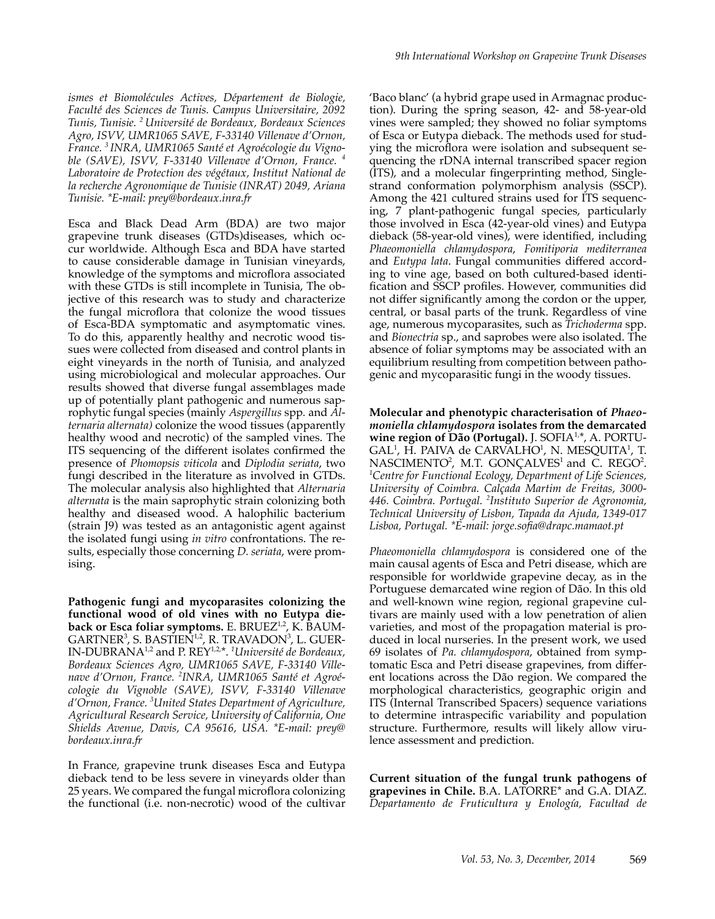*ismes et Biomolécules Actives, Département de Biologie, Faculté des Sciences de Tunis. Campus Universitaire, 2092 Tunis, Tunisie. [2] Université de Bordeaux, Bordeaux Sciences Agro, ISVV, UMR1065 SAVE, F-33140 Villenave d'Ornon, France. [3] INRA, UMR1065 Santé et Agroécologie du Vignoble (SAVE), ISVV, F-33140 Villenave d'Ornon, France. [4] Laboratoire de Protection des végétaux, Institut National de la recherche Agronomique de Tunisie (INRAT) 2049, Ariana Tunisie. *E-mail: prey@bordeaux.inra.fr*

Esca and Black Dead Arm (BDA) are two major grapevine trunk diseases (GTDs)diseases, which occur worldwide. Although Esca and BDA have started to cause considerable damage in Tunisian vineyards, knowledge of the symptoms and microflora associated with these GTDs is still incomplete in Tunisia, The objective of this research was to study and characterize the fungal microflora that colonize the wood tissues of Esca-BDA symptomatic and asymptomatic vines. To do this, apparently healthy and necrotic wood tissues were collected from diseased and control plants in eight vineyards in the north of Tunisia, and analyzed using microbiological and molecular approaches. Our results showed that diverse fungal assemblages made up of potentially plant pathogenic and numerous saprophytic fungal species (mainly *Aspergillus* spp. and *Alternaria alternata)* colonize the wood tissues (apparently healthy wood and necrotic) of the sampled vines. The ITS sequencing of the different isolates confirmed the presence of *Phomopsis viticola* and *Diplodia seriata*, two fungi described in the literature as involved in GTDs. The molecular analysis also highlighted that *Alternaria alternata* is the main saprophytic strain colonizing both healthy and diseased wood. A halophilic bacterium (strain J9) was tested as an antagonistic agent against the isolated fungi using *in vitro* confrontations. The results, especially those concerning *D. seriata*, were promising.

**Pathogenic fungi and mycoparasites colonizing the functional wood of old vines with no Eutypa dieback or Esca foliar symptoms.** E. BRUEZ[1,2], K. BAUMGARTNER[3], S. BASTIEN[1,2], R. TRAVADON[3], L. GUERIN-DUBRANA[1,2] and P. REY[1,2,*]. *[1]Université de Bordeaux, Bordeaux Sciences Agro, UMR1065 SAVE, F-33140 Villenave d'Ornon, France. [2]INRA, UMR1065 Santé et Agroécologie du Vignoble (SAVE), ISVV, F-33140 Villenave d'Ornon, France. [3]United States Department of Agriculture, Agricultural Research Service, University of California, One Shields Avenue, Davis, CA 95616, USA. *E-mail: prey@bordeaux.inra.fr*

In France, grapevine trunk diseases Esca and Eutypa dieback tend to be less severe in vineyards older than 25 years. We compared the fungal microflora colonizing the functional (i.e. non-necrotic) wood of the cultivar 'Baco blanc' (a hybrid grape used in Armagnac production). During the spring season, 42- and 58-year-old vines were sampled; they showed no foliar symptoms of Esca or Eutypa dieback. The methods used for studying the microflora were isolation and subsequent sequencing the rDNA internal transcribed spacer region (ITS), and a molecular fingerprinting method, Single-strand conformation polymorphism analysis (SSCP). Among the 421 cultured strains used for ITS sequencing, 7 plant-pathogenic fungal species, particularly those involved in Esca (42-year-old vines) and Eutypa dieback (58-year-old vines), were identified, including *Phaeomoniella chlamydospora*, *Fomitiporia mediterranea* and *Eutypa lata*. Fungal communities differed according to vine age, based on both cultured-based identification and SSCP profiles. However, communities did not differ significantly among the cordon or the upper, central, or basal parts of the trunk. Regardless of vine age, numerous mycoparasites, such as *Trichoderma* spp. and *Bionectria* sp., and saprobes were also isolated. The absence of foliar symptoms may be associated with an equilibrium resulting from competition between pathogenic and mycoparasitic fungi in the woody tissues.

**Molecular and phenotypic characterisation of *Phaeomoniella chlamydospora* isolates from the demarcated wine region of Dão (Portugal).** J. SOFIA[1,*], A. PORTUGAL[1], H. PAIVA de CARVALHO[1], N. MESQUITA[1], T. NASCIMENTO[2], M.T. GONÇALVES[1] and C. REGO[2]. *[1]Centre for Functional Ecology, Department of Life Sciences, University of Coimbra. Calçada Martim de Freitas, 3000-446. Coimbra. Portugal. [2]Instituto Superior de Agronomia, Technical University of Lisbon, Tapada da Ajuda, 1349-017 Lisboa, Portugal. *E-mail: jorge.sofia@drapc.mamaot.pt*

*Phaeomoniella chlamydospora* is considered one of the main causal agents of Esca and Petri disease, which are responsible for worldwide grapevine decay, as in the Portuguese demarcated wine region of Dão. In this old and well-known wine region, regional grapevine cultivars are mainly used with a low penetration of alien varieties, and most of the propagation material is produced in local nurseries. In the present work, we used 69 isolates of *Pa. chlamydospora*, obtained from symptomatic Esca and Petri disease grapevines, from different locations across the Dão region. We compared the morphological characteristics, geographic origin and ITS (Internal Transcribed Spacers) sequence variations to determine intraspecific variability and population structure. Furthermore, results will likely allow virulence assessment and prediction.

**Current situation of the fungal trunk pathogens of grapevines in Chile.** B.A. LATORRE* and G.A. DIAZ. *Departamento de Fruticultura y Enología, Facultad de*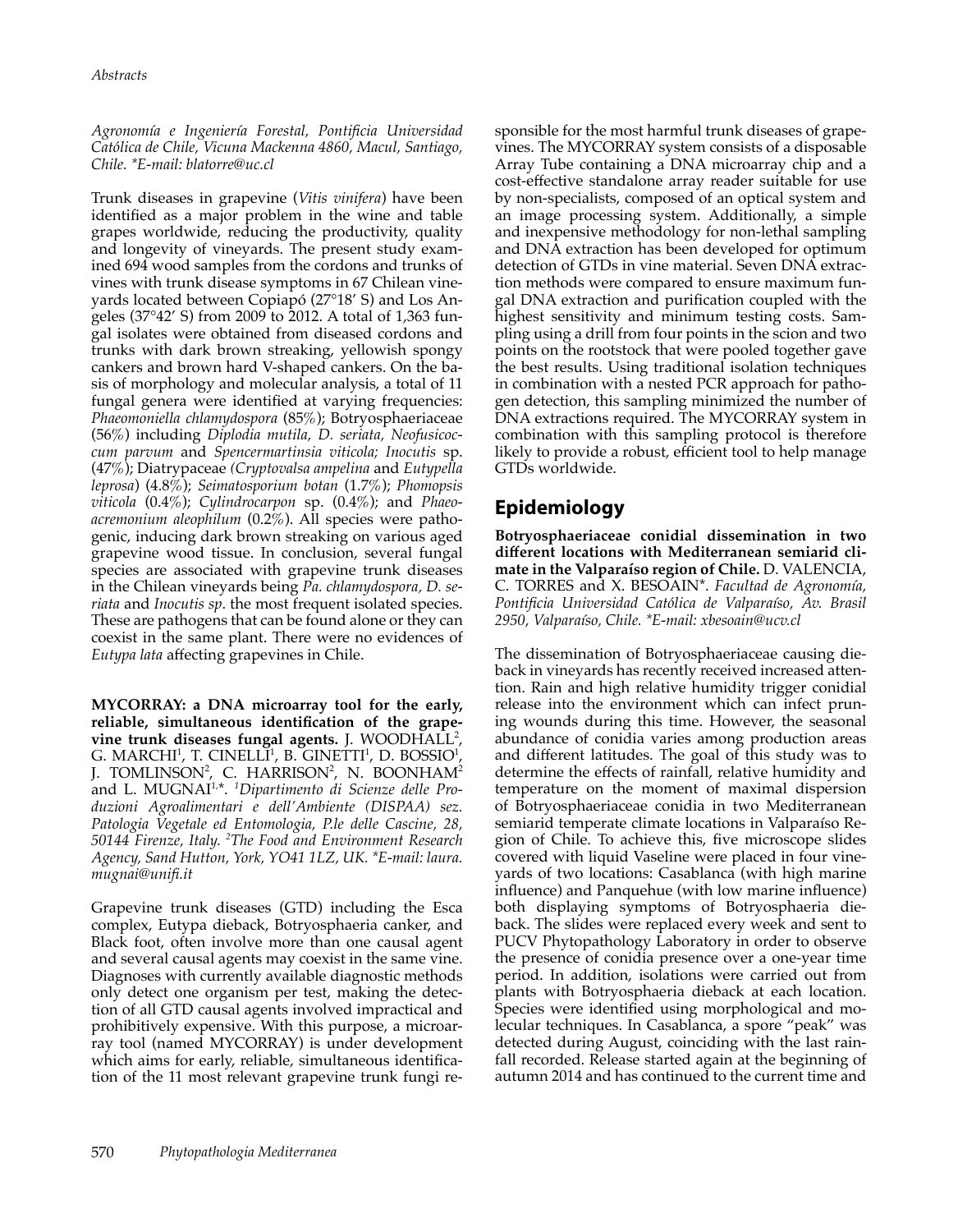*Agronomía e Ingeniería Forestal, Pontificia Universidad Católica de Chile, Vicuna Mackenna 4860, Macul, Santiago, Chile. \*E-mail: blatorre@uc.cl*

Trunk diseases in grapevine (*Vitis vinifera*) have been identified as a major problem in the wine and table grapes worldwide, reducing the productivity, quality and longevity of vineyards. The present study examined 694 wood samples from the cordons and trunks of vines with trunk disease symptoms in 67 Chilean vineyards located between Copiapó (27°18′ S) and Los Angeles (37°42′ S) from 2009 to 2012. A total of 1,363 fungal isolates were obtained from diseased cordons and trunks with dark brown streaking, yellowish spongy cankers and brown hard V-shaped cankers. On the basis of morphology and molecular analysis, a total of 11 fungal genera were identified at varying frequencies: *Phaeomoniella chlamydospora* (85%); Botryosphaeriaceae (56%) including *Diplodia mutila, D. seriata, Neofusicoccum parvum* and *Spencermartinsia viticola; Inocutis* sp. (47%); Diatrypaceae (*Cryptovalsa ampelina* and *Eutypella leprosa*) (4.8%); *Seimatosporium botan* (1.7%); *Phomopsis viticola* (0.4%); *Cylindrocarpon* sp. (0.4%); and *Phaeoacremonium aleophilum* (0.2%). All species were pathogenic, inducing dark brown streaking on various aged grapevine wood tissue. In conclusion, several fungal species are associated with grapevine trunk diseases in the Chilean vineyards being *Pa. chlamydospora, D. seriata* and *Inocutis sp*. the most frequent isolated species. These are pathogens that can be found alone or they can coexist in the same plant. There were no evidences of *Eutypa lata* affecting grapevines in Chile.

**MYCORRAY: a DNA microarray tool for the early, reliable, simultaneous identification of the grapevine trunk diseases fungal agents.** J. WOODHALL[2], G. MARCHI[1], T. CINELLI[1], B. GINETTI[1], D. BOSSIO[1], J. TOMLINSON[2], C. HARRISON[2], N. BOONHAM[2] and L. MUGNAI[1,\*]. [1]*Dipartimento di Scienze delle Produzioni Agroalimentari e dell'Ambiente (DISPAA) sez. Patologia Vegetale ed Entomologia, P.le delle Cascine, 28, 50144 Firenze, Italy.* [2]*The Food and Environment Research Agency, Sand Hutton, York, YO41 1LZ, UK. \*E-mail: laura.mugnai@unifi.it*

Grapevine trunk diseases (GTD) including the Esca complex, Eutypa dieback, Botryosphaeria canker, and Black foot, often involve more than one causal agent and several causal agents may coexist in the same vine. Diagnoses with currently available diagnostic methods only detect one organism per test, making the detection of all GTD causal agents involved impractical and prohibitively expensive. With this purpose, a microarray tool (named MYCORRAY) is under development which aims for early, reliable, simultaneous identification of the 11 most relevant grapevine trunk fungi responsible for the most harmful trunk diseases of grapevines. The MYCORRAY system consists of a disposable Array Tube containing a DNA microarray chip and a cost-effective standalone array reader suitable for use by non-specialists, composed of an optical system and an image processing system. Additionally, a simple and inexpensive methodology for non-lethal sampling and DNA extraction has been developed for optimum detection of GTDs in vine material. Seven DNA extraction methods were compared to ensure maximum fungal DNA extraction and purification coupled with the highest sensitivity and minimum testing costs. Sampling using a drill from four points in the scion and two points on the rootstock that were pooled together gave the best results. Using traditional isolation techniques in combination with a nested PCR approach for pathogen detection, this sampling minimized the number of DNA extractions required. The MYCORRAY system in combination with this sampling protocol is therefore likely to provide a robust, efficient tool to help manage GTDs worldwide.

## Epidemiology

**Botryosphaeriaceae conidial dissemination in two different locations with Mediterranean semiarid climate in the Valparaíso region of Chile.** D. VALENCIA, C. TORRES and X. BESOAIN\*. *Facultad de Agronomía, Pontificia Universidad Católica de Valparaíso, Av. Brasil 2950, Valparaíso, Chile. \*E-mail: xbesoain@ucv.cl*

The dissemination of Botryosphaeriaceae causing dieback in vineyards has recently received increased attention. Rain and high relative humidity trigger conidial release into the environment which can infect pruning wounds during this time. However, the seasonal abundance of conidia varies among production areas and different latitudes. The goal of this study was to determine the effects of rainfall, relative humidity and temperature on the moment of maximal dispersion of Botryosphaeriaceae conidia in two Mediterranean semiarid temperate climate locations in Valparaíso Region of Chile. To achieve this, five microscope slides covered with liquid Vaseline were placed in four vineyards of two locations: Casablanca (with high marine influence) and Panquehue (with low marine influence) both displaying symptoms of Botryosphaeria dieback. The slides were replaced every week and sent to PUCV Phytopathology Laboratory in order to observe the presence of conidia presence over a one-year time period. In addition, isolations were carried out from plants with Botryosphaeria dieback at each location. Species were identified using morphological and molecular techniques. In Casablanca, a spore "peak" was detected during August, coinciding with the last rainfall recorded. Release started again at the beginning of autumn 2014 and has continued to the current time and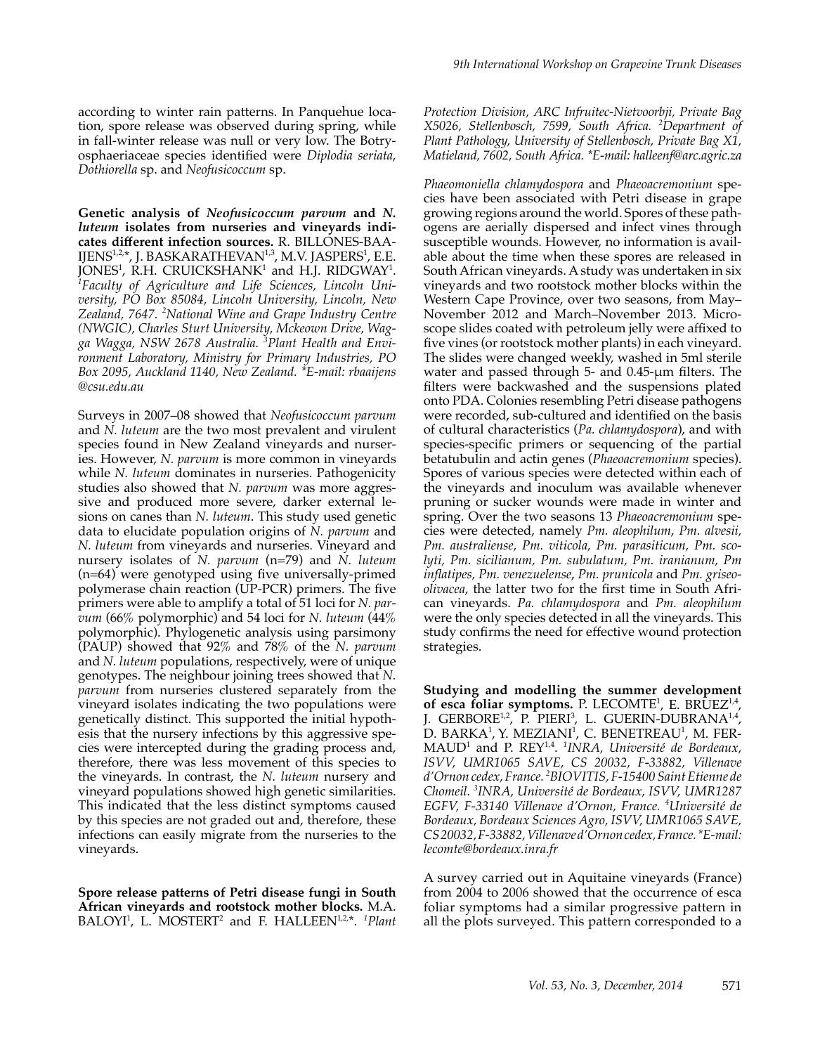according to winter rain patterns. In Panquehue location, spore release was observed during spring, while in fall-winter release was null or very low. The Botryosphaeriaceae species identified were *Diplodia seriata*, *Dothiorella* sp. and *Neofusicoccum* sp.

**Genetic analysis of *Neofusicoccum parvum* and *N. luteum* isolates from nurseries and vineyards indicates different infection sources.** R. BILLONES-BAAIJENS[1,2,*], J. BASKARATHEVAN[1,3], M.V. JASPERS[1], E.E. JONES[1], R.H. CRUICKSHANK[1] and H.J. RIDGWAY[1]. [1]*Faculty of Agriculture and Life Sciences, Lincoln University, PO Box 85084, Lincoln University, Lincoln, New Zealand, 7647.* [2]*National Wine and Grape Industry Centre (NWGIC), Charles Sturt University, Mckeown Drive, Wagga Wagga, NSW 2678 Australia.* [3]*Plant Health and Environment Laboratory, Ministry for Primary Industries, PO Box 2095, Auckland 1140, New Zealand.* *\*E-mail: rbaaijens@csu.edu.au*

Surveys in 2007–08 showed that *Neofusicoccum parvum* and *N. luteum* are the two most prevalent and virulent species found in New Zealand vineyards and nurseries. However, *N. parvum* is more common in vineyards while *N. luteum* dominates in nurseries. Pathogenicity studies also showed that *N. parvum* was more aggressive and produced more severe, darker external lesions on canes than *N. luteum*. This study used genetic data to elucidate population origins of *N. parvum* and *N. luteum* from vineyards and nurseries. Vineyard and nursery isolates of *N. parvum* (n=79) and *N. luteum* (n=64) were genotyped using five universally-primed polymerase chain reaction (UP-PCR) primers. The five primers were able to amplify a total of 51 loci for *N. parvum* (66% polymorphic) and 54 loci for *N. luteum* (44% polymorphic). Phylogenetic analysis using parsimony (PAUP) showed that 92% and 78% of the *N. parvum* and *N. luteum* populations, respectively, were of unique genotypes. The neighbour joining trees showed that *N. parvum* from nurseries clustered separately from the vineyard isolates indicating the two populations were genetically distinct. This supported the initial hypothesis that the nursery infections by this aggressive species were intercepted during the grading process and, therefore, there was less movement of this species to the vineyards. In contrast, the *N. luteum* nursery and vineyard populations showed high genetic similarities. This indicated that the less distinct symptoms caused by this species are not graded out and, therefore, these infections can easily migrate from the nurseries to the vineyards.

**Spore release patterns of Petri disease fungi in South African vineyards and rootstock mother blocks.** M.A. BALOYI[1], L. MOSTERT[2] and F. HALLEEN[1,2,*]. [1]*Plant Protection Division, ARC Infruitec-Nietvoorbij, Private Bag X5026, Stellenbosch, 7599, South Africa.* [2]*Department of Plant Pathology, University of Stellenbosch, Private Bag X1, Matieland, 7602, South Africa.* *\*E-mail: halleenf@arc.agric.za*

*Phaeomoniella chlamydospora* and *Phaeoacremonium* species have been associated with Petri disease in grape growing regions around the world. Spores of these pathogens are aerially dispersed and infect vines through susceptible wounds. However, no information is available about the time when these spores are released in South African vineyards. A study was undertaken in six vineyards and two rootstock mother blocks within the Western Cape Province, over two seasons, from May–November 2012 and March–November 2013. Microscope slides coated with petroleum jelly were affixed to five vines (or rootstock mother plants) in each vineyard. The slides were changed weekly, washed in 5ml sterile water and passed through 5- and 0.45-μm filters. The filters were backwashed and the suspensions plated onto PDA. Colonies resembling Petri disease pathogens were recorded, sub-cultured and identified on the basis of cultural characteristics (*Pa. chlamydospora*), and with species-specific primers or sequencing of the partial betatubulin and actin genes (*Phaeoacremonium* species). Spores of various species were detected within each of the vineyards and inoculum was available whenever pruning or sucker wounds were made in winter and spring. Over the two seasons 13 *Phaeoacremonium* species were detected, namely *Pm. aleophilum*, *Pm. alvesii, Pm. australiense, Pm. viticola, Pm. parasiticum, Pm. scolyti, Pm. sicilianum, Pm. subulatum, Pm. iranianum, Pm inflatipes, Pm. venezuelense*, *Pm. prunicola* and *Pm. griseo-olivacea*, the latter two for the first time in South African vineyards. *Pa. chlamydospora* and *Pm. aleophilum* were the only species detected in all the vineyards. This study confirms the need for effective wound protection strategies.

**Studying and modelling the summer development of esca foliar symptoms.** P. LECOMTE[1], E. BRUEZ[1,4], J. GERBORE[1,2], P. PIERI[3], L. GUERIN-DUBRANA[1,4], D. BARKA[1], Y. MEZIANI[1], C. BENETREAU[1], M. FERMAUD[1] and P. REY[1,4]. [1]*INRA, Université de Bordeaux, ISVV, UMR1065 SAVE, CS 20032, F-33882, Villenave d'Ornon cedex, France.* [2]*BIOVITIS, F-15400 Saint Etienne de Chomeil.* [3]*INRA, Université de Bordeaux, ISVV, UMR1287 EGFV, F-33140 Villenave d'Ornon, France.* [4]*Université de Bordeaux, Bordeaux Sciences Agro, ISVV, UMR1065 SAVE, CS 20032, F-33882, Villenave d'Ornon cedex, France.* *\*E-mail: lecomte@bordeaux.inra.fr*

A survey carried out in Aquitaine vineyards (France) from 2004 to 2006 showed that the occurrence of esca foliar symptoms had a similar progressive pattern in all the plots surveyed. This pattern corresponded to a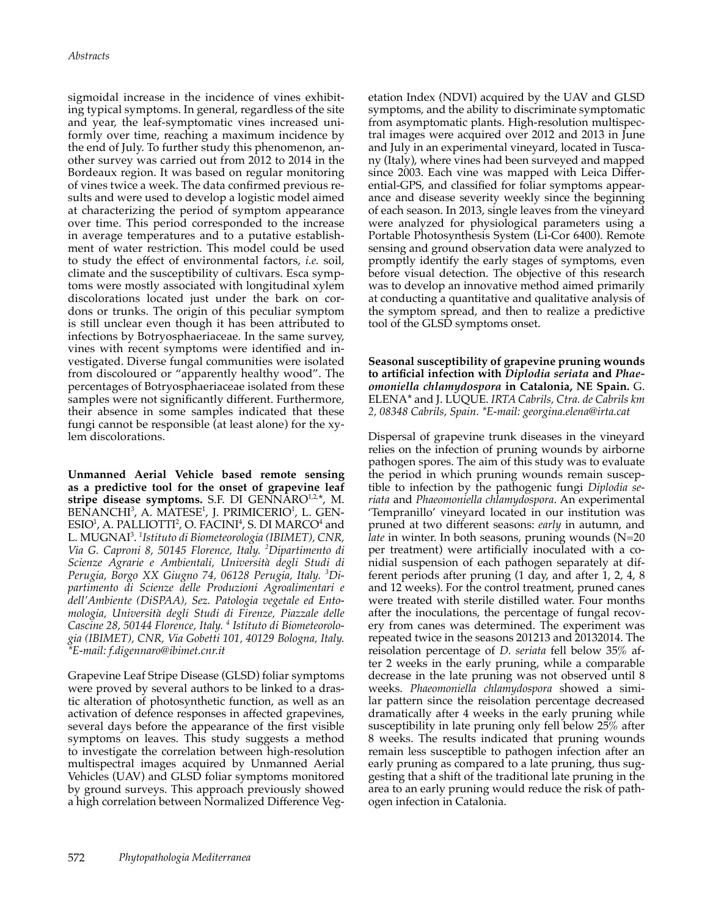sigmoidal increase in the incidence of vines exhibiting typical symptoms. In general, regardless of the site and year, the leaf-symptomatic vines increased uniformly over time, reaching a maximum incidence by the end of July. To further study this phenomenon, another survey was carried out from 2012 to 2014 in the Bordeaux region. It was based on regular monitoring of vines twice a week. The data confirmed previous results and were used to develop a logistic model aimed at characterizing the period of symptom appearance over time. This period corresponded to the increase in average temperatures and to a putative establishment of water restriction. This model could be used to study the effect of environmental factors, *i.e.* soil, climate and the susceptibility of cultivars. Esca symptoms were mostly associated with longitudinal xylem discolorations located just under the bark on cordons or trunks. The origin of this peculiar symptom is still unclear even though it has been attributed to infections by Botryosphaeriaceae. In the same survey, vines with recent symptoms were identified and investigated. Diverse fungal communities were isolated from discoloured or "apparently healthy wood". The percentages of Botryosphaeriaceae isolated from these samples were not significantly different. Furthermore, their absence in some samples indicated that these fungi cannot be responsible (at least alone) for the xylem discolorations.

**Unmanned Aerial Vehicle based remote sensing as a predictive tool for the onset of grapevine leaf stripe disease symptoms.** S.F. DI GENNARO[1,2,*], M. BENANCHI[3], A. MATESE[1], J. PRIMICERIO[1], L. GENESIO[1], A. PALLIOTTI[2], O. FACINI[4], S. DI MARCO[4] and L. MUGNAI[3]. *[1]Istituto di Biometeorologia (IBIMET), CNR, Via G. Caproni 8, 50145 Florence, Italy. [2]Dipartimento di Scienze Agrarie e Ambientali, Università degli Studi di Perugia, Borgo XX Giugno 74, 06128 Perugia, Italy. [3]Dipartimento di Scienze delle Produzioni Agroalimentari e dell'Ambiente (DiSPAA), Sez. Patologia vegetale ed Entomologia, Università degli Studi di Firenze, Piazzale delle Cascine 28, 50144 Florence, Italy. [4] Istituto di Biometeorologia (IBIMET), CNR, Via Gobetti 101, 40129 Bologna, Italy. \*E-mail: f.digennaro@ibimet.cnr.it*

Grapevine Leaf Stripe Disease (GLSD) foliar symptoms were proved by several authors to be linked to a drastic alteration of photosynthetic function, as well as an activation of defence responses in affected grapevines, several days before the appearance of the first visible symptoms on leaves. This study suggests a method to investigate the correlation between high-resolution multispectral images acquired by Unmanned Aerial Vehicles (UAV) and GLSD foliar symptoms monitored by ground surveys. This approach previously showed a high correlation between Normalized Difference Vegetation Index (NDVI) acquired by the UAV and GLSD symptoms, and the ability to discriminate symptomatic from asymptomatic plants. High-resolution multispectral images were acquired over 2012 and 2013 in June and July in an experimental vineyard, located in Tuscany (Italy), where vines had been surveyed and mapped since 2003. Each vine was mapped with Leica Differential-GPS, and classified for foliar symptoms appearance and disease severity weekly since the beginning of each season. In 2013, single leaves from the vineyard were analyzed for physiological parameters using a Portable Photosynthesis System (Li-Cor 6400). Remote sensing and ground observation data were analyzed to promptly identify the early stages of symptoms, even before visual detection. The objective of this research was to develop an innovative method aimed primarily at conducting a quantitative and qualitative analysis of the symptom spread, and then to realize a predictive tool of the GLSD symptoms onset.

**Seasonal susceptibility of grapevine pruning wounds to artificial infection with *Diplodia seriata* and *Phaeomoniella chlamydospora* in Catalonia, NE Spain.** G. ELENA\* and J. LUQUE. *IRTA Cabrils, Ctra. de Cabrils km 2, 08348 Cabrils, Spain. \*E-mail: georgina.elena@irta.cat*

Dispersal of grapevine trunk diseases in the vineyard relies on the infection of pruning wounds by airborne pathogen spores. The aim of this study was to evaluate the period in which pruning wounds remain susceptible to infection by the pathogenic fungi *Diplodia seriata* and *Phaeomoniella chlamydospora*. An experimental 'Tempranillo' vineyard located in our institution was pruned at two different seasons: *early* in autumn, and *late* in winter. In both seasons, pruning wounds (N=20 per treatment) were artificially inoculated with a conidial suspension of each pathogen separately at different periods after pruning (1 day, and after 1, 2, 4, 8 and 12 weeks). For the control treatment, pruned canes were treated with sterile distilled water. Four months after the inoculations, the percentage of fungal recovery from canes was determined. The experiment was repeated twice in the seasons 201213 and 20132014. The reisolation percentage of *D. seriata* fell below 35% after 2 weeks in the early pruning, while a comparable decrease in the late pruning was not observed until 8 weeks. *Phaeomoniella chlamydospora* showed a similar pattern since the reisolation percentage decreased dramatically after 4 weeks in the early pruning while susceptibility in late pruning only fell below 25% after 8 weeks. The results indicated that pruning wounds remain less susceptible to pathogen infection after an early pruning as compared to a late pruning, thus suggesting that a shift of the traditional late pruning in the area to an early pruning would reduce the risk of pathogen infection in Catalonia.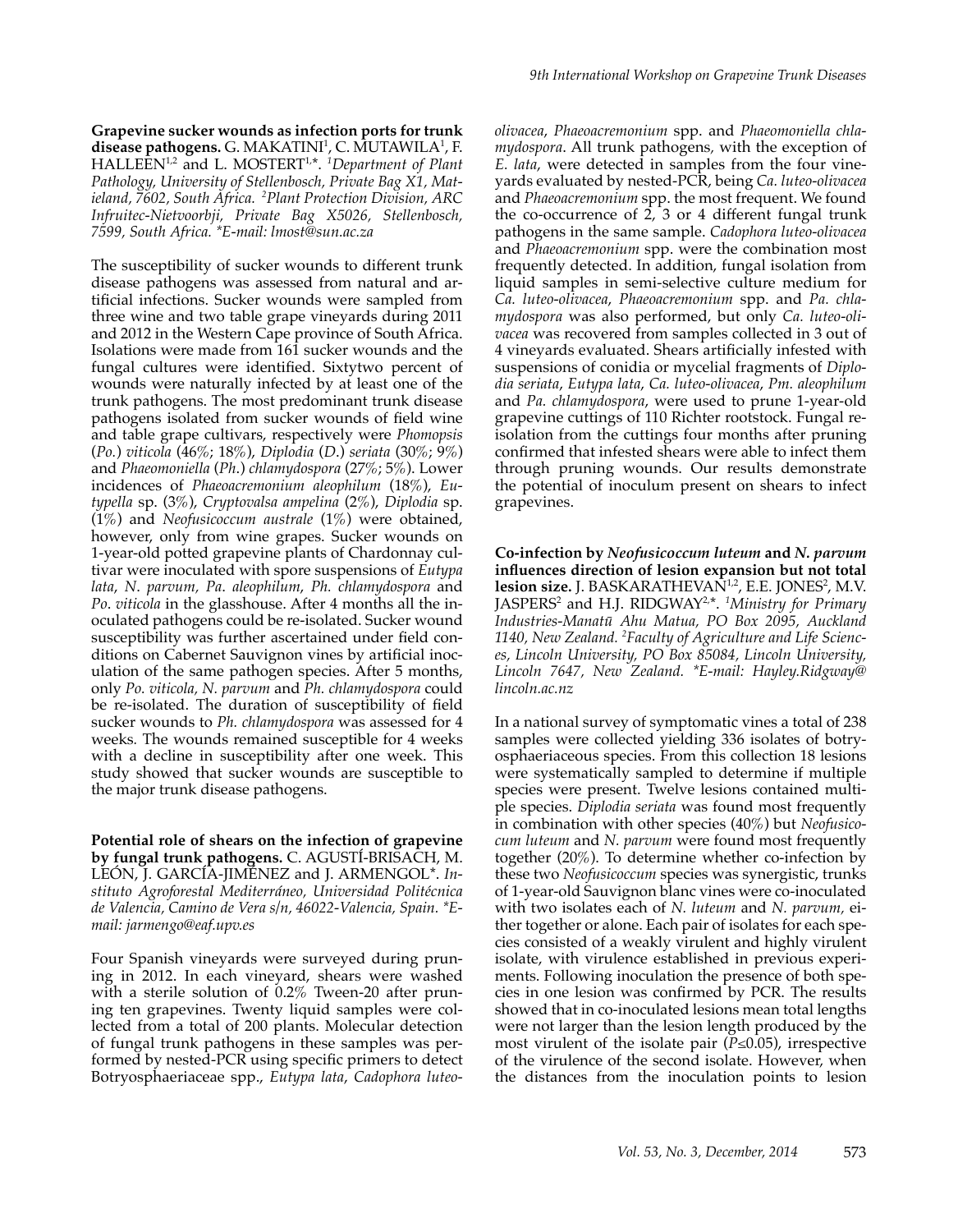**Grapevine sucker wounds as infection ports for trunk disease pathogens.** G. MAKATINI[1], C. MUTAWILA[1], F. HALLEEN[1,2] and L. MOSTERT[1,*]. *[1]Department of Plant Pathology, University of Stellenbosch, Private Bag X1, Matieland, 7602, South Africa. [2]Plant Protection Division, ARC Infruitec-Nietvoorbji, Private Bag X5026, Stellenbosch, 7599, South Africa. *E-mail: lmost@sun.ac.za*

The susceptibility of sucker wounds to different trunk disease pathogens was assessed from natural and artificial infections. Sucker wounds were sampled from three wine and two table grape vineyards during 2011 and 2012 in the Western Cape province of South Africa. Isolations were made from 161 sucker wounds and the fungal cultures were identified. Sixtytwo percent of wounds were naturally infected by at least one of the trunk pathogens. The most predominant trunk disease pathogens isolated from sucker wounds of field wine and table grape cultivars, respectively were *Phomopsis* (*Po.*) *viticola* (46%; 18%), *Diplodia* (*D.*) *seriata* (30%; 9%) and *Phaeomoniella* (*Ph.*) *chlamydospora* (27%; 5%). Lower incidences of *Phaeoacremonium aleophilum* (18%), *Eutypella* sp. (3%), *Cryptovalsa ampelina* (2%), *Diplodia* sp. (1%) and *Neofusicoccum australe* (1%) were obtained, however, only from wine grapes. Sucker wounds on 1-year-old potted grapevine plants of Chardonnay cultivar were inoculated with spore suspensions of *Eutypa lata*, *N. parvum*, *Pa. aleophilum*, *Ph. chlamydospora* and *Po. viticola* in the glasshouse. After 4 months all the inoculated pathogens could be re-isolated. Sucker wound susceptibility was further ascertained under field conditions on Cabernet Sauvignon vines by artificial inoculation of the same pathogen species. After 5 months, only *Po. viticola*, *N. parvum* and *Ph. chlamydospora* could be re-isolated. The duration of susceptibility of field sucker wounds to *Ph. chlamydospora* was assessed for 4 weeks. The wounds remained susceptible for 4 weeks with a decline in susceptibility after one week. This study showed that sucker wounds are susceptible to the major trunk disease pathogens.

**Potential role of shears on the infection of grapevine by fungal trunk pathogens.** C. AGUSTÍ-BRISACH, M. LEÓN, J. GARCÍA-JIMÉNEZ and J. ARMENGOL*. *Instituto Agroforestal Mediterráneo, Universidad Politécnica de Valencia, Camino de Vera s/n, 46022-Valencia, Spain. *E-mail: jarmengo@eaf.upv.es*

Four Spanish vineyards were surveyed during pruning in 2012. In each vineyard, shears were washed with a sterile solution of 0.2% Tween-20 after pruning ten grapevines. Twenty liquid samples were collected from a total of 200 plants. Molecular detection of fungal trunk pathogens in these samples was performed by nested-PCR using specific primers to detect Botryosphaeriaceae spp., *Eutypa lata*, *Cadophora luteo-olivacea*, *Phaeoacremonium* spp. and *Phaeomoniella chlamydospora*. All trunk pathogens, with the exception of *E. lata*, were detected in samples from the four vineyards evaluated by nested-PCR, being *Ca. luteo-olivacea* and *Phaeoacremonium* spp. the most frequent. We found the co-occurrence of 2, 3 or 4 different fungal trunk pathogens in the same sample. *Cadophora luteo-olivacea* and *Phaeoacremonium* spp. were the combination most frequently detected. In addition, fungal isolation from liquid samples in semi-selective culture medium for *Ca. luteo-olivacea*, *Phaeoacremonium* spp. and *Pa. chlamydospora* was also performed, but only *Ca. luteo-olivacea* was recovered from samples collected in 3 out of 4 vineyards evaluated. Shears artificially infested with suspensions of conidia or mycelial fragments of *Diplodia seriata*, *Eutypa lata*, *Ca. luteo-olivacea*, *Pm. aleophilum* and *Pa. chlamydospora*, were used to prune 1-year-old grapevine cuttings of 110 Richter rootstock. Fungal reisolation from the cuttings four months after pruning confirmed that infested shears were able to infect them through pruning wounds. Our results demonstrate the potential of inoculum present on shears to infect grapevines.

**Co-infection by *Neofusicoccum luteum* and *N. parvum* influences direction of lesion expansion but not total lesion size.** J. BASKARATHEVAN[1,2], E.E. JONES[2], M.V. JASPERS[2] and H.J. RIDGWAY[2,*]. *[1]Ministry for Primary Industries-Manatū Ahu Matua, PO Box 2095, Auckland 1140, New Zealand. [2]Faculty of Agriculture and Life Sciences, Lincoln University, PO Box 85084, Lincoln University, Lincoln 7647, New Zealand. *E-mail: Hayley.Ridgway@lincoln.ac.nz*

In a national survey of symptomatic vines a total of 238 samples were collected yielding 336 isolates of botryosphaeriaceous species. From this collection 18 lesions were systematically sampled to determine if multiple species were present. Twelve lesions contained multiple species. *Diplodia seriata* was found most frequently in combination with other species (40%) but *Neofusicoccum luteum* and *N. parvum* were found most frequently together (20%). To determine whether co-infection by these two *Neofusicoccum* species was synergistic, trunks of 1-year-old Sauvignon blanc vines were co-inoculated with two isolates each of *N. luteum* and *N. parvum,* either together or alone. Each pair of isolates for each species consisted of a weakly virulent and highly virulent isolate, with virulence established in previous experiments. Following inoculation the presence of both species in one lesion was confirmed by PCR. The results showed that in co-inoculated lesions mean total lengths were not larger than the lesion length produced by the most virulent of the isolate pair ($P \leq 0.05$), irrespective of the virulence of the second isolate. However, when the distances from the inoculation points to lesion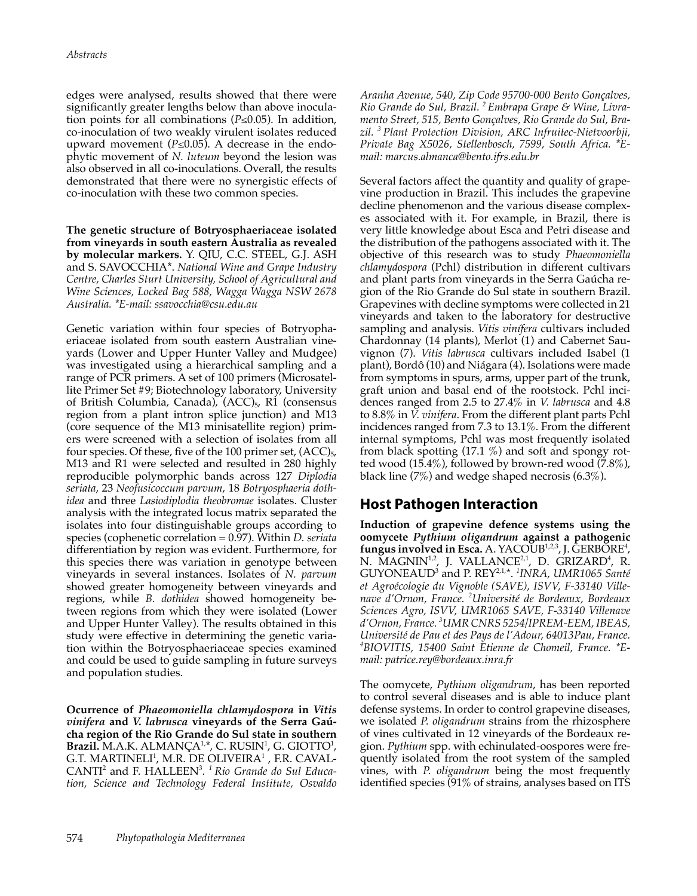edges were analysed, results showed that there were significantly greater lengths below than above inoculation points for all combinations ($P \leq 0.05$). In addition, co-inoculation of two weakly virulent isolates reduced upward movement ($P \leq 0.05$). A decrease in the endophytic movement of *N. luteum* beyond the lesion was also observed in all co-inoculations. Overall, the results demonstrated that there were no synergistic effects of co-inoculation with these two common species.

**The genetic structure of Botryosphaeriaceae isolated from vineyards in south eastern Australia as revealed by molecular markers.** Y. QIU, C.C. STEEL, G.J. ASH and S. SAVOCCHIA*. *National Wine and Grape Industry Centre, Charles Sturt University, School of Agricultural and Wine Sciences, Locked Bag 588, Wagga Wagga NSW 2678 Australia. *E-mail: ssavocchia@csu.edu.au*

Genetic variation within four species of Botryophaeriaceae isolated from south eastern Australian vineyards (Lower and Upper Hunter Valley and Mudgee) was investigated using a hierarchical sampling and a range of PCR primers. A set of 100 primers (Microsatellite Primer Set #9; Biotechnology laboratory, University of British Columbia, Canada), $(ACC)_5$, R1 (consensus region from a plant intron splice junction) and M13 (core sequence of the M13 minisatellite region) primers were screened with a selection of isolates from all four species. Of these, five of the 100 primer set, $(ACC)_5$, M13 and R1 were selected and resulted in 280 highly reproducible polymorphic bands across 127 *Diplodia seriata*, 23 *Neofusicoccum parvum*, 18 *Botryosphaeria dothidea* and three *Lasiodiplodia theobromae* isolates. Cluster analysis with the integrated locus matrix separated the isolates into four distinguishable groups according to species (cophenetic correlation = 0.97). Within *D. seriata* differentiation by region was evident. Furthermore, for this species there was variation in genotype between vineyards in several instances. Isolates of *N. parvum* showed greater homogeneity between vineyards and regions, while *B. dothidea* showed homogeneity between regions from which they were isolated (Lower and Upper Hunter Valley). The results obtained in this study were effective in determining the genetic variation within the Botryosphaeriaceae species examined and could be used to guide sampling in future surveys and population studies.

**Ocurrence of *Phaeomoniella chlamydospora* in *Vitis vinifera* and *V. labrusca* vineyards of the Serra Gaúcha region of the Rio Grande do Sul state in southern Brazil.** M.A.K. ALMANÇA[1,*], C. RUSIN[1], G. GIOTTO[1], G.T. MARTINELI[1], M.R. DE OLIVEIRA[1], F.R. CAVALCANTI[2] and F. HALLEEN[3]. *[1] Rio Grande do Sul Education, Science and Technology Federal Institute, Osvaldo Aranha Avenue, 540, Zip Code 95700-000 Bento Gonçalves, Rio Grande do Sul, Brazil. [2] Embrapa Grape & Wine, Livramento Street, 515, Bento Gonçalves, Rio Grande do Sul, Brazil. [3] Plant Protection Division, ARC Infruitec-Nietvoorbji, Private Bag X5026, Stellenbosch, 7599, South Africa. *E-mail: marcus.almanca@bento.ifrs.edu.br*

Several factors affect the quantity and quality of grapevine production in Brazil. This includes the grapevine decline phenomenon and the various disease complexes associated with it. For example, in Brazil, there is very little knowledge about Esca and Petri disease and the distribution of the pathogens associated with it. The objective of this research was to study *Phaeomoniella chlamydospora* (Pchl) distribution in different cultivars and plant parts from vineyards in the Serra Gaúcha region of the Rio Grande do Sul state in southern Brazil. Grapevines with decline symptoms were collected in 21 vineyards and taken to the laboratory for destructive sampling and analysis. *Vitis vinífera* cultivars included Chardonnay (14 plants), Merlot (1) and Cabernet Sauvignon (7). *Vitis labrusca* cultivars included Isabel (1 plant), Bordô (10) and Niágara (4). Isolations were made from symptoms in spurs, arms, upper part of the trunk, graft union and basal end of the rootstock. Pchl incidences ranged from 2.5 to 27.4% in *V. labrusca* and 4.8 to 8.8% in *V. vinifera*. From the different plant parts Pchl incidences ranged from 7.3 to 13.1%. From the different internal symptoms, Pchl was most frequently isolated from black spotting (17.1 %) and soft and spongy rotted wood (15.4%), followed by brown-red wood (7.8%), black line (7%) and wedge shaped necrosis (6.3%).

## Host Pathogen Interaction

**Induction of grapevine defence systems using the oomycete *Pythium oligandrum* against a pathogenic fungus involved in Esca.** A. YACOUB[1,2,3], J. GERBORE[4], N. MAGNIN[1,2], J. VALLANCE[2,1], D. GRIZARD[4], R. GUYONEAUD[3] and P. REY[2,1,*]. *[1] INRA, UMR1065 Santé et Agroécologie du Vignoble (SAVE), ISVV, F-33140 Villenave d'Ornon, France. [2] Université de Bordeaux, Bordeaux Sciences Agro, ISVV, UMR1065 SAVE, F-33140 Villenave d'Ornon, France. [3] UMR CNRS 5254/IPREM-EEM, IBEAS, Université de Pau et des Pays de l'Adour, 64013Pau, France. [4] BIOVITIS, 15400 Saint Etienne de Chomeil, France. *E-mail: patrice.rey@bordeaux.inra.fr*

The oomycete, *Pythium oligandrum*, has been reported to control several diseases and is able to induce plant defense systems. In order to control grapevine diseases, we isolated *P. oligandrum* strains from the rhizosphere of vines cultivated in 12 vineyards of the Bordeaux region. *Pythium* spp. with echinulated-oospores were frequently isolated from the root system of the sampled vines, with *P. oligandrum* being the most frequently identified species (91% of strains, analyses based on ITS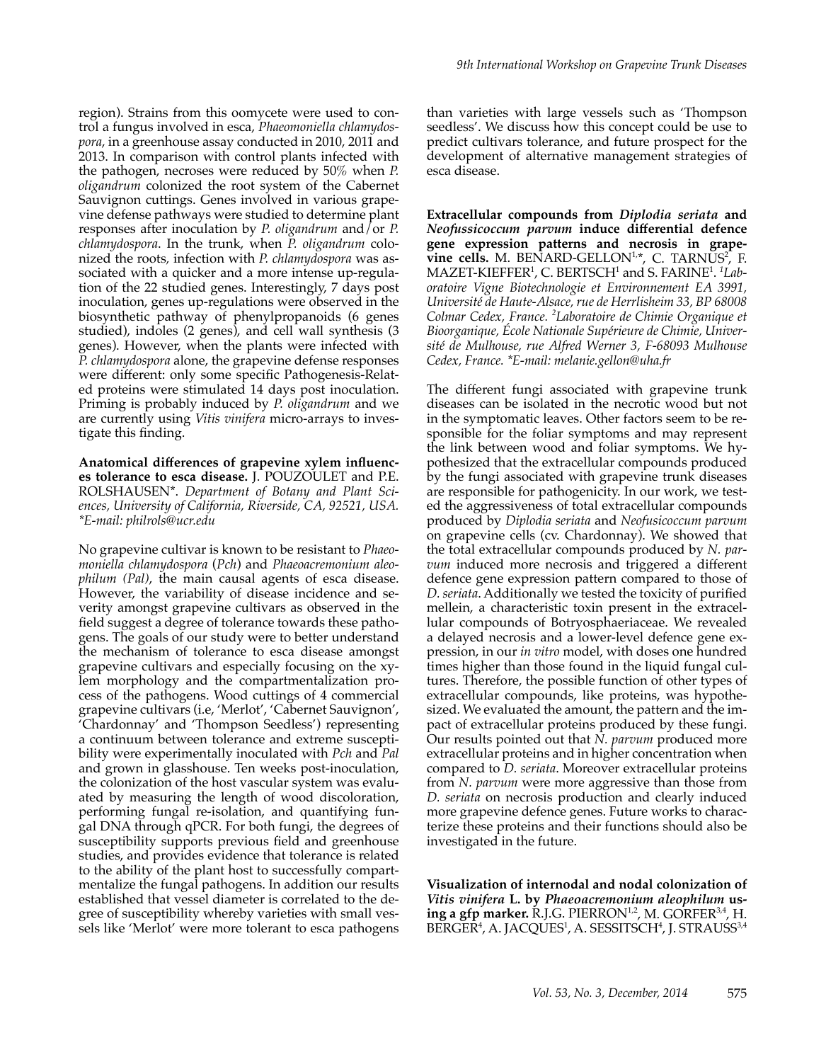region). Strains from this oomycete were used to control a fungus involved in esca, *Phaeomoniella chlamydospora*, in a greenhouse assay conducted in 2010, 2011 and 2013. In comparison with control plants infected with the pathogen, necroses were reduced by 50% when *P. oligandrum* colonized the root system of the Cabernet Sauvignon cuttings. Genes involved in various grapevine defense pathways were studied to determine plant responses after inoculation by *P. oligandrum* and/or *P. chlamydospora*. In the trunk, when *P. oligandrum* colonized the roots, infection with *P. chlamydospora* was associated with a quicker and a more intense up-regulation of the 22 studied genes. Interestingly, 7 days post inoculation, genes up-regulations were observed in the biosynthetic pathway of phenylpropanoids (6 genes studied), indoles (2 genes), and cell wall synthesis (3 genes). However, when the plants were infected with *P. chlamydospora* alone, the grapevine defense responses were different: only some specific Pathogenesis-Related proteins were stimulated 14 days post inoculation. Priming is probably induced by *P. oligandrum* and we are currently using *Vitis vinifera* micro-arrays to investigate this finding.

**Anatomical differences of grapevine xylem influences tolerance to esca disease.** J. POUZOULET and P.E. ROLSHAUSEN*. *Department of Botany and Plant Sciences, University of California, Riverside, CA, 92521, USA. *E-mail: philrols@ucr.edu*

No grapevine cultivar is known to be resistant to *Phaeomoniella chlamydospora* (*Pch*) and *Phaeoacremonium aleophilum (Pal)*, the main causal agents of esca disease. However, the variability of disease incidence and severity amongst grapevine cultivars as observed in the field suggest a degree of tolerance towards these pathogens. The goals of our study were to better understand the mechanism of tolerance to esca disease amongst grapevine cultivars and especially focusing on the xylem morphology and the compartmentalization process of the pathogens. Wood cuttings of 4 commercial grapevine cultivars (i.e, 'Merlot', 'Cabernet Sauvignon', 'Chardonnay' and 'Thompson Seedless') representing a continuum between tolerance and extreme susceptibility were experimentally inoculated with *Pch* and *Pal* and grown in glasshouse. Ten weeks post-inoculation, the colonization of the host vascular system was evaluated by measuring the length of wood discoloration, performing fungal re-isolation, and quantifying fungal DNA through qPCR. For both fungi, the degrees of susceptibility supports previous field and greenhouse studies, and provides evidence that tolerance is related to the ability of the plant host to successfully compartmentalize the fungal pathogens. In addition our results established that vessel diameter is correlated to the degree of susceptibility whereby varieties with small vessels like 'Merlot' were more tolerant to esca pathogens than varieties with large vessels such as 'Thompson seedless'. We discuss how this concept could be use to predict cultivars tolerance, and future prospect for the development of alternative management strategies of esca disease.

**Extracellular compounds from *Diplodia seriata* and *Neofussicoccum parvum* induce differential defence gene expression patterns and necrosis in grapevine cells.** M. BÉNARD-GELLON[1,*], C. TARNUS[2], F. MAZET-KIEFFER[1], C. BERTSCH[1] and S. FARINE[1]. [1]*Laboratoire Vigne Biotechnologie et Environnement EA 3991, Université de Haute-Alsace, rue de Herrlisheim 33, BP 68008 Colmar Cedex, France.* [2]*Laboratoire de Chimie Organique et Bioorganique, École Nationale Supérieure de Chimie, Université de Mulhouse, rue Alfred Werner 3, F-68093 Mulhouse Cedex, France. *E-mail: melanie.gellon@uha.fr*

The different fungi associated with grapevine trunk diseases can be isolated in the necrotic wood but not in the symptomatic leaves. Other factors seem to be responsible for the foliar symptoms and may represent the link between wood and foliar symptoms. We hypothesized that the extracellular compounds produced by the fungi associated with grapevine trunk diseases are responsible for pathogenicity. In our work, we tested the aggressiveness of total extracellular compounds produced by *Diplodia seriata* and *Neofusicoccum parvum* on grapevine cells (cv. Chardonnay). We showed that the total extracellular compounds produced by *N. parvum* induced more necrosis and triggered a different defence gene expression pattern compared to those of *D. seriata*. Additionally we tested the toxicity of purified mellein, a characteristic toxin present in the extracellular compounds of Botryosphaeriaceae. We revealed a delayed necrosis and a lower-level defence gene expression, in our *in vitro* model, with doses one hundred times higher than those found in the liquid fungal cultures. Therefore, the possible function of other types of extracellular compounds, like proteins, was hypothesized. We evaluated the amount, the pattern and the impact of extracellular proteins produced by these fungi. Our results pointed out that *N. parvum* produced more extracellular proteins and in higher concentration when compared to *D. seriata*. Moreover extracellular proteins from *N. parvum* were more aggressive than those from *D. seriata* on necrosis production and clearly induced more grapevine defence genes. Future works to characterize these proteins and their functions should also be investigated in the future.

**Visualization of internodal and nodal colonization of *Vitis vinifera* L. by *Phaeoacremonium aleophilum* using a gfp marker.** R.J.G. PIERRON[1,2], M. GORFER[3,4], H. BERGER[4], A. JACQUES[1], A. SESSITSCH[4], J. STRAUSS[3,4]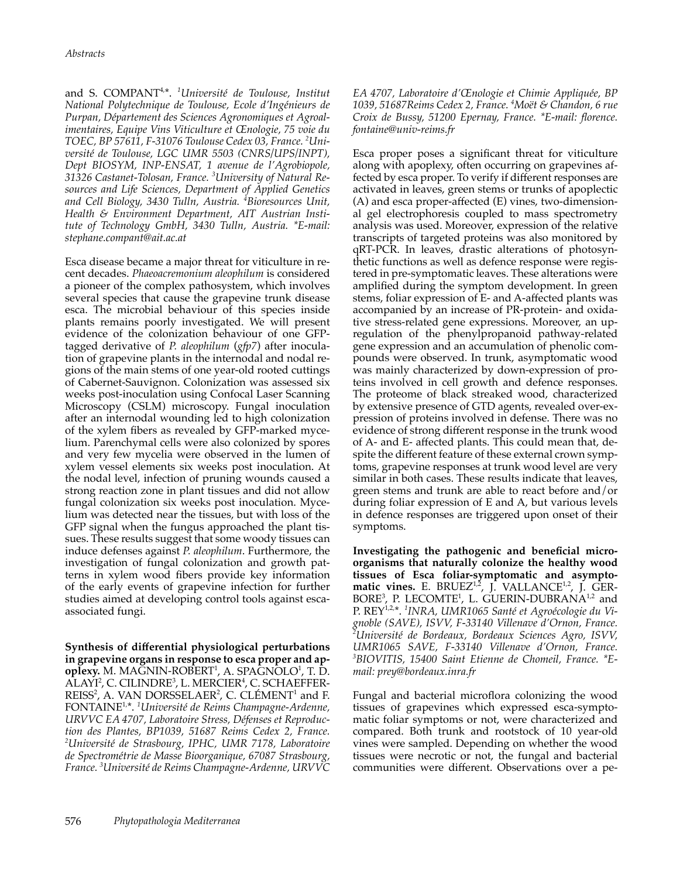and S. COMPANT[4,*]. [1]*Université de Toulouse, Institut National Polytechnique de Toulouse, Ecole d'Ingénieurs de Purpan, Département des Sciences Agronomiques et Agroalimentaires, Equipe Vins Viticulture et Œnologie, 75 voie du TOEC, BP 57611, F-31076 Toulouse Cedex 03, France.* [2]*Université de Toulouse, LGC UMR 5503 (CNRS/UPS/INPT), Dept BIOSYM, INP-ENSAT, 1 avenue de l'Agrobiopole, 31326 Castanet-Tolosan, France.* [3]*University of Natural Resources and Life Sciences, Department of Applied Genetics and Cell Biology, 3430 Tulln, Austria.* [4]*Bioresources Unit, Health & Environment Department, AIT Austrian Institute of Technology GmbH, 3430 Tulln, Austria. \*E-mail: stephane.compant@ait.ac.at*

Esca disease became a major threat for viticulture in recent decades. *Phaeoacremonium aleophilum* is considered a pioneer of the complex pathosystem, which involves several species that cause the grapevine trunk disease esca. The microbial behaviour of this species inside plants remains poorly investigated. We will present evidence of the colonization behaviour of one GFP-tagged derivative of *P. aleophilum* (*gfp7*) after inoculation of grapevine plants in the internodal and nodal regions of the main stems of one year-old rooted cuttings of Cabernet-Sauvignon. Colonization was assessed six weeks post-inoculation using Confocal Laser Scanning Microscopy (CSLM) microscopy. Fungal inoculation after an internodal wounding led to high colonization of the xylem fibers as revealed by GFP-marked mycelium. Parenchymal cells were also colonized by spores and very few mycelia were observed in the lumen of xylem vessel elements six weeks post inoculation. At the nodal level, infection of pruning wounds caused a strong reaction zone in plant tissues and did not allow fungal colonization six weeks post inoculation. Mycelium was detected near the tissues, but with loss of the GFP signal when the fungus approached the plant tissues. These results suggest that some woody tissues can induce defenses against *P. aleophilum*. Furthermore, the investigation of fungal colonization and growth patterns in xylem wood fibers provide key information of the early events of grapevine infection for further studies aimed at developing control tools against esca-associated fungi.

**Synthesis of differential physiological perturbations in grapevine organs in response to esca proper and apoplexy.** M. MAGNIN-ROBERT[1], A. SPAGNOLO[1], T. D. ALAYI[2], C. CILINDRE[3], L. MERCIER[4], C. SCHAEFFER-REISS[2], A. VAN DORSSELAER[2], C. CLÉMENT[1] and F. FONTAINE[1,*]. [1]*Université de Reims Champagne-Ardenne, URVVC EA 4707, Laboratoire Stress, Défenses et Reproduction des Plantes, BP1039, 51687 Reims Cedex 2, France.* [2]*Université de Strasbourg, IPHC, UMR 7178, Laboratoire de Spectrométrie de Masse Bioorganique, 67087 Strasbourg, France.* [3]*Université de Reims Champagne-Ardenne, URVVC EA 4707, Laboratoire d'Œnologie et Chimie Appliquée, BP 1039, 51687Reims Cedex 2, France.* [4]*Moët & Chandon, 6 rue Croix de Bussy, 51200 Epernay, France. \*E-mail: florence.fontaine@univ-reims.fr*

Esca proper poses a significant threat for viticulture along with apoplexy, often occurring on grapevines affected by esca proper. To verify if different responses are activated in leaves, green stems or trunks of apoplectic (A) and esca proper-affected (E) vines, two-dimensional gel electrophoresis coupled to mass spectrometry analysis was used. Moreover, expression of the relative transcripts of targeted proteins was also monitored by qRT-PCR. In leaves, drastic alterations of photosynthetic functions as well as defence response were registered in pre-symptomatic leaves. These alterations were amplified during the symptom development. In green stems, foliar expression of E- and A-affected plants was accompanied by an increase of PR-protein- and oxidative stress-related gene expressions. Moreover, an upregulation of the phenylpropanoid pathway-related gene expression and an accumulation of phenolic compounds were observed. In trunk, asymptomatic wood was mainly characterized by down-expression of proteins involved in cell growth and defence responses. The proteome of black streaked wood, characterized by extensive presence of GTD agents, revealed over-expression of proteins involved in defense. There was no evidence of strong different response in the trunk wood of A- and E- affected plants. This could mean that, despite the different feature of these external crown symptoms, grapevine responses at trunk wood level are very similar in both cases. These results indicate that leaves, green stems and trunk are able to react before and/or during foliar expression of E and A, but various levels in defence responses are triggered upon onset of their symptoms.

**Investigating the pathogenic and beneficial microorganisms that naturally colonize the healthy wood tissues of Esca foliar-symptomatic and asymptomatic vines.** E. BRUEZ[1,2], J. VALLANCE[1,2], J. GERBORE[3], P. LECOMTE[1], L. GUERIN-DUBRANA[1,2] and P. REY[1,2,*]. [1]*INRA, UMR1065 Santé et Agroécologie du Vignoble (SAVE), ISVV, F-33140 Villenave d'Ornon, France.* [2]*Université de Bordeaux, Bordeaux Sciences Agro, ISVV, UMR1065 SAVE, F-33140 Villenave d'Ornon, France.* [3]*BIOVITIS, 15400 Saint Etienne de Chomeil, France. \*E-mail: prey@bordeaux.inra.fr*

Fungal and bacterial microflora colonizing the wood tissues of grapevines which expressed esca-symptomatic foliar symptoms or not, were characterized and compared. Both trunk and rootstock of 10 year-old vines were sampled. Depending on whether the wood tissues were necrotic or not, the fungal and bacterial communities were different. Observations over a pe-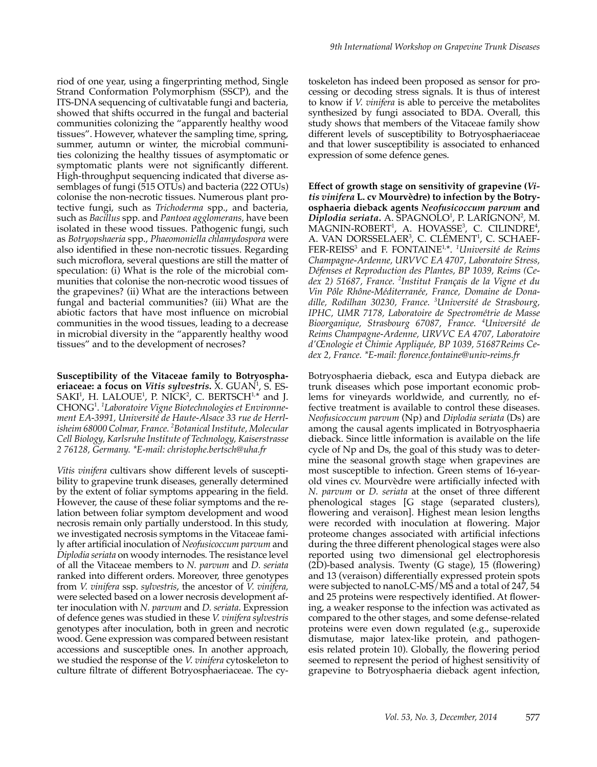riod of one year, using a fingerprinting method, Single Strand Conformation Polymorphism (SSCP), and the ITS-DNA sequencing of cultivatable fungi and bacteria, showed that shifts occurred in the fungal and bacterial communities colonizing the "apparently healthy wood tissues". However, whatever the sampling time, spring, summer, autumn or winter, the microbial communities colonizing the healthy tissues of asymptomatic or symptomatic plants were not significantly different. High-throughput sequencing indicated that diverse assemblages of fungi (515 OTUs) and bacteria (222 OTUs) colonise the non-necrotic tissues. Numerous plant protective fungi, such as *Trichoderma* spp., and bacteria, such as *Bacillus* spp. and *Pantoea agglomerans*, have been isolated in these wood tissues. Pathogenic fungi, such as *Botryopshaeria* spp., *Phaeomoniella chlamydospora* were also identified in these non-necrotic tissues. Regarding such microflora, several questions are still the matter of speculation: (i) What is the role of the microbial communities that colonise the non-necrotic wood tissues of the grapevines? (ii) What are the interactions between fungal and bacterial communities? (iii) What are the abiotic factors that have most influence on microbial communities in the wood tissues, leading to a decrease in microbial diversity in the "apparently healthy wood tissues" and to the development of necroses?

**Susceptibility of the Vitaceae family to Botryosphaeriaceae: a focus on *Vitis sylvestris*.** X. GUAN[1], S. ESSAKI[1], H. LALOUE[1], P. NICK[2], C. BERTSCH[1,*] and J. CHONG[1]. [1]*Laboratoire Vigne Biotechnologies et Environnement EA-3991, Université de Haute-Alsace 33 rue de Herrlisheim 68000 Colmar, France.* [2]*Botanical Institute, Molecular Cell Biology, Karlsruhe Institute of Technology, Kaiserstrasse 2 76128, Germany. \*E-mail: christophe.bertsch@uha.fr*

*Vitis vinifera* cultivars show different levels of susceptibility to grapevine trunk diseases, generally determined by the extent of foliar symptoms appearing in the field. However, the cause of these foliar symptoms and the relation between foliar symptom development and wood necrosis remain only partially understood. In this study, we investigated necrosis symptoms in the Vitaceae family after artificial inoculation of *Neofusicoccum parvum* and *Diplodia seriata* on woody internodes. The resistance level of all the Vitaceae members to *N. parvum* and *D. seriata* ranked into different orders. Moreover, three genotypes from *V. vinifera* ssp. *sylvestris*, the ancestor of *V. vinifera*, were selected based on a lower necrosis development after inoculation with *N. parvum* and *D. seriata*. Expression of defence genes was studied in these *V. vinifera sylvestris* genotypes after inoculation, both in green and necrotic wood. Gene expression was compared between resistant accessions and susceptible ones. In another approach, we studied the response of the *V. vinifera* cytoskeleton to culture filtrate of different Botryosphaeriaceae. The cytoskeleton has indeed been proposed as sensor for processing or decoding stress signals. It is thus of interest to know if *V. vinifera* is able to perceive the metabolites synthesized by fungi associated to BDA. Overall, this study shows that members of the Vitaceae family show different levels of susceptibility to Botryosphaeriaceae and that lower susceptibility is associated to enhanced expression of some defence genes.

**Effect of growth stage on sensitivity of grapevine (*Vitis vinifera* L. cv Mourvèdre) to infection by the Botryosphaeria dieback agents *Neofusicoccum parvum* and *Diplodia seriata*.** A. SPAGNOLO[1], P. LARIGNON[2], M. MAGNIN-ROBERT[1], A. HOVASSE[3], C. CILINDRE[4], A. VAN DORSSELAER[3], C. CLÉMENT[1], C. SCHAEFFER-REISS[3] and F. FONTAINE[1,*]. [1]*Université de Reims Champagne-Ardenne, URVVC EA 4707, Laboratoire Stress, Défenses et Reproduction des Plantes, BP 1039, Reims (Cedex 2) 51687, France.* [2]*Institut Français de la Vigne et du Vin Pôle Rhône-Méditerranée, France, Domaine de Donadille, Rodilhan 30230, France.* [3]*Université de Strasbourg, IPHC, UMR 7178, Laboratoire de Spectrométrie de Masse Bioorganique, Strasbourg 67087, France.* [4]*Université de Reims Champagne-Ardenne, URVVC EA 4707, Laboratoire d'Œnologie et Chimie Appliquée, BP 1039, 51687Reims Cedex 2, France. \*E-mail: florence.fontaine@univ-reims.fr*

Botryosphaeria dieback, esca and Eutypa dieback are trunk diseases which pose important economic problems for vineyards worldwide, and currently, no effective treatment is available to control these diseases. *Neofusicoccum parvum* (Np) and *Diplodia seriata* (Ds) are among the causal agents implicated in Botryosphaeria dieback. Since little information is available on the life cycle of Np and Ds, the goal of this study was to determine the seasonal growth stage when grapevines are most susceptible to infection. Green stems of 16-year-old vines cv. Mourvèdre were artificially infected with *N. parvum* or *D. seriata* at the onset of three different phenological stages [G stage (separated clusters), flowering and veraison]. Highest mean lesion lengths were recorded with inoculation at flowering. Major proteome changes associated with artificial infections during the three different phenological stages were also reported using two dimensional gel electrophoresis (2D)-based analysis. Twenty (G stage), 15 (flowering) and 13 (veraison) differentially expressed protein spots were subjected to nanoLC-MS/MS and a total of 247, 54 and 25 proteins were respectively identified. At flowering, a weaker response to the infection was activated as compared to the other stages, and some defense-related proteins were even down regulated (e.g., superoxide dismutase, major latex-like protein, and pathogenesis related protein 10). Globally, the flowering period seemed to represent the period of highest sensitivity of grapevine to Botryosphaeria dieback agent infection,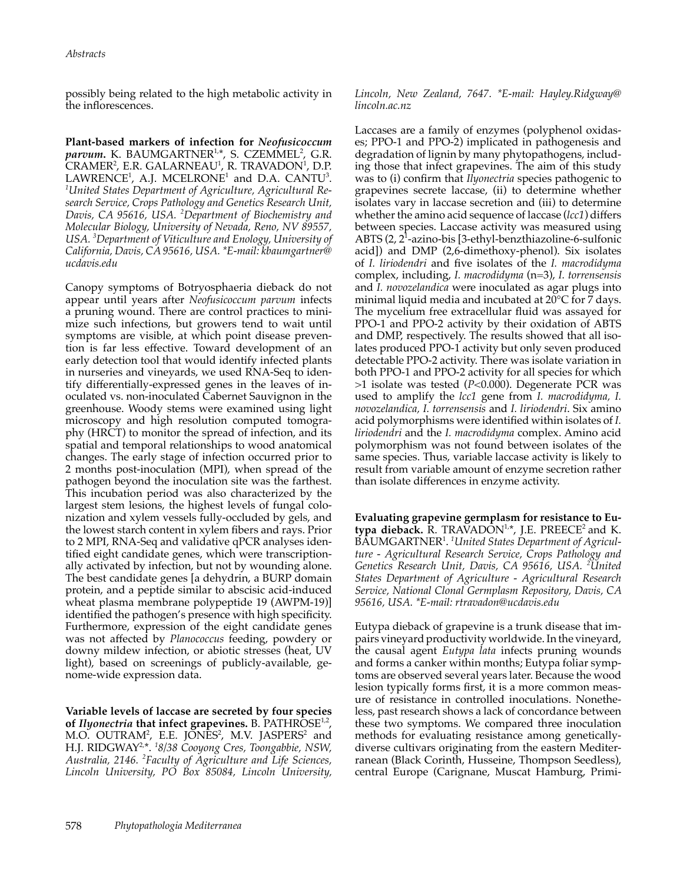possibly being related to the high metabolic activity in the inflorescences.

**Plant-based markers of infection for *Neofusicoccum parvum*.** K. BAUMGARTNER[1,*], S. CZEMMEL[2], G.R. CRAMER[2], E.R. GALARNEAU[1], R. TRAVADON[1], D.P. LAWRENCE[1], A.J. MCELRONE[1] and D.A. CANTU[3]. *[1]United States Department of Agriculture, Agricultural Research Service, Crops Pathology and Genetics Research Unit, Davis, CA 95616, USA. [2]Department of Biochemistry and Molecular Biology, University of Nevada, Reno, NV 89557, USA. [3]Department of Viticulture and Enology, University of California, Davis, CA 95616, USA. *E-mail: kbaumgartner@ucdavis.edu*

Canopy symptoms of Botryosphaeria dieback do not appear until years after *Neofusicoccum parvum* infects a pruning wound. There are control practices to minimize such infections, but growers tend to wait until symptoms are visible, at which point disease prevention is far less effective. Toward development of an early detection tool that would identify infected plants in nurseries and vineyards, we used RNA-Seq to identify differentially-expressed genes in the leaves of inoculated vs. non-inoculated Cabernet Sauvignon in the greenhouse. Woody stems were examined using light microscopy and high resolution computed tomography (HRCT) to monitor the spread of infection, and its spatial and temporal relationships to wood anatomical changes. The early stage of infection occurred prior to 2 months post-inoculation (MPI), when spread of the pathogen beyond the inoculation site was the farthest. This incubation period was also characterized by the largest stem lesions, the highest levels of fungal colonization and xylem vessels fully-occluded by gels, and the lowest starch content in xylem fibers and rays. Prior to 2 MPI, RNA-Seq and validative qPCR analyses identified eight candidate genes, which were transcriptionally activated by infection, but not by wounding alone. The best candidate genes [a dehydrin, a BURP domain protein, and a peptide similar to abscisic acid-induced wheat plasma membrane polypeptide 19 (AWPM-19)] identified the pathogen's presence with high specificity. Furthermore, expression of the eight candidate genes was not affected by *Planococcus* feeding, powdery or downy mildew infection, or abiotic stresses (heat, UV light), based on screenings of publicly-available, genome-wide expression data.

**Variable levels of laccase are secreted by four species of *Ilyonectria* that infect grapevines.** B. PATHROSE[1,2], M.O. OUTRAM[2], E.E. JONES[2], M.V. JASPERS[2] and H.J. RIDGWAY[2,*]. *[1]8/38 Cooyong Cres, Toongabbie, NSW, Australia, 2146. [2]Faculty of Agriculture and Life Sciences, Lincoln University, PO Box 85084, Lincoln University, Lincoln, New Zealand, 7647. *E-mail: Hayley.Ridgway@lincoln.ac.nz*

Laccases are a family of enzymes (polyphenol oxidases; PPO-1 and PPO-2) implicated in pathogenesis and degradation of lignin by many phytopathogens, including those that infect grapevines. The aim of this study was to (i) confirm that *Ilyonectria* species pathogenic to grapevines secrete laccase, (ii) to determine whether isolates vary in laccase secretion and (iii) to determine whether the amino acid sequence of laccase (*lcc1*) differs between species. Laccase activity was measured using ABTS (2, 2[1]-azino-bis [3-ethyl-benzthiazoline-6-sulfonic acid]) and DMP (2,6-dimethoxy-phenol). Six isolates of *I. liriodendri* and five isolates of the *I. macrodidyma* complex, including, *I. macrodidyma* (n=3), *I. torrensensis* and *I. novozelandica* were inoculated as agar plugs into minimal liquid media and incubated at 20°C for 7 days. The mycelium free extracellular fluid was assayed for PPO-1 and PPO-2 activity by their oxidation of ABTS and DMP, respectively. The results showed that all isolates produced PPO-1 activity but only seven produced detectable PPO-2 activity. There was isolate variation in both PPO-1 and PPO-2 activity for all species for which >1 isolate was tested ($P$<0.000). Degenerate PCR was used to amplify the *lcc1* gene from *I. macrodidyma, I. novozelandica, I. torrensensis* and *I. liriodendri*. Six amino acid polymorphisms were identified within isolates of *I. liriodendri* and the *I. macrodidyma* complex. Amino acid polymorphism was not found between isolates of the same species. Thus, variable laccase activity is likely to result from variable amount of enzyme secretion rather than isolate differences in enzyme activity.

**Evaluating grapevine germplasm for resistance to Eutypa dieback.** R. TRAVADON[1,*], J.E. PREECE[2] and K. BAUMGARTNER[1]. *[1]United States Department of Agriculture - Agricultural Research Service, Crops Pathology and Genetics Research Unit, Davis, CA 95616, USA. [2]United States Department of Agriculture - Agricultural Research Service, National Clonal Germplasm Repository, Davis, CA 95616, USA. *E-mail: rtravadon@ucdavis.edu*

Eutypa dieback of grapevine is a trunk disease that impairs vineyard productivity worldwide. In the vineyard, the causal agent *Eutypa lata* infects pruning wounds and forms a canker within months; Eutypa foliar symptoms are observed several years later. Because the wood lesion typically forms first, it is a more common measure of resistance in controlled inoculations. Nonetheless, past research shows a lack of concordance between these two symptoms. We compared three inoculation methods for evaluating resistance among genetically-diverse cultivars originating from the eastern Mediterranean (Black Corinth, Husseine, Thompson Seedless), central Europe (Carignane, Muscat Hamburg, Primi-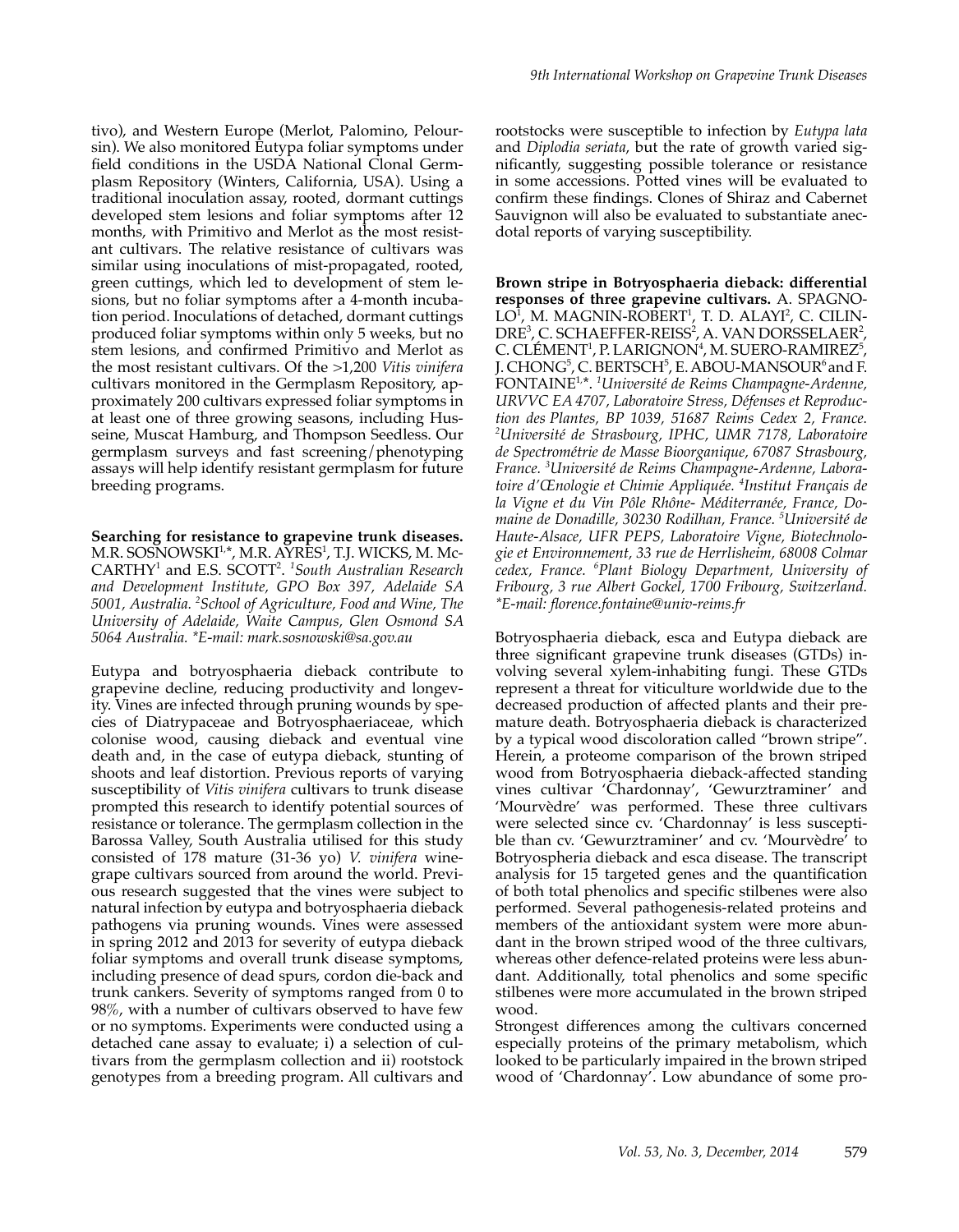tivo), and Western Europe (Merlot, Palomino, Peloursin). We also monitored Eutypa foliar symptoms under field conditions in the USDA National Clonal Germplasm Repository (Winters, California, USA). Using a traditional inoculation assay, rooted, dormant cuttings developed stem lesions and foliar symptoms after 12 months, with Primitivo and Merlot as the most resistant cultivars. The relative resistance of cultivars was similar using inoculations of mist-propagated, rooted, green cuttings, which led to development of stem lesions, but no foliar symptoms after a 4-month incubation period. Inoculations of detached, dormant cuttings produced foliar symptoms within only 5 weeks, but no stem lesions, and confirmed Primitivo and Merlot as the most resistant cultivars. Of the >1,200 *Vitis vinifera* cultivars monitored in the Germplasm Repository, approximately 200 cultivars expressed foliar symptoms in at least one of three growing seasons, including Husseine, Muscat Hamburg, and Thompson Seedless. Our germplasm surveys and fast screening/phenotyping assays will help identify resistant germplasm for future breeding programs.

**Searching for resistance to grapevine trunk diseases.** M.R. SOSNOWSKI[1,*], M.R. AYRES[1], T.J. WICKS, M. McCARTHY[1] and E.S. SCOTT[2]. [1]*South Australian Research and Development Institute, GPO Box 397, Adelaide SA 5001, Australia.* [2]*School of Agriculture, Food and Wine, The University of Adelaide, Waite Campus, Glen Osmond SA 5064 Australia. \*E-mail: mark.sosnowski@sa.gov.au*

Eutypa and botryosphaeria dieback contribute to grapevine decline, reducing productivity and longevity. Vines are infected through pruning wounds by species of Diatrypaceae and Botryosphaeriaceae, which colonise wood, causing dieback and eventual vine death and, in the case of eutypa dieback, stunting of shoots and leaf distortion. Previous reports of varying susceptibility of *Vitis vinifera* cultivars to trunk disease prompted this research to identify potential sources of resistance or tolerance. The germplasm collection in the Barossa Valley, South Australia utilised for this study consisted of 178 mature (31-36 yo) *V. vinifera* winegrape cultivars sourced from around the world. Previous research suggested that the vines were subject to natural infection by eutypa and botryosphaeria dieback pathogens via pruning wounds. Vines were assessed in spring 2012 and 2013 for severity of eutypa dieback foliar symptoms and overall trunk disease symptoms, including presence of dead spurs, cordon die-back and trunk cankers. Severity of symptoms ranged from 0 to 98%, with a number of cultivars observed to have few or no symptoms. Experiments were conducted using a detached cane assay to evaluate; i) a selection of cultivars from the germplasm collection and ii) rootstock genotypes from a breeding program. All cultivars and rootstocks were susceptible to infection by *Eutypa lata* and *Diplodia seriata*, but the rate of growth varied significantly, suggesting possible tolerance or resistance in some accessions. Potted vines will be evaluated to confirm these findings. Clones of Shiraz and Cabernet Sauvignon will also be evaluated to substantiate anecdotal reports of varying susceptibility.

**Brown stripe in Botryosphaeria dieback: differential responses of three grapevine cultivars.** A. SPAGNOLO[1], M. MAGNIN-ROBERT[1], T. D. ALAYI[2], C. CILINDRE[3], C. SCHAEFFER-REISS[2], A. VAN DORSSELAER[2], C. CLÉMENT[1], P. LARIGNON[4], M. SUERO-RAMIREZ[5], J. CHONG[5], C. BERTSCH[5], E. ABOU-MANSOUR[6] and F. FONTAINE[1,*]. [1]*Université de Reims Champagne-Ardenne, URVVC EA 4707, Laboratoire Stress, Défenses et Reproduction des Plantes, BP 1039, 51687 Reims Cedex 2, France.* [2]*Université de Strasbourg, IPHC, UMR 7178, Laboratoire de Spectrométrie de Masse Bioorganique, 67087 Strasbourg, France.* [3]*Université de Reims Champagne-Ardenne, Laboratoire d'Œnologie et Chimie Appliquée.* [4]*Institut Français de la Vigne et du Vin Pôle Rhône- Méditerranée, France, Domaine de Donadille, 30230 Rodilhan, France.* [5]*Université de Haute-Alsace, UFR PEPS, Laboratoire Vigne, Biotechnologie et Environnement, 33 rue de Herrlisheim, 68008 Colmar cedex, France.* [6]*Plant Biology Department, University of Fribourg, 3 rue Albert Gockel, 1700 Fribourg, Switzerland. \*E-mail: florence.fontaine@univ-reims.fr*

Botryosphaeria dieback, esca and Eutypa dieback are three significant grapevine trunk diseases (GTDs) involving several xylem-inhabiting fungi. These GTDs represent a threat for viticulture worldwide due to the decreased production of affected plants and their premature death. Botryosphaeria dieback is characterized by a typical wood discoloration called "brown stripe". Herein, a proteome comparison of the brown striped wood from Botryosphaeria dieback-affected standing vines cultivar 'Chardonnay', 'Gewurztraminer' and 'Mourvèdre' was performed. These three cultivars were selected since cv. 'Chardonnay' is less susceptible than cv. 'Gewurztraminer' and cv. 'Mourvèdre' to Botryospheria dieback and esca disease. The transcript analysis for 15 targeted genes and the quantification of both total phenolics and specific stilbenes were also performed. Several pathogenesis-related proteins and members of the antioxidant system were more abundant in the brown striped wood of the three cultivars, whereas other defence-related proteins were less abundant. Additionally, total phenolics and some specific stilbenes were more accumulated in the brown striped wood.

Strongest differences among the cultivars concerned especially proteins of the primary metabolism, which looked to be particularly impaired in the brown striped wood of 'Chardonnay'. Low abundance of some pro-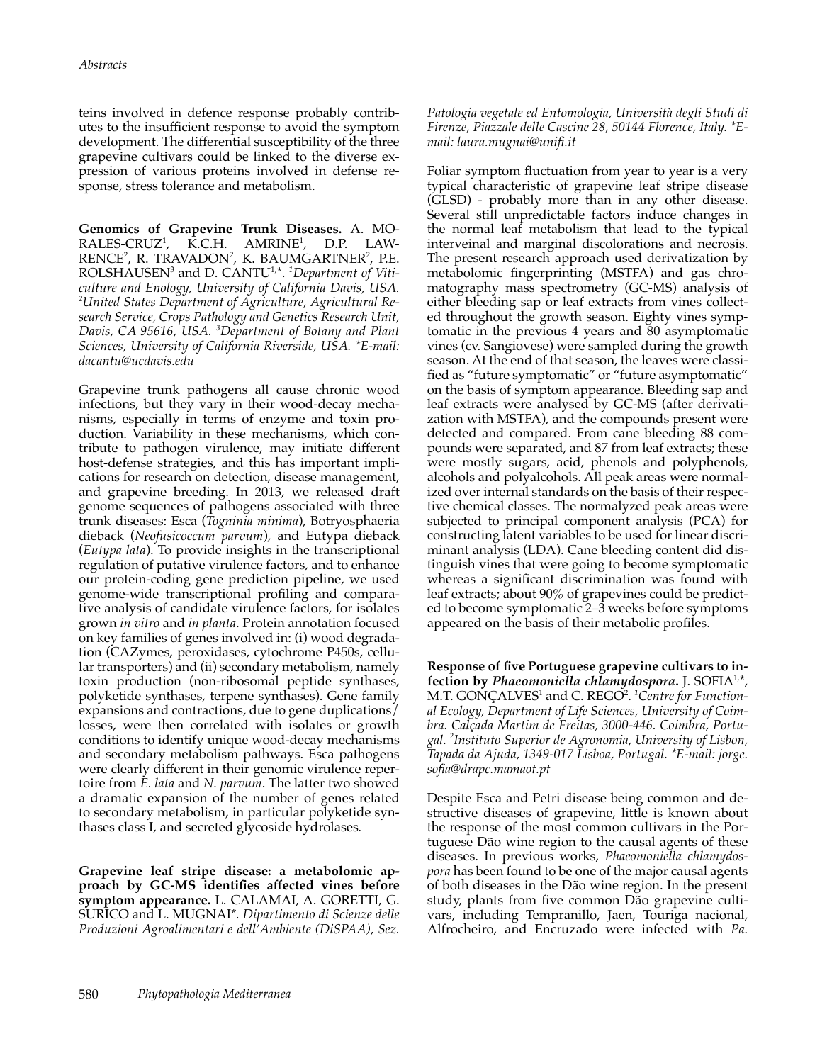teins involved in defence response probably contributes to the insufficient response to avoid the symptom development. The differential susceptibility of the three grapevine cultivars could be linked to the diverse expression of various proteins involved in defense response, stress tolerance and metabolism.

**Genomics of Grapevine Trunk Diseases.** A. MORALES-CRUZ[1], K.C.H. AMRINE[1], D.P. LAWRENCE[2], R. TRAVADON[2], K. BAUMGARTNER[2], P.E. ROLSHAUSEN[3] and D. CANTU[1,*]. [1]*Department of Viticulture and Enology, University of California Davis, USA.* [2]*United States Department of Agriculture, Agricultural Research Service, Crops Pathology and Genetics Research Unit, Davis, CA 95616, USA.* [3]*Department of Botany and Plant Sciences, University of California Riverside, USA. \*E-mail: dacantu@ucdavis.edu*

Grapevine trunk pathogens all cause chronic wood infections, but they vary in their wood-decay mechanisms, especially in terms of enzyme and toxin production. Variability in these mechanisms, which contribute to pathogen virulence, may initiate different host-defense strategies, and this has important implications for research on detection, disease management, and grapevine breeding. In 2013, we released draft genome sequences of pathogens associated with three trunk diseases: Esca (*Togninia minima*), Botryosphaeria dieback (*Neofusicoccum parvum*), and Eutypa dieback (*Eutypa lata*). To provide insights in the transcriptional regulation of putative virulence factors, and to enhance our protein-coding gene prediction pipeline, we used genome-wide transcriptional profiling and comparative analysis of candidate virulence factors, for isolates grown *in vitro* and *in planta*. Protein annotation focused on key families of genes involved in: (i) wood degradation (CAZymes, peroxidases, cytochrome P450s, cellular transporters) and (ii) secondary metabolism, namely toxin production (non-ribosomal peptide synthases, polyketide synthases, terpene synthases). Gene family expansions and contractions, due to gene duplications/losses, were then correlated with isolates or growth conditions to identify unique wood-decay mechanisms and secondary metabolism pathways. Esca pathogens were clearly different in their genomic virulence repertoire from *E. lata* and *N. parvum*. The latter two showed a dramatic expansion of the number of genes related to secondary metabolism, in particular polyketide synthases class I, and secreted glycoside hydrolases.

**Grapevine leaf stripe disease: a metabolomic approach by GC-MS identifies affected vines before symptom appearance.** L. CALAMAI, A. GORETTI, G. SURICO and L. MUGNAI*. *Dipartimento di Scienze delle Produzioni Agroalimentari e dell'Ambiente (DiSPAA), Sez. Patologia vegetale ed Entomologia, Università degli Studi di Firenze, Piazzale delle Cascine 28, 50144 Florence, Italy. \*E-mail: laura.mugnai@unifi.it*

Foliar symptom fluctuation from year to year is a very typical characteristic of grapevine leaf stripe disease (GLSD) - probably more than in any other disease. Several still unpredictable factors induce changes in the normal leaf metabolism that lead to the typical interveinal and marginal discolorations and necrosis. The present research approach used derivatization by metabolomic fingerprinting (MSTFA) and gas chromatography mass spectrometry (GC-MS) analysis of either bleeding sap or leaf extracts from vines collected throughout the growth season. Eighty vines symptomatic in the previous 4 years and 80 asymptomatic vines (cv. Sangiovese) were sampled during the growth season. At the end of that season, the leaves were classified as "future symptomatic" or "future asymptomatic" on the basis of symptom appearance. Bleeding sap and leaf extracts were analysed by GC-MS (after derivatization with MSTFA), and the compounds present were detected and compared. From cane bleeding 88 compounds were separated, and 87 from leaf extracts; these were mostly sugars, acid, phenols and polyphenols, alcohols and polyalcohols. All peak areas were normalized over internal standards on the basis of their respective chemical classes. The normalyzed peak areas were subjected to principal component analysis (PCA) for constructing latent variables to be used for linear discriminant analysis (LDA). Cane bleeding content did distinguish vines that were going to become symptomatic whereas a significant discrimination was found with leaf extracts; about 90% of grapevines could be predicted to become symptomatic 2–3 weeks before symptoms appeared on the basis of their metabolic profiles.

**Response of five Portuguese grapevine cultivars to infection by *Phaeomoniella chlamydospora*.** J. SOFIA[1,*], M.T. GONÇALVES[1] and C. REGO[2]. [1]*Centre for Functional Ecology, Department of Life Sciences, University of Coimbra. Calçada Martim de Freitas, 3000-446. Coimbra, Portugal.* [2]*Instituto Superior de Agronomia, University of Lisbon, Tapada da Ajuda, 1349-017 Lisboa, Portugal. \*E-mail: jorge.sofia@drapc.mamaot.pt*

Despite Esca and Petri disease being common and destructive diseases of grapevine, little is known about the response of the most common cultivars in the Portuguese Dão wine region to the causal agents of these diseases. In previous works, *Phaeomoniella chlamydospora* has been found to be one of the major causal agents of both diseases in the Dão wine region. In the present study, plants from five common Dão grapevine cultivars, including Tempranillo, Jaen, Touriga nacional, Alfrocheiro, and Encruzado were infected with *Pa.*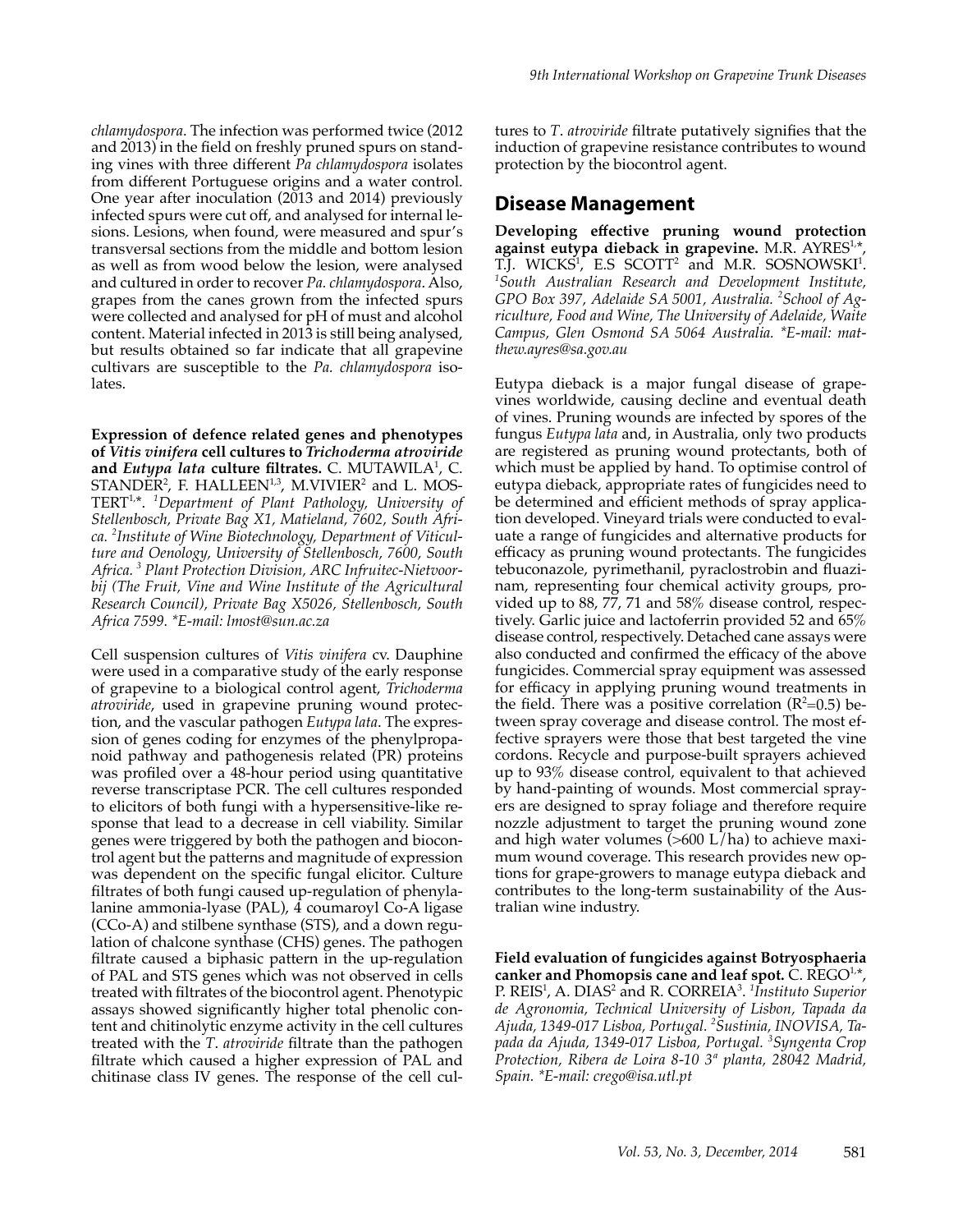*chlamydospora*. The infection was performed twice (2012 and 2013) in the field on freshly pruned spurs on standing vines with three different *Pa chlamydospora* isolates from different Portuguese origins and a water control. One year after inoculation (2013 and 2014) previously infected spurs were cut off, and analysed for internal lesions. Lesions, when found, were measured and spur's transversal sections from the middle and bottom lesion as well as from wood below the lesion, were analysed and cultured in order to recover *Pa. chlamydospora*. Also, grapes from the canes grown from the infected spurs were collected and analysed for pH of must and alcohol content. Material infected in 2013 is still being analysed, but results obtained so far indicate that all grapevine cultivars are susceptible to the *Pa. chlamydospora* isolates.

**Expression of defence related genes and phenotypes of *Vitis vinifera* cell cultures to *Trichoderma atroviride* and *Eutypa lata* culture filtrates.** C. MUTAWILA[1], C. STANDER[2], F. HALLEEN[1,3], M.VIVIER[2] and L. MOSTERT[1,*]. *[1]Department of Plant Pathology, University of Stellenbosch, Private Bag X1, Matieland, 7602, South Africa. [2]Institute of Wine Biotechnology, Department of Viticulture and Oenology, University of Stellenbosch, 7600, South Africa. [3] Plant Protection Division, ARC Infruitec-Nietvoorbij (The Fruit, Vine and Wine Institute of the Agricultural Research Council), Private Bag X5026, Stellenbosch, South Africa 7599. *E-mail: lmost@sun.ac.za*

Cell suspension cultures of *Vitis vinifera* cv. Dauphine were used in a comparative study of the early response of grapevine to a biological control agent, *Trichoderma atroviride*, used in grapevine pruning wound protection, and the vascular pathogen *Eutypa lata*. The expression of genes coding for enzymes of the phenylpropanoid pathway and pathogenesis related (PR) proteins was profiled over a 48-hour period using quantitative reverse transcriptase PCR. The cell cultures responded to elicitors of both fungi with a hypersensitive-like response that lead to a decrease in cell viability. Similar genes were triggered by both the pathogen and biocontrol agent but the patterns and magnitude of expression was dependent on the specific fungal elicitor. Culture filtrates of both fungi caused up-regulation of phenylalanine ammonia-lyase (PAL), 4 coumaroyl Co-A ligase (CCo-A) and stilbene synthase (STS), and a down regulation of chalcone synthase (CHS) genes. The pathogen filtrate caused a biphasic pattern in the up-regulation of PAL and STS genes which was not observed in cells treated with filtrates of the biocontrol agent. Phenotypic assays showed significantly higher total phenolic content and chitinolytic enzyme activity in the cell cultures treated with the *T. atroviride* filtrate than the pathogen filtrate which caused a higher expression of PAL and chitinase class IV genes. The response of the cell cultures to *T. atroviride* filtrate putatively signifies that the induction of grapevine resistance contributes to wound protection by the biocontrol agent.

## Disease Management

**Developing effective pruning wound protection against eutypa dieback in grapevine.** M.R. AYRES[1,*], T.J. WICKS[1], E.S SCOTT[2] and M.R. SOSNOWSKI[1]. *[1]South Australian Research and Development Institute, GPO Box 397, Adelaide SA 5001, Australia. [2]School of Agriculture, Food and Wine, The University of Adelaide, Waite Campus, Glen Osmond SA 5064 Australia. *E-mail: matthew.ayres@sa.gov.au*

Eutypa dieback is a major fungal disease of grapevines worldwide, causing decline and eventual death of vines. Pruning wounds are infected by spores of the fungus *Eutypa lata* and, in Australia, only two products are registered as pruning wound protectants, both of which must be applied by hand. To optimise control of eutypa dieback, appropriate rates of fungicides need to be determined and efficient methods of spray application developed. Vineyard trials were conducted to evaluate a range of fungicides and alternative products for efficacy as pruning wound protectants. The fungicides tebuconazole, pyrimethanil, pyraclostrobin and fluazinam, representing four chemical activity groups, provided up to 88, 77, 71 and 58% disease control, respectively. Garlic juice and lactoferrin provided 52 and 65% disease control, respectively. Detached cane assays were also conducted and confirmed the efficacy of the above fungicides. Commercial spray equipment was assessed for efficacy in applying pruning wound treatments in the field. There was a positive correlation ($R^2$=0.5) between spray coverage and disease control. The most effective sprayers were those that best targeted the vine cordons. Recycle and purpose-built sprayers achieved up to 93% disease control, equivalent to that achieved by hand-painting of wounds. Most commercial sprayers are designed to spray foliage and therefore require nozzle adjustment to target the pruning wound zone and high water volumes (>600 L/ha) to achieve maximum wound coverage. This research provides new options for grape-growers to manage eutypa dieback and contributes to the long-term sustainability of the Australian wine industry.

**Field evaluation of fungicides against Botryosphaeria canker and Phomopsis cane and leaf spot.** C. REGO[1,*], P. REIS[1], A. DIAS[2] and R. CORREIA[3]. *[1]Instituto Superior de Agronomia, Technical University of Lisbon, Tapada da Ajuda, 1349-017 Lisboa, Portugal. [2]Sustinia, INOVISA, Tapada da Ajuda, 1349-017 Lisboa, Portugal. [3]Syngenta Crop Protection, Ribera de Loira 8-10 3ª planta, 28042 Madrid, Spain. *E-mail: crego@isa.utl.pt*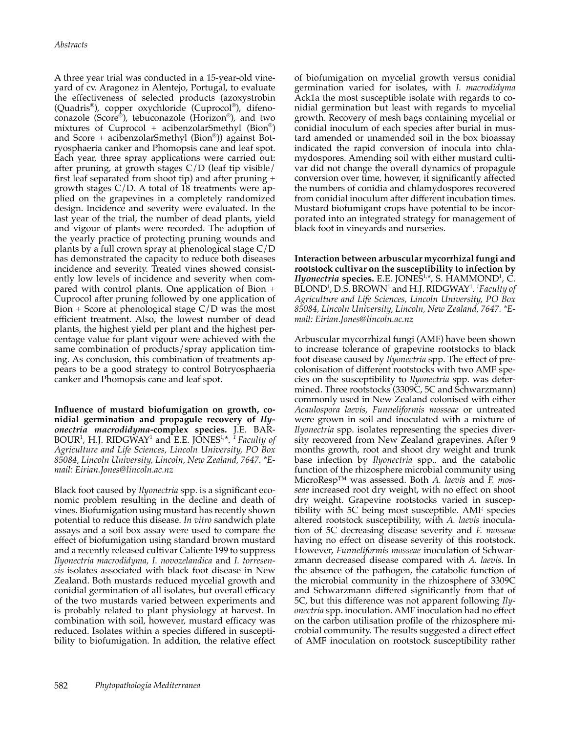A three year trial was conducted in a 15-year-old vineyard of cv. Aragonez in Alentejo, Portugal, to evaluate the effectiveness of selected products (azoxystrobin (Quadris®), copper oxychloride (Cuprocol®), difenoconazole (Score®), tebuconazole (Horizon®), and two mixtures of Cuprocol + acibenzolarSmethyl (Bion®) and Score + acibenzolarSmethyl (Bion®)) against Botryosphaeria canker and Phomopsis cane and leaf spot. Each year, three spray applications were carried out: after pruning, at growth stages C/D (leaf tip visible/ first leaf separated from shoot tip) and after pruning + growth stages C/D. A total of 18 treatments were applied on the grapevines in a completely randomized design. Incidence and severity were evaluated. In the last year of the trial, the number of dead plants, yield and vigour of plants were recorded. The adoption of the yearly practice of protecting pruning wounds and plants by a full crown spray at phenological stage C/D has demonstrated the capacity to reduce both diseases incidence and severity. Treated vines showed consistently low levels of incidence and severity when compared with control plants. One application of Bion + Cuprocol after pruning followed by one application of Bion + Score at phenological stage C/D was the most efficient treatment. Also, the lowest number of dead plants, the highest yield per plant and the highest percentage value for plant vigour were achieved with the same combination of products/spray application timing. As conclusion, this combination of treatments appears to be a good strategy to control Botryosphaeria canker and Phomopsis cane and leaf spot.

**Influence of mustard biofumigation on growth, conidial germination and propagule recovery of *Ilyonectria macrodidyma*-complex species.** J.E. BARBOUR[1], H.J. RIDGWAY[1] and E.E. JONES[1,*]. *[1] Faculty of Agriculture and Life Sciences, Lincoln University, PO Box 85084, Lincoln University, Lincoln, New Zealand, 7647. *E-mail: Eirian.Jones@lincoln.ac.nz*

Black foot caused by *Ilyonectria* spp. is a significant economic problem resulting in the decline and death of vines. Biofumigation using mustard has recently shown potential to reduce this disease. *In vitro* sandwich plate assays and a soil box assay were used to compare the effect of biofumigation using standard brown mustard and a recently released cultivar Caliente 199 to suppress *Ilyonectria macrodidyma, I. novozelandica* and *I. torresensis* isolates associated with black foot disease in New Zealand. Both mustards reduced mycelial growth and conidial germination of all isolates, but overall efficacy of the two mustards varied between experiments and is probably related to plant physiology at harvest. In combination with soil, however, mustard efficacy was reduced. Isolates within a species differed in susceptibility to biofumigation. In addition, the relative effect of biofumigation on mycelial growth versus conidial germination varied for isolates, with *I. macrodidyma* Ack1a the most susceptible isolate with regards to conidial germination but least with regards to mycelial growth. Recovery of mesh bags containing mycelial or conidial inoculum of each species after burial in mustard amended or unamended soil in the box bioassay indicated the rapid conversion of inocula into chlamydospores. Amending soil with either mustard cultivar did not change the overall dynamics of propagule conversion over time, however, it significantly affected the numbers of conidia and chlamydospores recovered from conidial inoculum after different incubation times. Mustard biofumigant crops have potential to be incorporated into an integrated strategy for management of black foot in vineyards and nurseries.

**Interaction between arbuscular mycorrhizal fungi and rootstock cultivar on the susceptibility to infection by *Ilyonectria* species.** E.E. JONES[1,*], S. HAMMOND[1], C. BLOND[1], D.S. BROWN[1] and H.J. RIDGWAY[1]. *[1]Faculty of Agriculture and Life Sciences, Lincoln University, PO Box 85084, Lincoln University, Lincoln, New Zealand, 7647. *E-mail: Eirian.Jones@lincoln.ac.nz*

Arbuscular mycorrhizal fungi (AMF) have been shown to increase tolerance of grapevine rootstocks to black foot disease caused by *Ilyonectria* spp. The effect of precolonisation of different rootstocks with two AMF species on the susceptibility to *Ilyonectria* spp. was determined. Three rootstocks (3309C, 5C and Schwarzmann) commonly used in New Zealand colonised with either *Acaulospora laevis, Funneliformis mosseae* or untreated were grown in soil and inoculated with a mixture of *Ilyonectria* spp. isolates representing the species diversity recovered from New Zealand grapevines. After 9 months growth, root and shoot dry weight and trunk base infection by *Ilyonectria* spp., and the catabolic function of the rhizosphere microbial community using MicroResp™ was assessed. Both *A. laevis* and *F. mosseae* increased root dry weight, with no effect on shoot dry weight. Grapevine rootstocks varied in susceptibility with 5C being most susceptible. AMF species altered rootstock susceptibility, with *A. laevis* inoculation of 5C decreasing disease severity and *F. mosseae* having no effect on disease severity of this rootstock. However, *Funneliformis mosseae* inoculation of Schwarzmann decreased disease compared with *A. laevis*. In the absence of the pathogen, the catabolic function of the microbial community in the rhizosphere of 3309C and Schwarzmann differed significantly from that of 5C, but this difference was not apparent following *Ilyonectria* spp. inoculation. AMF inoculation had no effect on the carbon utilisation profile of the rhizosphere microbial community. The results suggested a direct effect of AMF inoculation on rootstock susceptibility rather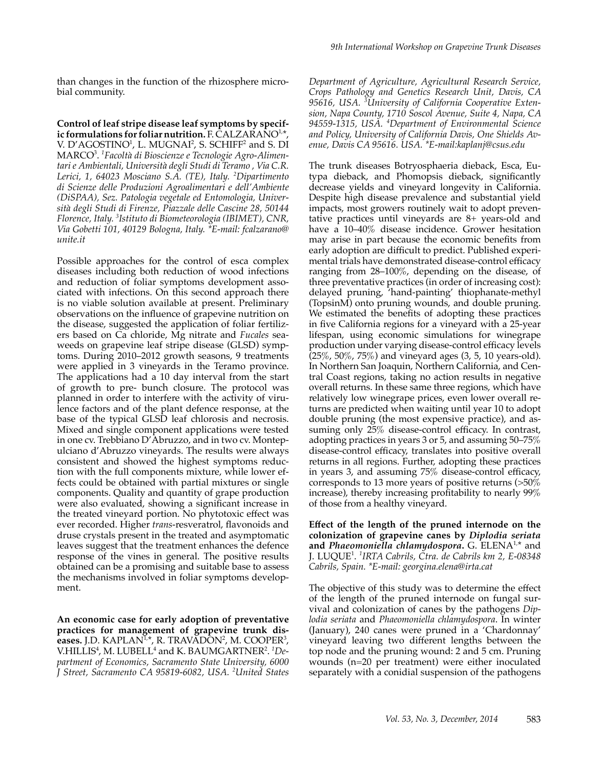than changes in the function of the rhizosphere microbial community.

**Control of leaf stripe disease leaf symptoms by specific formulations for foliar nutrition.** F. CALZARANO[1,*], V. D'AGOSTINO[1], L. MUGNAI[2], S. SCHIFF[2] and S. DI MARCO[3]. *[1]Facoltà di Bioscienze e Tecnologie Agro-Alimentari e Ambientali, Università degli Studi di Teramo , Via C.R. Lerici, 1, 64023 Mosciano S.A. (TE), Italy. [2]Dipartimento di Scienze delle Produzioni Agroalimentari e dell'Ambiente (DiSPAA), Sez. Patologia vegetale ed Entomologia, Università degli Studi di Firenze, Piazzale delle Cascine 28, 50144 Florence, Italy. [3]Istituto di Biometeorologia (IBIMET), CNR, Via Gobetti 101, 40129 Bologna, Italy. *E-mail: fcalzarano@unite.it*

Possible approaches for the control of esca complex diseases including both reduction of wood infections and reduction of foliar symptoms development associated with infections. On this second approach there is no viable solution available at present. Preliminary observations on the influence of grapevine nutrition on the disease, suggested the application of foliar fertilizers based on Ca chloride, Mg nitrate and *Fucales* seaweeds on grapevine leaf stripe disease (GLSD) symptoms. During 2010–2012 growth seasons, 9 treatments were applied in 3 vineyards in the Teramo province. The applications had a 10 day interval from the start of growth to pre- bunch closure. The protocol was planned in order to interfere with the activity of virulence factors and of the plant defence response, at the base of the typical GLSD leaf chlorosis and necrosis. Mixed and single component applications were tested in one cv. Trebbiano D'Abruzzo, and in two cv. Montepulciano d'Abruzzo vineyards. The results were always consistent and showed the highest symptoms reduction with the full components mixture, while lower effects could be obtained with partial mixtures or single components. Quality and quantity of grape production were also evaluated, showing a significant increase in the treated vineyard portion. No phytotoxic effect was ever recorded. Higher *trans*-resveratrol, flavonoids and druse crystals present in the treated and asymptomatic leaves suggest that the treatment enhances the defence response of the vines in general. The positive results obtained can be a promising and suitable base to assess the mechanisms involved in foliar symptoms development.

**An economic case for early adoption of preventative practices for management of grapevine trunk diseases.** J.D. KAPLAN[1,*], R. TRAVADON[2], M. COOPER[3], V.HILLIS[4], M. LUBELL[4] and K. BAUMGARTNER[2]. *[1]Department of Economics, Sacramento State University, 6000 J Street, Sacramento CA 95819-6082, USA. [2]United States Department of Agriculture, Agricultural Research Service, Crops Pathology and Genetics Research Unit, Davis, CA 95616, USA. [3]University of California Cooperative Extension, Napa County, 1710 Soscol Avenue, Suite 4, Napa, CA 94559-1315, USA. [4]Department of Environmental Science and Policy, University of California Davis, One Shields Avenue, Davis CA 95616. USA. *E-mail:kaplanj@csus.edu*

The trunk diseases Botryosphaeria dieback, Esca, Eutypa dieback, and Phomopsis dieback, significantly decrease yields and vineyard longevity in California. Despite high disease prevalence and substantial yield impacts, most growers routinely wait to adopt preventative practices until vineyards are 8+ years-old and have a 10–40% disease incidence. Grower hesitation may arise in part because the economic benefits from early adoption are difficult to predict. Published experimental trials have demonstrated disease-control efficacy ranging from 28–100%, depending on the disease, of three preventative practices (in order of increasing cost): delayed pruning, 'hand-painting' thiophanate-methyl (TopsinM) onto pruning wounds, and double pruning. We estimated the benefits of adopting these practices in five California regions for a vineyard with a 25-year lifespan, using economic simulations for winegrape production under varying disease-control efficacy levels (25%, 50%, 75%) and vineyard ages (3, 5, 10 years-old). In Northern San Joaquin, Northern California, and Central Coast regions, taking no action results in negative overall returns. In these same three regions, which have relatively low winegrape prices, even lower overall returns are predicted when waiting until year 10 to adopt double pruning (the most expensive practice), and assuming only 25% disease-control efficacy. In contrast, adopting practices in years 3 or 5, and assuming 50–75% disease-control efficacy, translates into positive overall returns in all regions. Further, adopting these practices in years 3, and assuming 75% disease-control efficacy, corresponds to 13 more years of positive returns (>50% increase), thereby increasing profitability to nearly 99% of those from a healthy vineyard.

**Effect of the length of the pruned internode on the colonization of grapevine canes by *Diplodia seriata* and *Phaeomoniella chlamydospora*.** G. ELENA[1,*] and J. LUQUE[1]. *[1]IRTA Cabrils, Ctra. de Cabrils km 2, E-08348 Cabrils, Spain. *E-mail: georgina.elena@irta.cat*

The objective of this study was to determine the effect of the length of the pruned internode on fungal survival and colonization of canes by the pathogens *Diplodia seriata* and *Phaeomoniella chlamydospora*. In winter (January), 240 canes were pruned in a 'Chardonnay' vineyard leaving two different lengths between the top node and the pruning wound: 2 and 5 cm. Pruning wounds (n=20 per treatment) were either inoculated separately with a conidial suspension of the pathogens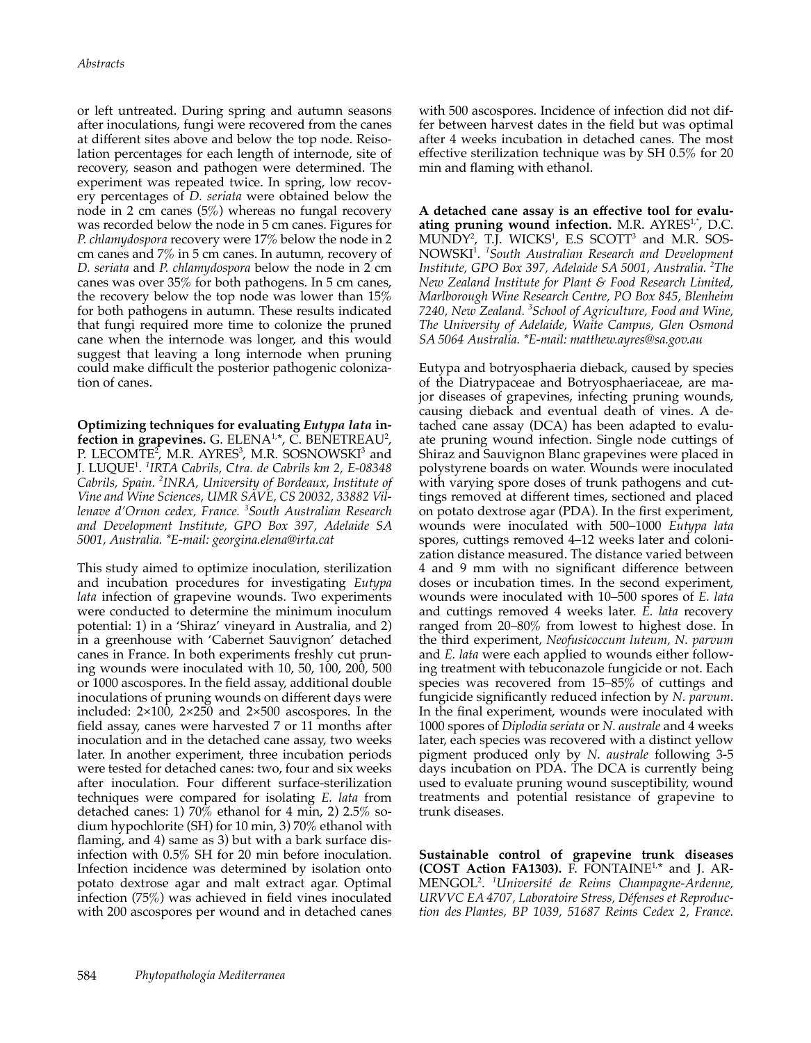or left untreated. During spring and autumn seasons after inoculations, fungi were recovered from the canes at different sites above and below the top node. Reisolation percentages for each length of internode, site of recovery, season and pathogen were determined. The experiment was repeated twice. In spring, low recovery percentages of *D. seriata* were obtained below the node in 2 cm canes (5%) whereas no fungal recovery was recorded below the node in 5 cm canes. Figures for *P. chlamydospora* recovery were 17% below the node in 2 cm canes and 7% in 5 cm canes. In autumn, recovery of *D. seriata* and *P. chlamydospora* below the node in 2 cm canes was over 35% for both pathogens. In 5 cm canes, the recovery below the top node was lower than 15% for both pathogens in autumn. These results indicated that fungi required more time to colonize the pruned cane when the internode was longer, and this would suggest that leaving a long internode when pruning could make difficult the posterior pathogenic colonization of canes.

**Optimizing techniques for evaluating *Eutypa lata* infection in grapevines.** G. ELENA[1,*], C. BENETREAU[2], P. LECOMTE[2], M.R. AYRES[3], M.R. SOSNOWSKI[3] and J. LUQUE[1]. [1]*IRTA Cabrils, Ctra. de Cabrils km 2, E-08348 Cabrils, Spain.* [2]*INRA, University of Bordeaux, Institute of Vine and Wine Sciences, UMR SAVE, CS 20032, 33882 Villenave d'Ornon cedex, France.* [3]*South Australian Research and Development Institute, GPO Box 397, Adelaide SA 5001, Australia. *E-mail: georgina.elena@irta.cat*

This study aimed to optimize inoculation, sterilization and incubation procedures for investigating *Eutypa lata* infection of grapevine wounds. Two experiments were conducted to determine the minimum inoculum potential: 1) in a 'Shiraz' vineyard in Australia, and 2) in a greenhouse with 'Cabernet Sauvignon' detached canes in France. In both experiments freshly cut pruning wounds were inoculated with 10, 50, 100, 200, 500 or 1000 ascospores. In the field assay, additional double inoculations of pruning wounds on different days were included: 2×100, 2×250 and 2×500 ascospores. In the field assay, canes were harvested 7 or 11 months after inoculation and in the detached cane assay, two weeks later. In another experiment, three incubation periods were tested for detached canes: two, four and six weeks after inoculation. Four different surface-sterilization techniques were compared for isolating *E. lata* from detached canes: 1) 70% ethanol for 4 min, 2) 2.5% sodium hypochlorite (SH) for 10 min, 3) 70% ethanol with flaming, and 4) same as 3) but with a bark surface disinfection with 0.5% SH for 20 min before inoculation. Infection incidence was determined by isolation onto potato dextrose agar and malt extract agar. Optimal infection (75%) was achieved in field vines inoculated with 200 ascospores per wound and in detached canes with 500 ascospores. Incidence of infection did not differ between harvest dates in the field but was optimal after 4 weeks incubation in detached canes. The most effective sterilization technique was by SH 0.5% for 20 min and flaming with ethanol.

**A detached cane assay is an effective tool for evaluating pruning wound infection.** M.R. AYRES[1,*], D.C. MUNDY[2], T.J. WICKS[1], E.S SCOTT[3] and M.R. SOSNOWSKI[1]. [1]*South Australian Research and Development Institute, GPO Box 397, Adelaide SA 5001, Australia.* [2]*The New Zealand Institute for Plant & Food Research Limited, Marlborough Wine Research Centre, PO Box 845, Blenheim 7240, New Zealand.* [3]*School of Agriculture, Food and Wine, The University of Adelaide, Waite Campus, Glen Osmond SA 5064 Australia. *E-mail: matthew.ayres@sa.gov.au*

Eutypa and botryosphaeria dieback, caused by species of the Diatrypaceae and Botryosphaeriaceae, are major diseases of grapevines, infecting pruning wounds, causing dieback and eventual death of vines. A detached cane assay (DCA) has been adapted to evaluate pruning wound infection. Single node cuttings of Shiraz and Sauvignon Blanc grapevines were placed in polystyrene boards on water. Wounds were inoculated with varying spore doses of trunk pathogens and cuttings removed at different times, sectioned and placed on potato dextrose agar (PDA). In the first experiment, wounds were inoculated with 500–1000 *Eutypa lata* spores, cuttings removed 4–12 weeks later and colonization distance measured. The distance varied between 4 and 9 mm with no significant difference between doses or incubation times. In the second experiment, wounds were inoculated with 10–500 spores of *E. lata* and cuttings removed 4 weeks later. *E. lata* recovery ranged from 20–80% from lowest to highest dose. In the third experiment, *Neofusicoccum luteum, N. parvum* and *E. lata* were each applied to wounds either following treatment with tebuconazole fungicide or not. Each species was recovered from 15–85% of cuttings and fungicide significantly reduced infection by *N. parvum*. In the final experiment, wounds were inoculated with 1000 spores of *Diplodia seriata* or *N. australe* and 4 weeks later, each species was recovered with a distinct yellow pigment produced only by *N. australe* following 3-5 days incubation on PDA. The DCA is currently being used to evaluate pruning wound susceptibility, wound treatments and potential resistance of grapevine to trunk diseases.

**Sustainable control of grapevine trunk diseases (COST Action FA1303).** F. FONTAINE[1,*] and J. ARMENGOL[2]. [1]*Université de Reims Champagne-Ardenne, URVVC EA 4707, Laboratoire Stress, Défenses et Reproduction des Plantes, BP 1039, 51687 Reims Cedex 2, France.*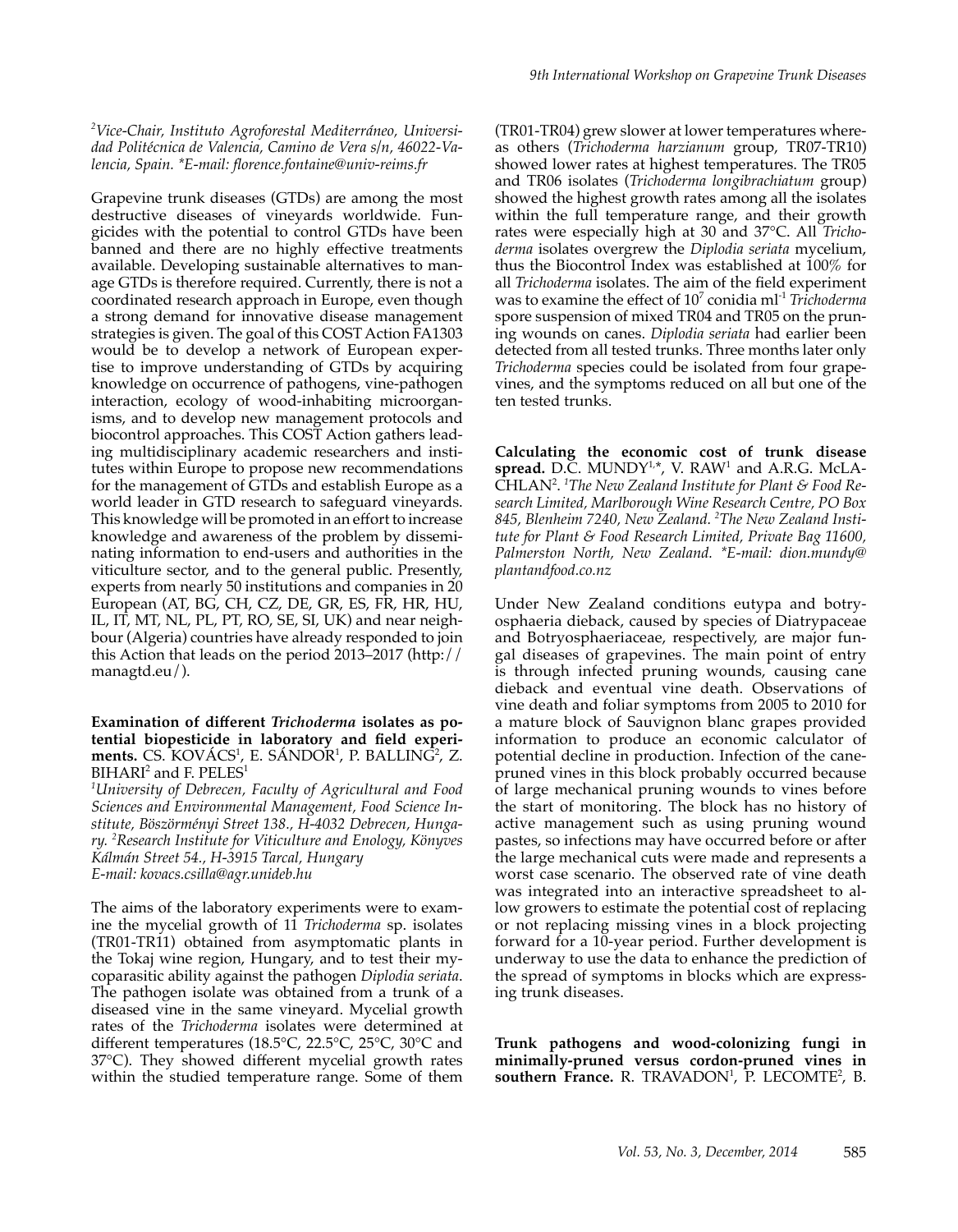[2]*Vice-Chair, Instituto Agroforestal Mediterráneo, Universidad Politécnica de Valencia, Camino de Vera s/n, 46022-Valencia, Spain. *E-mail: florence.fontaine@univ-reims.fr*

Grapevine trunk diseases (GTDs) are among the most destructive diseases of vineyards worldwide. Fungicides with the potential to control GTDs have been banned and there are no highly effective treatments available. Developing sustainable alternatives to manage GTDs is therefore required. Currently, there is not a coordinated research approach in Europe, even though a strong demand for innovative disease management strategies is given. The goal of this COST Action FA1303 would be to develop a network of European expertise to improve understanding of GTDs by acquiring knowledge on occurrence of pathogens, vine-pathogen interaction, ecology of wood-inhabiting microorganisms, and to develop new management protocols and biocontrol approaches. This COST Action gathers leading multidisciplinary academic researchers and institutes within Europe to propose new recommendations for the management of GTDs and establish Europe as a world leader in GTD research to safeguard vineyards. This knowledge will be promoted in an effort to increase knowledge and awareness of the problem by disseminating information to end-users and authorities in the viticulture sector, and to the general public. Presently, experts from nearly 50 institutions and companies in 20 European (AT, BG, CH, CZ, DE, GR, ES, FR, HR, HU, IL, IT, MT, NL, PL, PT, RO, SE, SI, UK) and near neighbour (Algeria) countries have already responded to join this Action that leads on the period 2013–2017 (http://managtd.eu/).

**Examination of different *Trichoderma* isolates as potential biopesticide in laboratory and field experiments.** CS. KOVÁCS[1], E. SÁNDOR[1], P. BALLING[2], Z. BIHARI[2] and F. PELES[1]

[1]*University of Debrecen, Faculty of Agricultural and Food Sciences and Environmental Management, Food Science Institute, Böszörményi Street 138., H-4032 Debrecen, Hungary.* [2]*Research Institute for Viticulture and Enology, Könyves Kálmán Street 54., H-3915 Tarcal, Hungary*
*E-mail: kovacs.csilla@agr.unideb.hu*

The aims of the laboratory experiments were to examine the mycelial growth of 11 *Trichoderma* sp. isolates (TR01-TR11) obtained from asymptomatic plants in the Tokaj wine region, Hungary, and to test their mycoparasitic ability against the pathogen *Diplodia seriata*. The pathogen isolate was obtained from a trunk of a diseased vine in the same vineyard. Mycelial growth rates of the *Trichoderma* isolates were determined at different temperatures (18.5°C, 22.5°C, 25°C, 30°C and 37°C). They showed different mycelial growth rates within the studied temperature range. Some of them (TR01-TR04) grew slower at lower temperatures whereas others (*Trichoderma harzianum* group, TR07-TR10) showed lower rates at highest temperatures. The TR05 and TR06 isolates (*Trichoderma longibrachiatum* group) showed the highest growth rates among all the isolates within the full temperature range, and their growth rates were especially high at 30 and 37°C. All *Trichoderma* isolates overgrew the *Diplodia seriata* mycelium, thus the Biocontrol Index was established at 100% for all *Trichoderma* isolates. The aim of the field experiment was to examine the effect of $10^7$ conidia $ml^{-1}$ *Trichoderma* spore suspension of mixed TR04 and TR05 on the pruning wounds on canes. *Diplodia seriata* had earlier been detected from all tested trunks. Three months later only *Trichoderma* species could be isolated from four grapevines, and the symptoms reduced on all but one of the ten tested trunks.

**Calculating the economic cost of trunk disease spread.** D.C. MUNDY[1,*], V. RAW[1] and A.R.G. McLACHLAN[2]. [1]*The New Zealand Institute for Plant & Food Research Limited, Marlborough Wine Research Centre, PO Box 845, Blenheim 7240, New Zealand.* [2]*The New Zealand Institute for Plant & Food Research Limited, Private Bag 11600, Palmerston North, New Zealand. *E-mail: dion.mundy@plantandfood.co.nz*

Under New Zealand conditions eutypa and botryosphaeria dieback, caused by species of Diatrypaceae and Botryosphaeriaceae, respectively, are major fungal diseases of grapevines. The main point of entry is through infected pruning wounds, causing cane dieback and eventual vine death. Observations of vine death and foliar symptoms from 2005 to 2010 for a mature block of Sauvignon blanc grapes provided information to produce an economic calculator of potential decline in production. Infection of the cane-pruned vines in this block probably occurred because of large mechanical pruning wounds to vines before the start of monitoring. The block has no history of active management such as using pruning wound pastes, so infections may have occurred before or after the large mechanical cuts were made and represents a worst case scenario. The observed rate of vine death was integrated into an interactive spreadsheet to allow growers to estimate the potential cost of replacing or not replacing missing vines in a block projecting forward for a 10-year period. Further development is underway to use the data to enhance the prediction of the spread of symptoms in blocks which are expressing trunk diseases.

**Trunk pathogens and wood-colonizing fungi in minimally-pruned versus cordon-pruned vines in southern France.** R. TRAVADON[1], P. LECOMTE[2], B.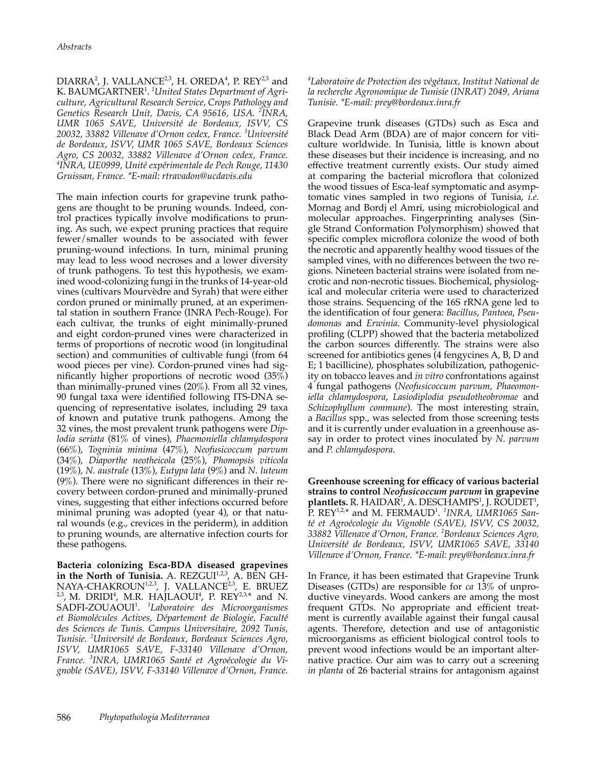DIARRA[2], J. VALLANCE[2,3], H. OREDA[4], P. REY[2,3] and K. BAUMGARTNER[1]. [1]*United States Department of Agriculture, Agricultural Research Service, Crops Pathology and Genetics Research Unit, Davis, CA 95616, USA.* [2]*INRA, UMR 1065 SAVE, Université de Bordeaux, ISVV, CS 20032, 33882 Villenave d'Ornon cedex, France.* [3]*Université de Bordeaux, ISVV, UMR 1065 SAVE, Bordeaux Sciences Agro, CS 20032, 33882 Villenave d'Ornon cedex, France.* [4]*INRA, UE0999, Unité expérimentale de Pech Rouge, 11430 Gruissan, France. *E-mail: rtravadon@ucdavis.edu*

The main infection courts for grapevine trunk pathogens are thought to be pruning wounds. Indeed, control practices typically involve modifications to pruning. As such, we expect pruning practices that require fewer/smaller wounds to be associated with fewer pruning-wound infections. In turn, minimal pruning may lead to less wood necroses and a lower diversity of trunk pathogens. To test this hypothesis, we examined wood-colonizing fungi in the trunks of 14-year-old vines (cultivars Mourvèdre and Syrah) that were either cordon pruned or minimally pruned, at an experimental station in southern France (INRA Pech-Rouge). For each cultivar, the trunks of eight minimally-pruned and eight cordon-pruned vines were characterized in terms of proportions of necrotic wood (in longitudinal section) and communities of cultivable fungi (from 64 wood pieces per vine). Cordon-pruned vines had significantly higher proportions of necrotic wood (35%) than minimally-pruned vines (20%). From all 32 vines, 90 fungal taxa were identified following ITS-DNA sequencing of representative isolates, including 29 taxa of known and putative trunk pathogens. Among the 32 vines, the most prevalent trunk pathogens were *Diplodia seriata* (81% of vines), *Phaemoniella chlamydospora* (66%), *Togninia minima* (47%), *Neofusicoccum parvum* (34%), *Diaporthe neotheicola* (25%), *Phomopsis viticola* (19%), *N. australe* (13%), *Eutypa lata* (9%) and *N. luteum* (9%). There were no significant differences in their recovery between cordon-pruned and minimally-pruned vines, suggesting that either infections occurred before minimal pruning was adopted (year 4), or that natural wounds (e.g., crevices in the periderm), in addition to pruning wounds, are alternative infection courts for these pathogens.

**Bacteria colonizing Esca-BDA diseased grapevines in the North of Tunisia.** A. REZGUI[1,2,3], A. BEN GHNAYA-CHAKROUN[1,2,3], J. VALLANCE[2,3], E. BRUEZ[2,3], M. DRIDI[4], M.R. HAJLAOUI[4], P. REY[2,3,*] and N. SADFI-ZOUAOUI[1]. [1]*Laboratoire des Microorganismes et Biomolécules Actives, Département de Biologie, Faculté des Sciences de Tunis. Campus Universitaire, 2092 Tunis, Tunisie.* [2]*Université de Bordeaux, Bordeaux Sciences Agro, ISVV, UMR1065 SAVE, F-33140 Villenave d'Ornon, France.* [3]*INRA, UMR1065 Santé et Agroécologie du Vignoble (SAVE), ISVV, F-33140 Villenave d'Ornon, France.* [4]*Laboratoire de Protection des végétaux, Institut National de la recherche Agronomique de Tunisie (INRAT) 2049, Ariana Tunisie. *E-mail: prey@bordeaux.inra.fr*

Grapevine trunk diseases (GTDs) such as Esca and Black Dead Arm (BDA) are of major concern for viticulture worldwide. In Tunisia, little is known about these diseases but their incidence is increasing, and no effective treatment currently exists. Our study aimed at comparing the bacterial microflora that colonized the wood tissues of Esca-leaf symptomatic and asymptomatic vines sampled in two regions of Tunisia, *i.e.* Mornag and Bordj el Amri, using microbiological and molecular approaches. Fingerprinting analyses (Single Strand Conformation Polymorphism) showed that specific complex microflora colonize the wood of both the necrotic and apparently healthy wood tissues of the sampled vines, with no differences between the two regions. Nineteen bacterial strains were isolated from necrotic and non-necrotic tissues. Biochemical, physiological and molecular criteria were used to characterized those strains. Sequencing of the 16S rRNA gene led to the identification of four genera: *Bacillus*, *Pantoea*, *Pseudomonas* and *Erwinia*. Community-level physiological profiling (CLPP) showed that the bacteria metabolized the carbon sources differently. The strains were also screened for antibiotics genes (4 fengycines A, B, D and E; 1 bacillicine), phosphates solubilization, pathogenicity on tobacco leaves and *in vitro* confrontations against 4 fungal pathogens (*Neofusicoccum parvum*, *Phaeomoniella chlamydospora*, *Lasiodiplodia pseudotheobromae* and *Schizophyllum commune*). The most interesting strain, a *Bacillus* spp., was selected from those screening tests and it is currently under evaluation in a greenhouse assay in order to protect vines inoculated by *N. parvum* and *P. chlamydospora*.

**Greenhouse screening for efficacy of various bacterial strains to control *Neofusicoccum parvum* in grapevine plantlets.** R. HAIDAR[1], A. DESCHAMPS[1], J. ROUDET[1], P. REY[1,2,*] and M. FERMAUD[1]. [1]*INRA, UMR1065 Santé et Agroécologie du Vignoble (SAVE), ISVV, CS 20032, 33882 Villenave d'Ornon, France.* [2]*Bordeaux Sciences Agro, Université de Bordeaux, ISVV, UMR1065 SAVE, 33140 Villenave d'Ornon, France. *E-mail: prey@bordeaux.inra.fr*

In France, it has been estimated that Grapevine Trunk Diseases (GTDs) are responsible for *ca* 13% of unproductive vineyards. Wood cankers are among the most frequent GTDs. No appropriate and efficient treatment is currently available against their fungal causal agents. Therefore, detection and use of antagonistic microorganisms as efficient biological control tools to prevent wood infections would be an important alternative practice. Our aim was to carry out a screening *in planta* of 26 bacterial strains for antagonism against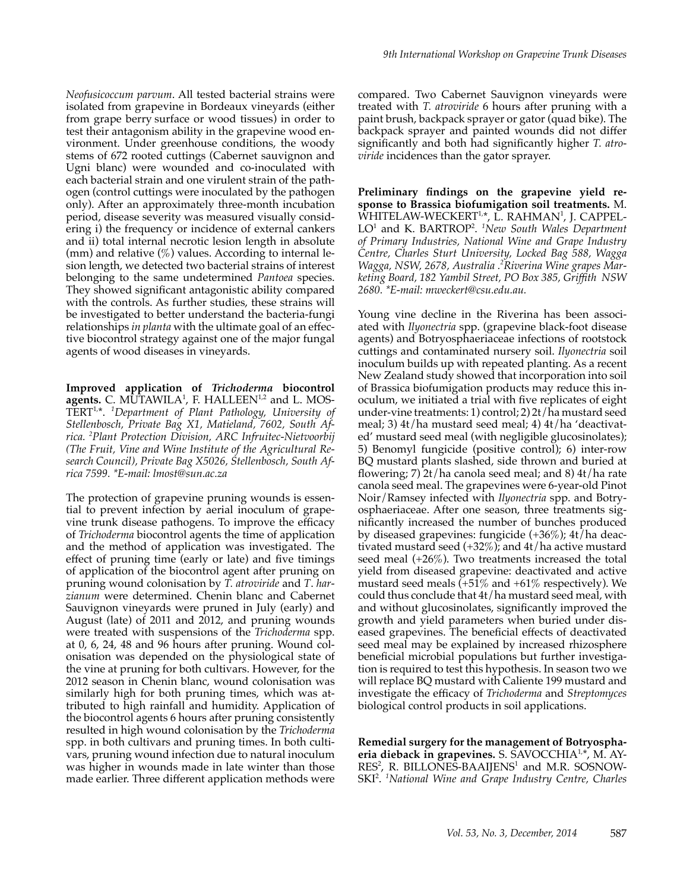*Neofusicoccum parvum*. All tested bacterial strains were isolated from grapevine in Bordeaux vineyards (either from grape berry surface or wood tissues) in order to test their antagonism ability in the grapevine wood environment. Under greenhouse conditions, the woody stems of 672 rooted cuttings (Cabernet sauvignon and Ugni blanc) were wounded and co-inoculated with each bacterial strain and one virulent strain of the pathogen (control cuttings were inoculated by the pathogen only). After an approximately three-month incubation period, disease severity was measured visually considering i) the frequency or incidence of external cankers and ii) total internal necrotic lesion length in absolute (mm) and relative (%) values. According to internal lesion length, we detected two bacterial strains of interest belonging to the same undetermined *Pantoea* species. They showed significant antagonistic ability compared with the controls. As further studies, these strains will be investigated to better understand the bacteria-fungi relationships *in planta* with the ultimate goal of an effective biocontrol strategy against one of the major fungal agents of wood diseases in vineyards.

**Improved application of *Trichoderma* biocontrol agents.** C. MUTAWILA[1], F. HALLEEN[1,2] and L. MOSTERT[1,*]. [1]*Department of Plant Pathology, University of Stellenbosch, Private Bag X1, Matieland, 7602, South Africa.* [2]*Plant Protection Division, ARC Infruitec-Nietvoorbij (The Fruit, Vine and Wine Institute of the Agricultural Research Council), Private Bag X5026, Stellenbosch, South Africa 7599.* *\*E-mail: lmost@sun.ac.za*

The protection of grapevine pruning wounds is essential to prevent infection by aerial inoculum of grapevine trunk disease pathogens. To improve the efficacy of *Trichoderma* biocontrol agents the time of application and the method of application was investigated. The effect of pruning time (early or late) and five timings of application of the biocontrol agent after pruning on pruning wound colonisation by *T. atroviride* and *T. harzianum* were determined. Chenin blanc and Cabernet Sauvignon vineyards were pruned in July (early) and August (late) of 2011 and 2012, and pruning wounds were treated with suspensions of the *Trichoderma* spp. at 0, 6, 24, 48 and 96 hours after pruning. Wound colonisation was depended on the physiological state of the vine at pruning for both cultivars. However, for the 2012 season in Chenin blanc, wound colonisation was similarly high for both pruning times, which was attributed to high rainfall and humidity. Application of the biocontrol agents 6 hours after pruning consistently resulted in high wound colonisation by the *Trichoderma* spp. in both cultivars and pruning times. In both cultivars, pruning wound infection due to natural inoculum was higher in wounds made in late winter than those made earlier. Three different application methods were compared. Two Cabernet Sauvignon vineyards were treated with *T. atroviride* 6 hours after pruning with a paint brush, backpack sprayer or gator (quad bike). The backpack sprayer and painted wounds did not differ significantly and both had significantly higher *T. atroviride* incidences than the gator sprayer.

**Preliminary findings on the grapevine yield response to Brassica biofumigation soil treatments.** M. WHITELAW-WECKERT[1,*], L. RAHMAN[1], J. CAPPELLO[1] and K. BARTROP[2]. [1]*New South Wales Department of Primary Industries, National Wine and Grape Industry Centre, Charles Sturt University, Locked Bag 588, Wagga Wagga, NSW, 2678, Australia.* [2]*Riverina Wine grapes Marketing Board, 182 Yambil Street, PO Box 385, Griffith NSW 2680.* *\*E-mail: mweckert@csu.edu.au.*

Young vine decline in the Riverina has been associated with *Ilyonectria* spp. (grapevine black-foot disease agents) and Botryosphaeriaceae infections of rootstock cuttings and contaminated nursery soil. *Ilyonectria* soil inoculum builds up with repeated planting. As a recent New Zealand study showed that incorporation into soil of Brassica biofumigation products may reduce this inoculum, we initiated a trial with five replicates of eight under-vine treatments: 1) control; 2) 2t/ha mustard seed meal; 3) 4t/ha mustard seed meal; 4) 4t/ha 'deactivated' mustard seed meal (with negligible glucosinolates); 5) Benomyl fungicide (positive control); 6) inter-row BQ mustard plants slashed, side thrown and buried at flowering; 7) 2t/ha canola seed meal; and 8) 4t/ha rate canola seed meal. The grapevines were 6-year-old Pinot Noir/Ramsey infected with *Ilyonectria* spp. and Botryosphaeriaceae. After one season, three treatments significantly increased the number of bunches produced by diseased grapevines: fungicide (+36%); 4t/ha deactivated mustard seed (+32%); and 4t/ha active mustard seed meal (+26%). Two treatments increased the total yield from diseased grapevine: deactivated and active mustard seed meals (+51% and +61% respectively). We could thus conclude that 4t/ha mustard seed meal, with and without glucosinolates, significantly improved the growth and yield parameters when buried under diseased grapevines. The beneficial effects of deactivated seed meal may be explained by increased rhizosphere beneficial microbial populations but further investigation is required to test this hypothesis. In season two we will replace BQ mustard with Caliente 199 mustard and investigate the efficacy of *Trichoderma* and *Streptomyces* biological control products in soil applications.

**Remedial surgery for the management of Botryosphaeria dieback in grapevines.** S. SAVOCCHIA[1,*], M. AYRES[2], R. BILLONES-BAAIJENS[1] and M.R. SOSNOWSKI[2]. [1]*National Wine and Grape Industry Centre, Charles*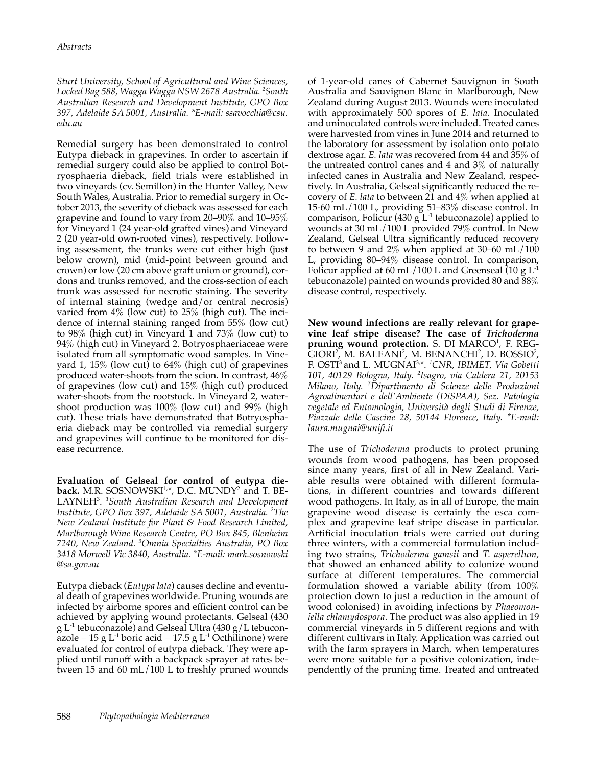*Sturt University, School of Agricultural and Wine Sciences, Locked Bag 588, Wagga Wagga NSW 2678 Australia.* [2]*South Australian Research and Development Institute, GPO Box 397, Adelaide SA 5001, Australia. \*E-mail: ssavocchia@csu.edu.au*

Remedial surgery has been demonstrated to control Eutypa dieback in grapevines. In order to ascertain if remedial surgery could also be applied to control Botryosphaeria dieback, field trials were established in two vineyards (cv. Semillon) in the Hunter Valley, New South Wales, Australia. Prior to remedial surgery in October 2013, the severity of dieback was assessed for each grapevine and found to vary from 20–90% and 10–95% for Vineyard 1 (24 year-old grafted vines) and Vineyard 2 (20 year-old own-rooted vines), respectively. Following assessment, the trunks were cut either high (just below crown), mid (mid-point between ground and crown) or low (20 cm above graft union or ground), cordons and trunks removed, and the cross-section of each trunk was assessed for necrotic staining. The severity of internal staining (wedge and/or central necrosis) varied from 4% (low cut) to 25% (high cut). The incidence of internal staining ranged from 55% (low cut) to 98% (high cut) in Vineyard 1 and 73% (low cut) to 94% (high cut) in Vineyard 2. Botryosphaeriaceae were isolated from all symptomatic wood samples. In Vineyard 1, 15% (low cut) to 64% (high cut) of grapevines produced water-shoots from the scion. In contrast, 46% of grapevines (low cut) and 15% (high cut) produced water-shoots from the rootstock. In Vineyard 2, water-shoot production was 100% (low cut) and 99% (high cut). These trials have demonstrated that Botryosphaeria dieback may be controlled via remedial surgery and grapevines will continue to be monitored for disease recurrence.

**Evaluation of Gelseal for control of eutypa dieback.** M.R. SOSNOWSKI[1,\*], D.C. MUNDY[2] and T. BELAYNEH[3]. [1]*South Australian Research and Development Institute, GPO Box 397, Adelaide SA 5001, Australia.* [2]*The New Zealand Institute for Plant & Food Research Limited, Marlborough Wine Research Centre, PO Box 845, Blenheim 7240, New Zealand.* [3]*Omnia Specialties Australia, PO Box 3418 Morwell Vic 3840, Australia. \*E-mail: mark.sosnowski@sa.gov.au*

Eutypa dieback (*Eutypa lata*) causes decline and eventual death of grapevines worldwide. Pruning wounds are infected by airborne spores and efficient control can be achieved by applying wound protectants. Gelseal (430 g $L^{-1}$ tebuconazole) and Gelseal Ultra (430 g/L tebuconazole + 15 g $L^{-1}$ boric acid + 17.5 g $L^{-1}$ Octhilinone) were evaluated for control of eutypa dieback. They were applied until runoff with a backpack sprayer at rates between 15 and 60 mL/100 L to freshly pruned wounds of 1-year-old canes of Cabernet Sauvignon in South Australia and Sauvignon Blanc in Marlborough, New Zealand during August 2013. Wounds were inoculated with approximately 500 spores of *E. lata.* Inoculated and uninoculated controls were included. Treated canes were harvested from vines in June 2014 and returned to the laboratory for assessment by isolation onto potato dextrose agar. *E. lata* was recovered from 44 and 35% of the untreated control canes and 4 and 3% of naturally infected canes in Australia and New Zealand, respectively. In Australia, Gelseal significantly reduced the recovery of *E. lata* to between 21 and 4% when applied at 15-60 mL/100 L, providing 51–83% disease control. In comparison, Folicur (430 g $L^{-1}$ tebuconazole) applied to wounds at 30 mL/100 L provided 79% control. In New Zealand, Gelseal Ultra significantly reduced recovery to between 9 and 2% when applied at 30–60 mL/100 L, providing 80–94% disease control. In comparison, Folicur applied at 60 mL/100 L and Greenseal (10 g $L^{-1}$ tebuconazole) painted on wounds provided 80 and 88% disease control, respectively.

**New wound infections are really relevant for grapevine leaf stripe disease? The case of *Trichoderma* pruning wound protection.** S. DI MARCO[1], F. REGGIORI[2], M. BALEANI[2], M. BENANCHI[2], D. BOSSIO[2], F. OSTI[3] and L. MUGNAI[3,\*]. [1]*CNR, IBIMET, Via Gobetti 101, 40129 Bologna, Italy.* [2]*Isagro, via Caldera 21, 20153 Milano, Italy.* [3]*Dipartimento di Scienze delle Produzioni Agroalimentari e dell'Ambiente (DiSPAA), Sez. Patologia vegetale ed Entomologia, Università degli Studi di Firenze, Piazzale delle Cascine 28, 50144 Florence, Italy. \*E-mail: laura.mugnai@unifi.it*

The use of *Trichoderma* products to protect pruning wounds from wood pathogens, has been proposed since many years, first of all in New Zealand. Variable results were obtained with different formulations, in different countries and towards different wood pathogens. In Italy, as in all of Europe, the main grapevine wood disease is certainly the esca complex and grapevine leaf stripe disease in particular. Artificial inoculation trials were carried out during three winters, with a commercial formulation including two strains, *Trichoderma gamsii* and *T. asperellum*, that showed an enhanced ability to colonize wound surface at different temperatures. The commercial formulation showed a variable ability (from 100% protection down to just a reduction in the amount of wood colonised) in avoiding infections by *Phaeomoniella chlamydospora*. The product was also applied in 19 commercial vineyards in 5 different regions and with different cultivars in Italy. Application was carried out with the farm sprayers in March, when temperatures were more suitable for a positive colonization, independently of the pruning time. Treated and untreated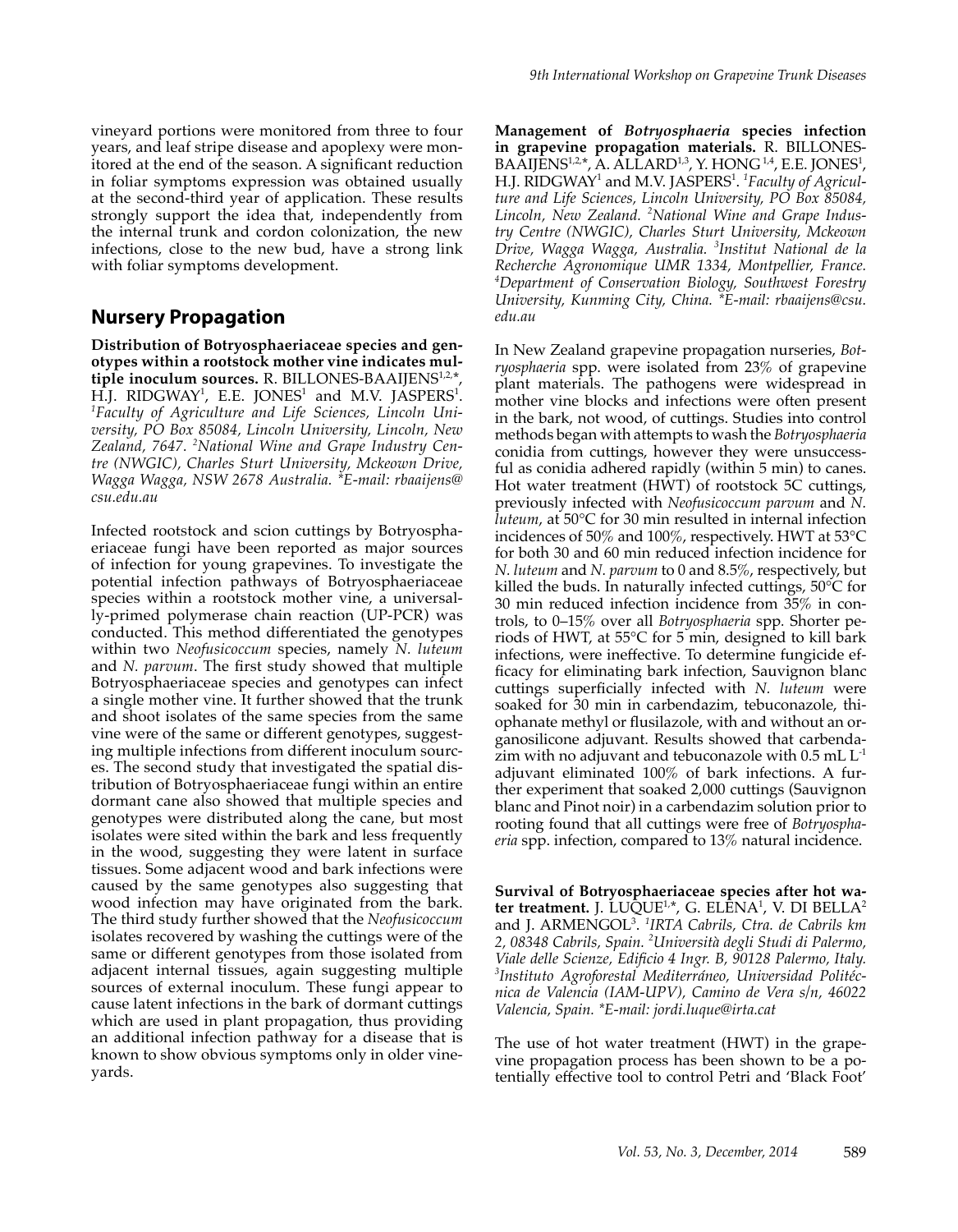vineyard portions were monitored from three to four years, and leaf stripe disease and apoplexy were monitored at the end of the season. A significant reduction in foliar symptoms expression was obtained usually at the second-third year of application. These results strongly support the idea that, independently from the internal trunk and cordon colonization, the new infections, close to the new bud, have a strong link with foliar symptoms development.

## Nursery Propagation

**Distribution of Botryosphaeriaceae species and genotypes within a rootstock mother vine indicates multiple inoculum sources.** R. BILLONES-BAAIJENS[1,2,*], H.J. RIDGWAY[1], E.E. JONES[1] and M.V. JASPERS[1]. [1]*Faculty of Agriculture and Life Sciences, Lincoln University, PO Box 85084, Lincoln University, Lincoln, New Zealand, 7647.* [2]*National Wine and Grape Industry Centre (NWGIC), Charles Sturt University, Mckeown Drive, Wagga Wagga, NSW 2678 Australia. *E-mail: rbaaijens@csu.edu.au*

Infected rootstock and scion cuttings by Botryosphaeriaceae fungi have been reported as major sources of infection for young grapevines. To investigate the potential infection pathways of Botryosphaeriaceae species within a rootstock mother vine, a universally-primed polymerase chain reaction (UP-PCR) was conducted. This method differentiated the genotypes within two *Neofusicoccum* species, namely *N. luteum* and *N. parvum*. The first study showed that multiple Botryosphaeriaceae species and genotypes can infect a single mother vine. It further showed that the trunk and shoot isolates of the same species from the same vine were of the same or different genotypes, suggesting multiple infections from different inoculum sources. The second study that investigated the spatial distribution of Botryosphaeriaceae fungi within an entire dormant cane also showed that multiple species and genotypes were distributed along the cane, but most isolates were sited within the bark and less frequently in the wood, suggesting they were latent in surface tissues. Some adjacent wood and bark infections were caused by the same genotypes also suggesting that wood infection may have originated from the bark. The third study further showed that the *Neofusicoccum* isolates recovered by washing the cuttings were of the same or different genotypes from those isolated from adjacent internal tissues, again suggesting multiple sources of external inoculum. These fungi appear to cause latent infections in the bark of dormant cuttings which are used in plant propagation, thus providing an additional infection pathway for a disease that is known to show obvious symptoms only in older vineyards.

**Management of *Botryosphaeria* species infection in grapevine propagation materials.** R. BILLONES-BAAIJENS[1,2,*], A. ALLARD[1,3], Y. HONG[1,4], E.E. JONES[1], H.J. RIDGWAY[1] and M.V. JASPERS[1]. [1]*Faculty of Agriculture and Life Sciences, Lincoln University, PO Box 85084, Lincoln, New Zealand.* [2]*National Wine and Grape Industry Centre (NWGIC), Charles Sturt University, Mckeown Drive, Wagga Wagga, Australia.* [3]*Institut National de la Recherche Agronomique UMR 1334, Montpellier, France.* [4]*Department of Conservation Biology, Southwest Forestry University, Kunming City, China. *E-mail: rbaaijens@csu.edu.au*

In New Zealand grapevine propagation nurseries, *Botryosphaeria* spp. were isolated from 23% of grapevine plant materials. The pathogens were widespread in mother vine blocks and infections were often present in the bark, not wood, of cuttings. Studies into control methods began with attempts to wash the *Botryosphaeria* conidia from cuttings, however they were unsuccessful as conidia adhered rapidly (within 5 min) to canes. Hot water treatment (HWT) of rootstock 5C cuttings, previously infected with *Neofusicoccum parvum* and *N. luteum*, at 50°C for 30 min resulted in internal infection incidences of 50% and 100%, respectively. HWT at 53°C for both 30 and 60 min reduced infection incidence for *N. luteum* and *N. parvum* to 0 and 8.5%, respectively, but killed the buds. In naturally infected cuttings, 50°C for 30 min reduced infection incidence from 35% in controls, to 0–15% over all *Botryosphaeria* spp. Shorter periods of HWT, at 55°C for 5 min, designed to kill bark infections, were ineffective. To determine fungicide efficacy for eliminating bark infection, Sauvignon blanc cuttings superficially infected with *N. luteum* were soaked for 30 min in carbendazim, tebuconazole, thiophanate methyl or flusilazole, with and without an organosilicone adjuvant. Results showed that carbendazim with no adjuvant and tebuconazole with 0.5 mL $L^{-1}$ adjuvant eliminated 100% of bark infections. A further experiment that soaked 2,000 cuttings (Sauvignon blanc and Pinot noir) in a carbendazim solution prior to rooting found that all cuttings were free of *Botryosphaeria* spp. infection, compared to 13% natural incidence.

**Survival of Botryosphaeriaceae species after hot water treatment.** J. LUQUE[1,*], G. ELENA[1], V. DI BELLA[2] and J. ARMENGOL[3]. [1]*IRTA Cabrils, Ctra. de Cabrils km 2, 08348 Cabrils, Spain.* [2]*Università degli Studi di Palermo, Viale delle Scienze, Edificio 4 Ingr. B, 90128 Palermo, Italy.* [3]*Instituto Agroforestal Mediterráneo, Universidad Politécnica de Valencia (IAM-UPV), Camino de Vera s/n, 46022 Valencia, Spain. *E-mail: jordi.luque@irta.cat*

The use of hot water treatment (HWT) in the grapevine propagation process has been shown to be a potentially effective tool to control Petri and 'Black Foot'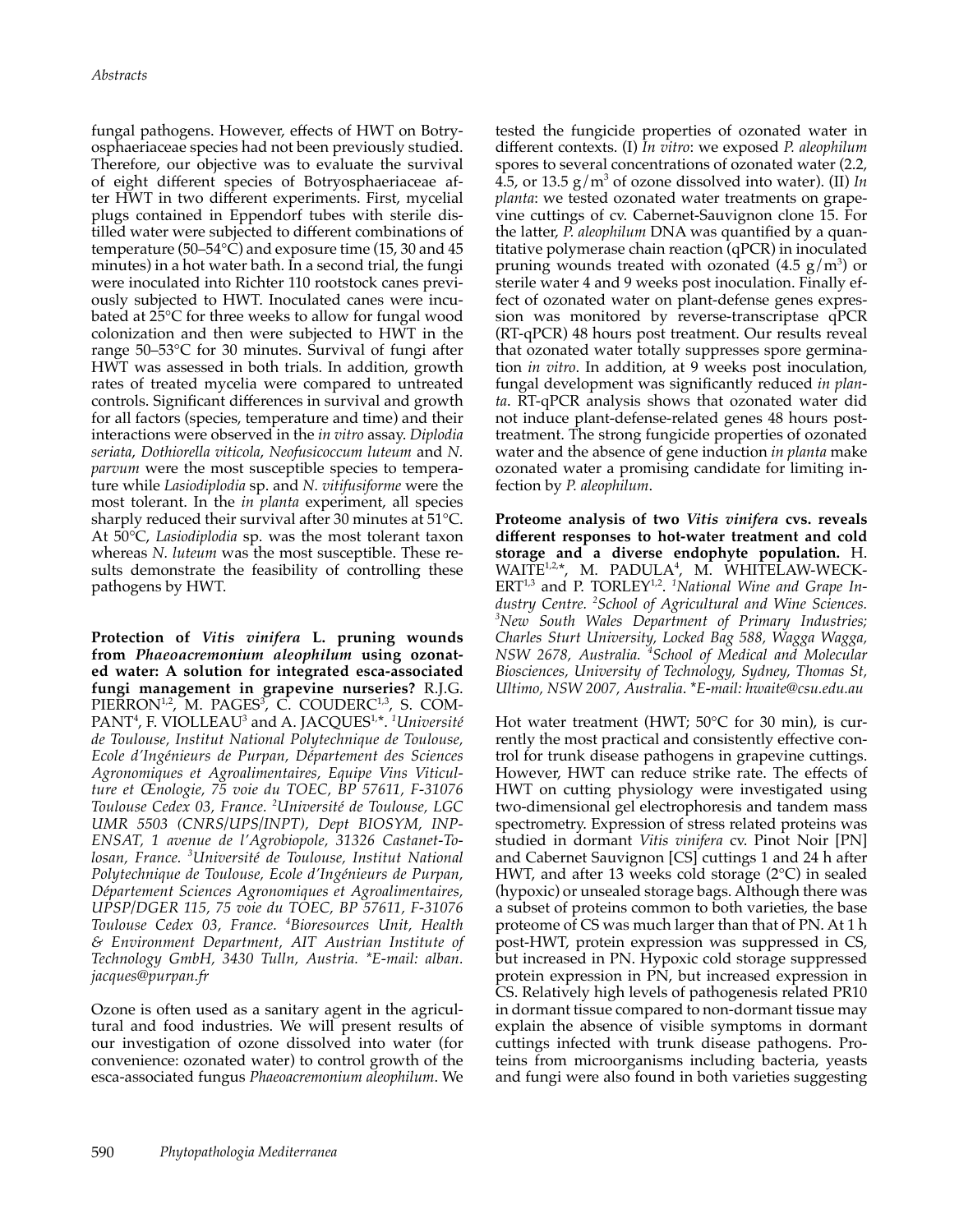fungal pathogens. However, effects of HWT on Botryosphaeriaceae species had not been previously studied. Therefore, our objective was to evaluate the survival of eight different species of Botryosphaeriaceae after HWT in two different experiments. First, mycelial plugs contained in Eppendorf tubes with sterile distilled water were subjected to different combinations of temperature (50–54°C) and exposure time (15, 30 and 45 minutes) in a hot water bath. In a second trial, the fungi were inoculated into Richter 110 rootstock canes previously subjected to HWT. Inoculated canes were incubated at 25°C for three weeks to allow for fungal wood colonization and then were subjected to HWT in the range 50–53°C for 30 minutes. Survival of fungi after HWT was assessed in both trials. In addition, growth rates of treated mycelia were compared to untreated controls. Significant differences in survival and growth for all factors (species, temperature and time) and their interactions were observed in the *in vitro* assay. *Diplodia seriata*, *Dothiorella viticola*, *Neofusicoccum luteum* and *N. parvum* were the most susceptible species to temperature while *Lasiodiplodia* sp. and *N. vitifusiforme* were the most tolerant. In the *in planta* experiment, all species sharply reduced their survival after 30 minutes at 51°C. At 50°C, *Lasiodiplodia* sp. was the most tolerant taxon whereas *N. luteum* was the most susceptible. These results demonstrate the feasibility of controlling these pathogens by HWT.

**Protection of *Vitis vinifera* L. pruning wounds from *Phaeoacremonium aleophilum* using ozonated water: A solution for integrated esca-associated fungi management in grapevine nurseries?** R.J.G. PIERRON[1,2], M. PAGES[3], C. COUDERC[1,3], S. COMPANT[4], F. VIOLLEAU[3] and A. JACQUES[1,*]. [1]*Université de Toulouse, Institut National Polytechnique de Toulouse, Ecole d'Ingénieurs de Purpan, Département des Sciences Agronomiques et Agroalimentaires, Equipe Vins Viticulture et Œnologie, 75 voie du TOEC, BP 57611, F-31076 Toulouse Cedex 03, France.* [2]*Université de Toulouse, LGC UMR 5503 (CNRS/UPS/INPT), Dept BIOSYM, INP-ENSAT, 1 avenue de l'Agrobiopole, 31326 Castanet-Tolosan, France.* [3]*Université de Toulouse, Institut National Polytechnique de Toulouse, Ecole d'Ingénieurs de Purpan, Département Sciences Agronomiques et Agroalimentaires, UPSP/DGER 115, 75 voie du TOEC, BP 57611, F-31076 Toulouse Cedex 03, France.* [4]*Bioresources Unit, Health & Environment Department, AIT Austrian Institute of Technology GmbH, 3430 Tulln, Austria. \*E-mail: alban.jacques@purpan.fr*

Ozone is often used as a sanitary agent in the agricultural and food industries. We will present results of our investigation of ozone dissolved into water (for convenience: ozonated water) to control growth of the esca-associated fungus *Phaeoacremonium aleophilum*. We tested the fungicide properties of ozonated water in different contexts. (I) *In vitro*: we exposed *P. aleophilum* spores to several concentrations of ozonated water (2.2, 4.5, or 13.5 $g/m^3$ of ozone dissolved into water). (II) *In planta*: we tested ozonated water treatments on grapevine cuttings of cv. Cabernet-Sauvignon clone 15. For the latter, *P. aleophilum* DNA was quantified by a quantitative polymerase chain reaction (qPCR) in inoculated pruning wounds treated with ozonated (4.5 $g/m^3$) or sterile water 4 and 9 weeks post inoculation. Finally effect of ozonated water on plant-defense genes expression was monitored by reverse-transcriptase qPCR (RT-qPCR) 48 hours post treatment. Our results reveal that ozonated water totally suppresses spore germination *in vitro*. In addition, at 9 weeks post inoculation, fungal development was significantly reduced *in planta*. RT-qPCR analysis shows that ozonated water did not induce plant-defense-related genes 48 hours post-treatment. The strong fungicide properties of ozonated water and the absence of gene induction *in planta* make ozonated water a promising candidate for limiting infection by *P. aleophilum*.

**Proteome analysis of two *Vitis vinifera* cvs. reveals different responses to hot-water treatment and cold storage and a diverse endophyte population.** H. WAITE[1,2,*], M. PADULA[4], M. WHITELAW-WECKERT[1,3] and P. TORLEY[1,2]. [1]*National Wine and Grape Industry Centre.* [2]*School of Agricultural and Wine Sciences.* [3]*New South Wales Department of Primary Industries; Charles Sturt University, Locked Bag 588, Wagga Wagga, NSW 2678, Australia.* [4]*School of Medical and Molecular Biosciences, University of Technology, Sydney, Thomas St, Ultimo, NSW 2007, Australia. \*E-mail: hwaite@csu.edu.au*

Hot water treatment (HWT; 50°C for 30 min), is currently the most practical and consistently effective control for trunk disease pathogens in grapevine cuttings. However, HWT can reduce strike rate. The effects of HWT on cutting physiology were investigated using two-dimensional gel electrophoresis and tandem mass spectrometry. Expression of stress related proteins was studied in dormant *Vitis vinifera* cv. Pinot Noir [PN] and Cabernet Sauvignon [CS] cuttings 1 and 24 h after HWT, and after 13 weeks cold storage (2°C) in sealed (hypoxic) or unsealed storage bags. Although there was a subset of proteins common to both varieties, the base proteome of CS was much larger than that of PN. At 1 h post-HWT, protein expression was suppressed in CS, but increased in PN. Hypoxic cold storage suppressed protein expression in PN, but increased expression in CS. Relatively high levels of pathogenesis related PR10 in dormant tissue compared to non-dormant tissue may explain the absence of visible symptoms in dormant cuttings infected with trunk disease pathogens. Proteins from microorganisms including bacteria, yeasts and fungi were also found in both varieties suggesting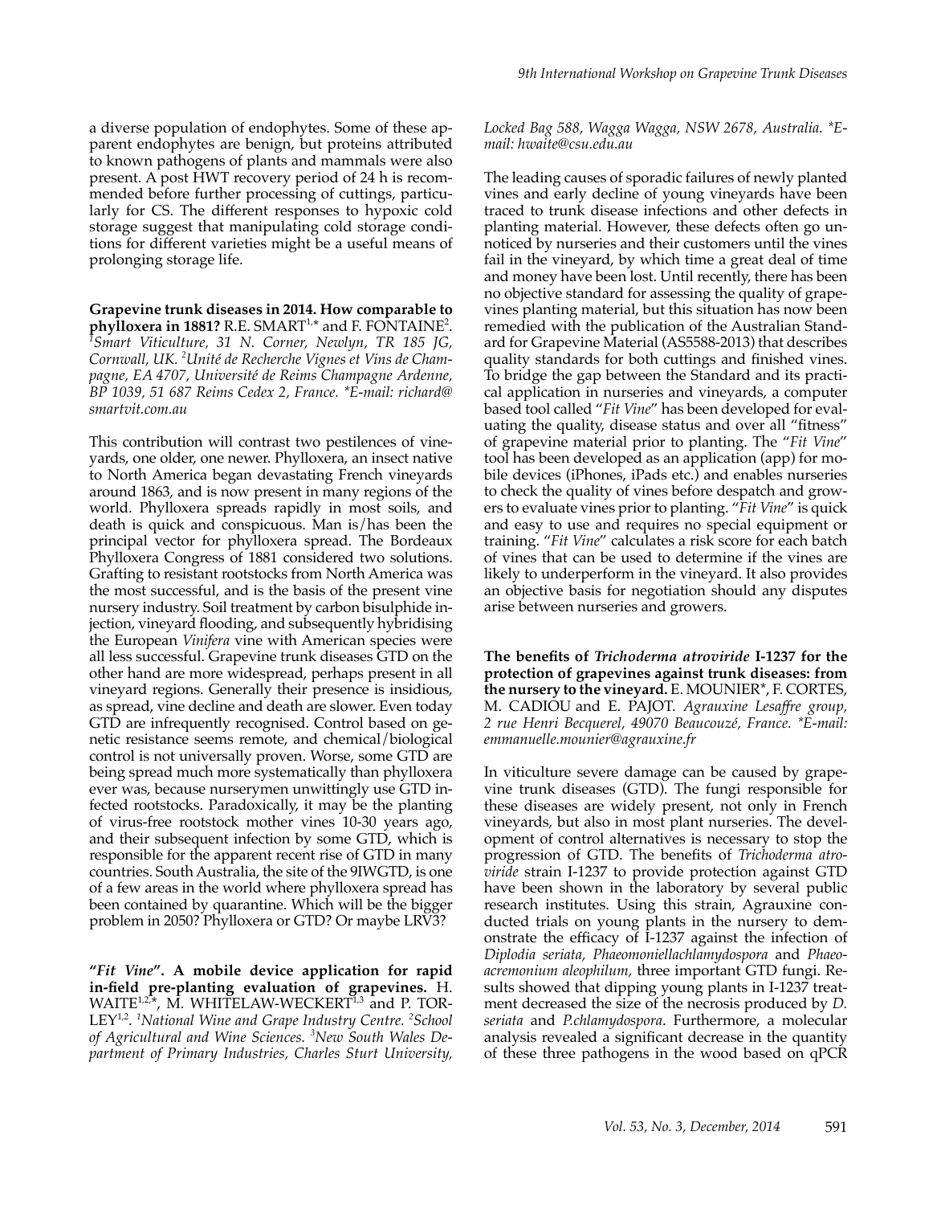a diverse population of endophytes. Some of these apparent endophytes are benign, but proteins attributed to known pathogens of plants and mammals were also present. A post HWT recovery period of 24 h is recommended before further processing of cuttings, particularly for CS. The different responses to hypoxic cold storage suggest that manipulating cold storage conditions for different varieties might be a useful means of prolonging storage life.

**Grapevine trunk diseases in 2014. How comparable to phylloxera in 1881?** R.E. SMART[1,*] and F. FONTAINE[2]. [1]*Smart Viticulture, 31 N. Corner, Newlyn, TR 185 JG, Cornwall, UK.* [2]*Unité de Recherche Vignes et Vins de Champagne, EA 4707, Université de Reims Champagne Ardenne, BP 1039, 51 687 Reims Cedex 2, France. \*E-mail: richard@smartvit.com.au*

This contribution will contrast two pestilences of vineyards, one older, one newer. Phylloxera, an insect native to North America began devastating French vineyards around 1863, and is now present in many regions of the world. Phylloxera spreads rapidly in most soils, and death is quick and conspicuous. Man is/has been the principal vector for phylloxera spread. The Bordeaux Phylloxera Congress of 1881 considered two solutions. Grafting to resistant rootstocks from North America was the most successful, and is the basis of the present vine nursery industry. Soil treatment by carbon bisulphide injection, vineyard flooding, and subsequently hybridising the European *Vinifera* vine with American species were all less successful. Grapevine trunk diseases GTD on the other hand are more widespread, perhaps present in all vineyard regions. Generally their presence is insidious, as spread, vine decline and death are slower. Even today GTD are infrequently recognised. Control based on genetic resistance seems remote, and chemical/biological control is not universally proven. Worse, some GTD are being spread much more systematically than phylloxera ever was, because nurserymen unwittingly use GTD infected rootstocks. Paradoxically, it may be the planting of virus-free rootstock mother vines 10-30 years ago, and their subsequent infection by some GTD, which is responsible for the apparent recent rise of GTD in many countries. South Australia, the site of the 9IWGTD, is one of a few areas in the world where phylloxera spread has been contained by quarantine. Which will be the bigger problem in 2050? Phylloxera or GTD? Or maybe LRV3?

**"*Fit Vine*". A mobile device application for rapid in-field pre-planting evaluation of grapevines.** H. WAITE[1,2,*], M. WHITELAW-WECKERT[1,3] and P. TORLEY[1,2]. [1]*National Wine and Grape Industry Centre.* [2]*School of Agricultural and Wine Sciences.* [3]*New South Wales Department of Primary Industries, Charles Sturt University, Locked Bag 588, Wagga Wagga, NSW 2678, Australia. \*E-mail: hwaite@csu.edu.au*

The leading causes of sporadic failures of newly planted vines and early decline of young vineyards have been traced to trunk disease infections and other defects in planting material. However, these defects often go unnoticed by nurseries and their customers until the vines fail in the vineyard, by which time a great deal of time and money have been lost. Until recently, there has been no objective standard for assessing the quality of grapevines planting material, but this situation has now been remedied with the publication of the Australian Standard for Grapevine Material (AS5588-2013) that describes quality standards for both cuttings and finished vines. To bridge the gap between the Standard and its practical application in nurseries and vineyards, a computer based tool called "*Fit Vine*" has been developed for evaluating the quality, disease status and over all "fitness" of grapevine material prior to planting. The "*Fit Vine*" tool has been developed as an application (app) for mobile devices (iPhones, iPads etc.) and enables nurseries to check the quality of vines before despatch and growers to evaluate vines prior to planting. "*Fit Vine*" is quick and easy to use and requires no special equipment or training. "*Fit Vine*" calculates a risk score for each batch of vines that can be used to determine if the vines are likely to underperform in the vineyard. It also provides an objective basis for negotiation should any disputes arise between nurseries and growers.

**The benefits of *Trichoderma atroviride* I-1237 for the protection of grapevines against trunk diseases: from the nursery to the vineyard.** E. MOUNIER*, F. CORTES, M. CADIOU and E. PAJOT. *Agrauxine Lesaffre group, 2 rue Henri Becquerel, 49070 Beaucouzé, France. \*E-mail: emmanuelle.mounier@agrauxine.fr*

In viticulture severe damage can be caused by grapevine trunk diseases (GTD). The fungi responsible for these diseases are widely present, not only in French vineyards, but also in most plant nurseries. The development of control alternatives is necessary to stop the progression of GTD. The benefits of *Trichoderma atroviride* strain I-1237 to provide protection against GTD have been shown in the laboratory by several public research institutes. Using this strain, Agrauxine conducted trials on young plants in the nursery to demonstrate the efficacy of I-1237 against the infection of *Diplodia seriata*, *Phaeomoniellachlamydospora* and *Phaeoacremonium aleophilum*, three important GTD fungi. Results showed that dipping young plants in I-1237 treatment decreased the size of the necrosis produced by *D. seriata* and *P.chlamydospora*. Furthermore, a molecular analysis revealed a significant decrease in the quantity of these three pathogens in the wood based on qPCR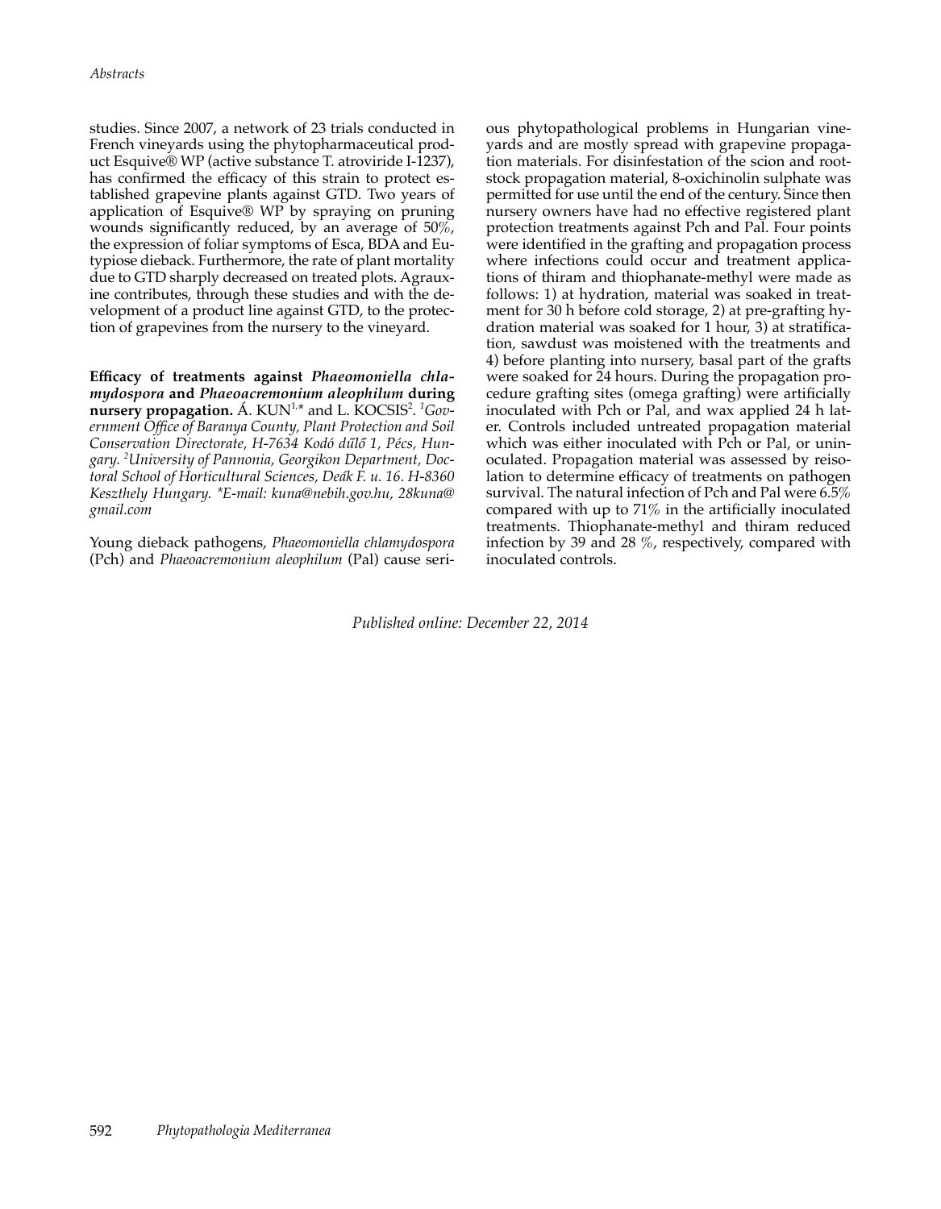studies. Since 2007, a network of 23 trials conducted in French vineyards using the phytopharmaceutical product Esquive® WP (active substance T. atroviride I-1237), has confirmed the efficacy of this strain to protect established grapevine plants against GTD. Two years of application of Esquive® WP by spraying on pruning wounds significantly reduced, by an average of 50%, the expression of foliar symptoms of Esca, BDA and Eutypiose dieback. Furthermore, the rate of plant mortality due to GTD sharply decreased on treated plots. Agrauxine contributes, through these studies and with the development of a product line against GTD, to the protection of grapevines from the nursery to the vineyard.

**Efficacy of treatments against *Phaeomoniella chlamydospora* and *Phaeoacremonium aleophilum* during nursery propagation.** Á. KUN[1,*] and L. KOCSIS[2]. [1]*Government Office of Baranya County, Plant Protection and Soil Conservation Directorate, H-7634 Kodó dűlő 1, Pécs, Hungary.* [2]*University of Pannonia, Georgikon Department, Doctoral School of Horticultural Sciences, Deák F. u. 16. H-8360 Keszthely Hungary. *E-mail: kuna@nebih.gov.hu, 28kuna@gmail.com*

Young dieback pathogens, *Phaeomoniella chlamydospora* (Pch) and *Phaeoacremonium aleophilum* (Pal) cause serious phytopathological problems in Hungarian vineyards and are mostly spread with grapevine propagation materials. For disinfestation of the scion and rootstock propagation material, 8-oxichinolin sulphate was permitted for use until the end of the century. Since then nursery owners have had no effective registered plant protection treatments against Pch and Pal. Four points were identified in the grafting and propagation process where infections could occur and treatment applications of thiram and thiophanate-methyl were made as follows: 1) at hydration, material was soaked in treatment for 30 h before cold storage, 2) at pre-grafting hydration material was soaked for 1 hour, 3) at stratification, sawdust was moistened with the treatments and 4) before planting into nursery, basal part of the grafts were soaked for 24 hours. During the propagation procedure grafting sites (omega grafting) were artificially inoculated with Pch or Pal, and wax applied 24 h later. Controls included untreated propagation material which was either inoculated with Pch or Pal, or uninoculated. Propagation material was assessed by reisolation to determine efficacy of treatments on pathogen survival. The natural infection of Pch and Pal were 6.5% compared with up to 71% in the artificially inoculated treatments. Thiophanate-methyl and thiram reduced infection by 39 and 28 %, respectively, compared with inoculated controls.

*Published online: December 22, 2014*